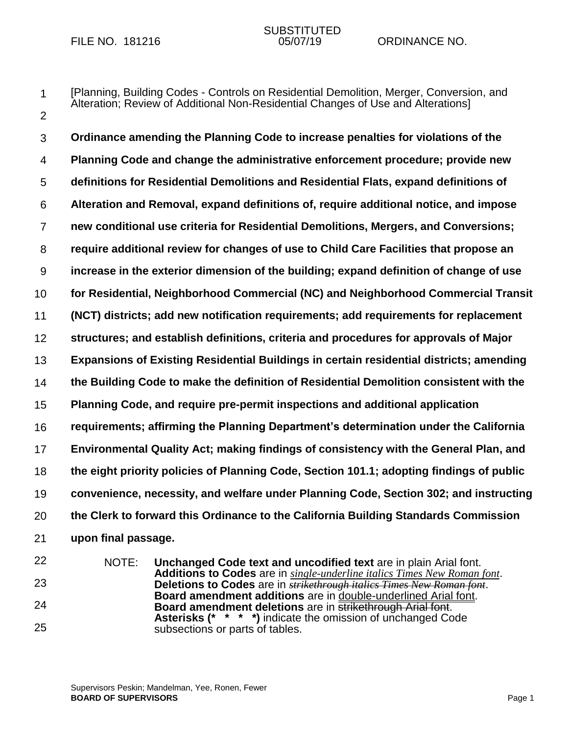FILE NO. 181216 SUBSTITUTED 05/07/19 ORDINANCE NO.

[Planning, Building Codes - Controls on Residential Demolition, Merger, Conversion, and Alteration; Review of Additional Non-Residential Changes of Use and Alterations]

**Ordinance amending the Planning Code to increase penalties for violations of the Planning Code and change the administrative enforcement procedure; provide new definitions for Residential Demolitions and Residential Flats, expand definitions of Alteration and Removal, expand definitions of, require additional notice, and impose new conditional use criteria for Residential Demolitions, Mergers, and Conversions; require additional review for changes of use to Child Care Facilities that propose an increase in the exterior dimension of the building; expand definition of change of use for Residential, Neighborhood Commercial (NC) and Neighborhood Commercial Transit (NCT) districts; add new notification requirements; add requirements for replacement structures; and establish definitions, criteria and procedures for approvals of Major Expansions of Existing Residential Buildings in certain residential districts; amending the Building Code to make the definition of Residential Demolition consistent with the Planning Code, and require pre-permit inspections and additional application requirements; affirming the Planning Department's determination under the California Environmental Quality Act; making findings of consistency with the General Plan, and the eight priority policies of Planning Code, Section 101.1; adopting findings of public convenience, necessity, and welfare under Planning Code, Section 302; and instructing the Clerk to forward this Ordinance to the California Building Standards Commission upon final passage.**

NOTE: **Unchanged Code text and uncodified text** are in plain Arial font.
**Additions to Codes** are in *single-underline italics Times New Roman font*.
**Deletions to Codes** are in ~~*strikethrough italics Times New Roman font*~~.
**Board amendment additions** are in double-underlined Arial font.
**Board amendment deletions** are in ~~strikethrough Arial font~~.
**Asterisks (* * * *)** indicate the omission of unchanged Code subsections or parts of tables.

Supervisors Peskin; Mandelman, Yee, Ronen, Fewer
**BOARD OF SUPERVISORS**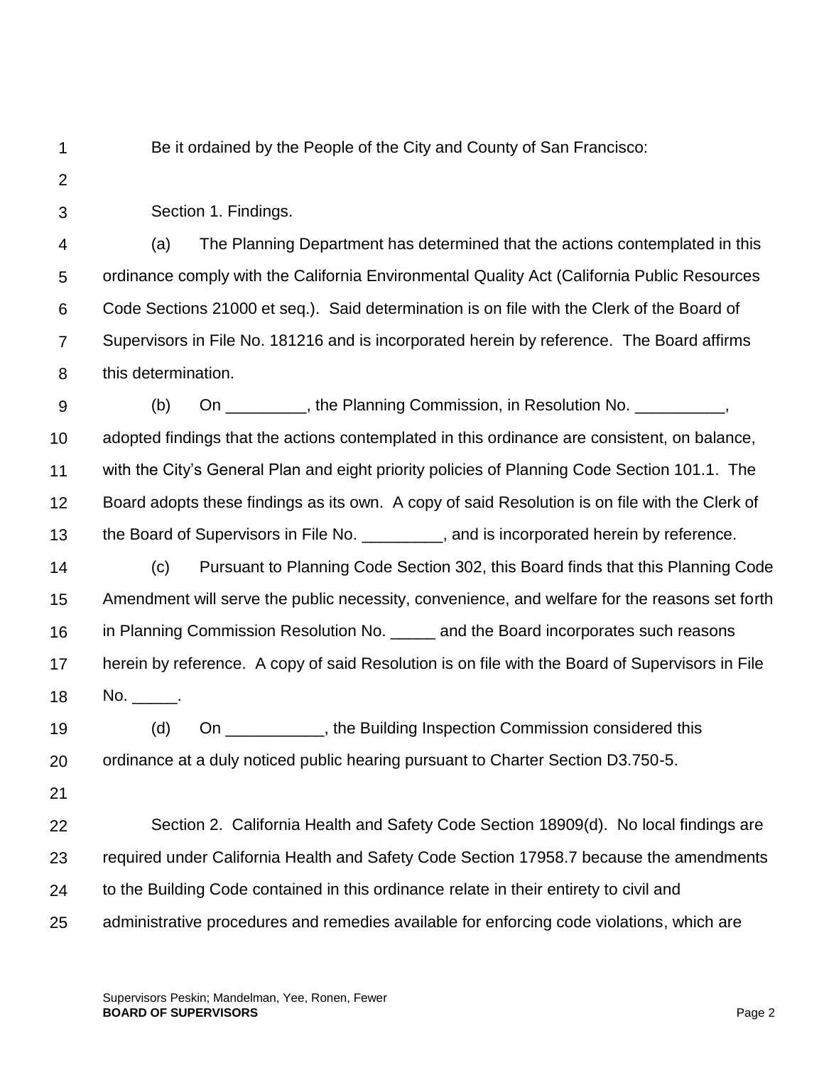Be it ordained by the People of the City and County of San Francisco:

Section 1. Findings.

(a) The Planning Department has determined that the actions contemplated in this ordinance comply with the California Environmental Quality Act (California Public Resources Code Sections 21000 et seq.). Said determination is on file with the Clerk of the Board of Supervisors in File No. 181216 and is incorporated herein by reference. The Board affirms this determination.

(b) On _________, the Planning Commission, in Resolution No. __________, adopted findings that the actions contemplated in this ordinance are consistent, on balance, with the City's General Plan and eight priority policies of Planning Code Section 101.1. The Board adopts these findings as its own. A copy of said Resolution is on file with the Clerk of the Board of Supervisors in File No. _________, and is incorporated herein by reference.

(c) Pursuant to Planning Code Section 302, this Board finds that this Planning Code Amendment will serve the public necessity, convenience, and welfare for the reasons set forth in Planning Commission Resolution No. _____ and the Board incorporates such reasons herein by reference. A copy of said Resolution is on file with the Board of Supervisors in File No. _____.

(d) On ___________, the Building Inspection Commission considered this ordinance at a duly noticed public hearing pursuant to Charter Section D3.750-5.

Section 2. California Health and Safety Code Section 18909(d). No local findings are required under California Health and Safety Code Section 17958.7 because the amendments to the Building Code contained in this ordinance relate in their entirety to civil and administrative procedures and remedies available for enforcing code violations, which are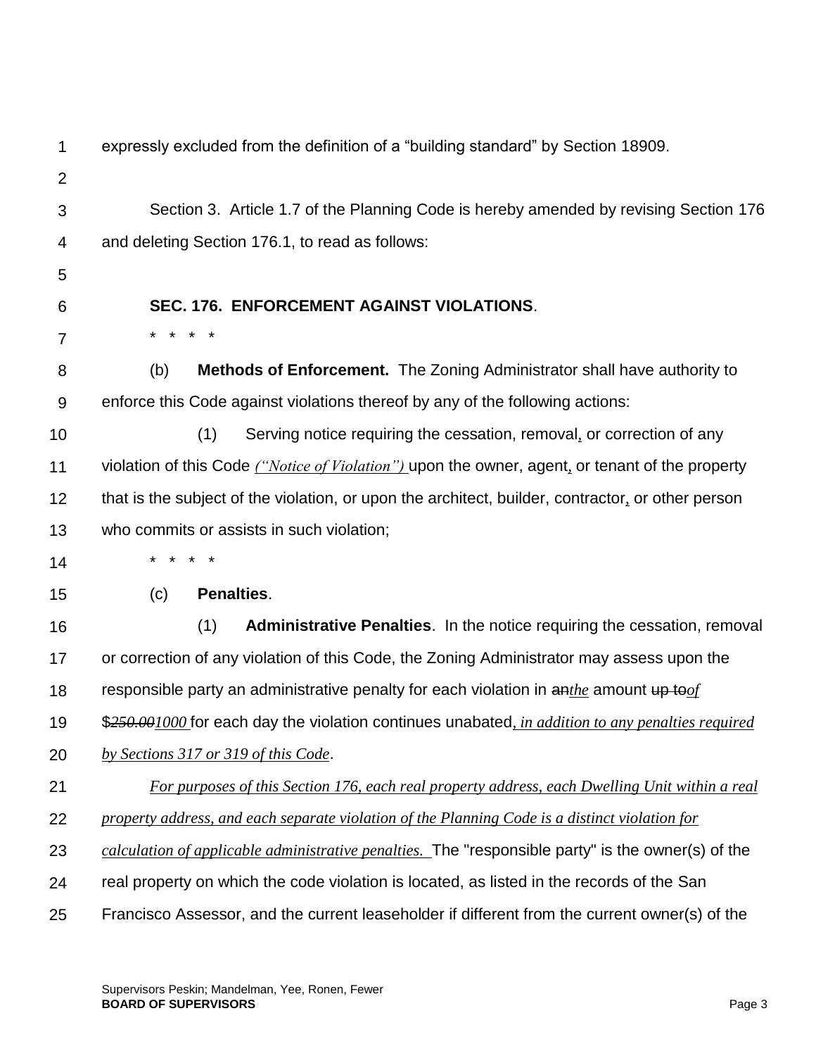expressly excluded from the definition of a "building standard" by Section 18909.

Section 3. Article 1.7 of the Planning Code is hereby amended by revising Section 176 and deleting Section 176.1, to read as follows:

**SEC. 176. ENFORCEMENT AGAINST VIOLATIONS**.

\* \* \* \*

(b) **Methods of Enforcement.** The Zoning Administrator shall have authority to enforce this Code against violations thereof by any of the following actions:

(1) Serving notice requiring the cessation, removal, or correction of any violation of this Code *("Notice of Violation")* upon the owner, agent, or tenant of the property that is the subject of the violation, or upon the architect, builder, contractor, or other person who commits or assists in such violation;

\* \* \* \*

(c) **Penalties**.

(1) **Administrative Penalties**. In the notice requiring the cessation, removal or correction of any violation of this Code, the Zoning Administrator may assess upon the responsible party an administrative penalty for each violation in ~~an~~*the* amount ~~up to~~*of* $~~*250.00*~~*1000* for each day the violation continues unabated*, in addition to any penalties required by Sections 317 or 319 of this Code*.

*For purposes of this Section 176, each real property address, each Dwelling Unit within a real property address, and each separate violation of the Planning Code is a distinct violation for calculation of applicable administrative penalties.* The "responsible party" is the owner(s) of the real property on which the code violation is located, as listed in the records of the San Francisco Assessor, and the current leaseholder if different from the current owner(s) of the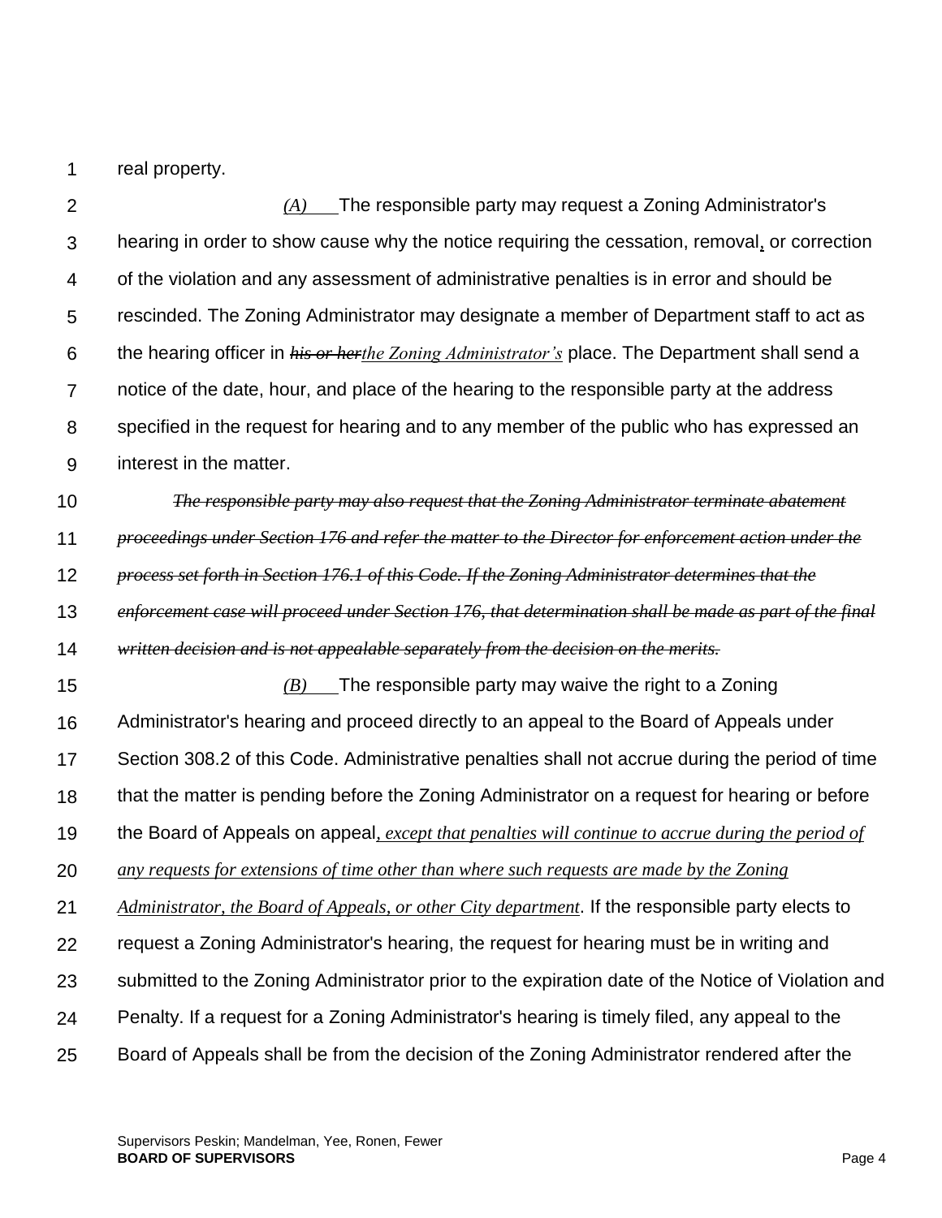real property.

*(A)* The responsible party may request a Zoning Administrator's hearing in order to show cause why the notice requiring the cessation, removal, or correction of the violation and any assessment of administrative penalties is in error and should be rescinded. The Zoning Administrator may designate a member of Department staff to act as the hearing officer in ~~his or her~~*the Zoning Administrator's* place. The Department shall send a notice of the date, hour, and place of the hearing to the responsible party at the address specified in the request for hearing and to any member of the public who has expressed an interest in the matter.

~~*The responsible party may also request that the Zoning Administrator terminate abatement proceedings under Section 176 and refer the matter to the Director for enforcement action under the process set forth in Section 176.1 of this Code. If the Zoning Administrator determines that the enforcement case will proceed under Section 176, that determination shall be made as part of the final written decision and is not appealable separately from the decision on the merits.*~~

*(B)* The responsible party may waive the right to a Zoning Administrator's hearing and proceed directly to an appeal to the Board of Appeals under Section 308.2 of this Code. Administrative penalties shall not accrue during the period of time that the matter is pending before the Zoning Administrator on a request for hearing or before the Board of Appeals on appeal*, except that penalties will continue to accrue during the period of any requests for extensions of time other than where such requests are made by the Zoning Administrator, the Board of Appeals, or other City department*. If the responsible party elects to request a Zoning Administrator's hearing, the request for hearing must be in writing and submitted to the Zoning Administrator prior to the expiration date of the Notice of Violation and Penalty. If a request for a Zoning Administrator's hearing is timely filed, any appeal to the Board of Appeals shall be from the decision of the Zoning Administrator rendered after the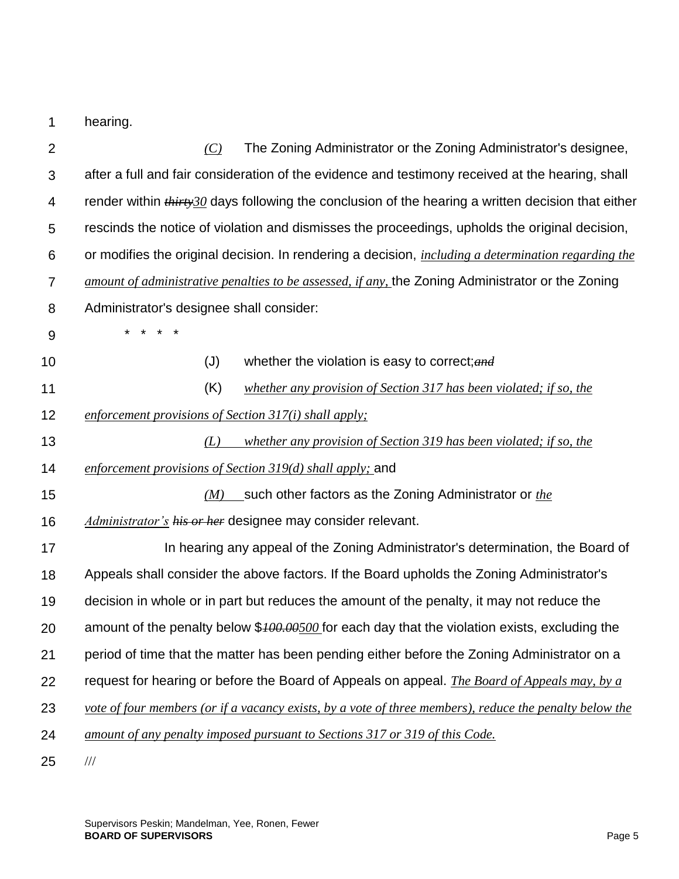hearing.

*(C)* The Zoning Administrator or the Zoning Administrator's designee, after a full and fair consideration of the evidence and testimony received at the hearing, shall render within ~~*thirty*~~*30* days following the conclusion of the hearing a written decision that either rescinds the notice of violation and dismisses the proceedings, upholds the original decision, or modifies the original decision. In rendering a decision, *including a determination regarding the amount of administrative penalties to be assessed, if any,* the Zoning Administrator or the Zoning Administrator's designee shall consider:

\* \* \* \*

(J) whether the violation is easy to correct;~~*and*~~

(K) *whether any provision of Section 317 has been violated; if so, the enforcement provisions of Section 317(i) shall apply;*

*(L) whether any provision of Section 319 has been violated; if so, the enforcement provisions of Section 319(d) shall apply;* and

*(M)* such other factors as the Zoning Administrator or *the Administrator's* ~~*his or her*~~ designee may consider relevant.

In hearing any appeal of the Zoning Administrator's determination, the Board of Appeals shall consider the above factors. If the Board upholds the Zoning Administrator's decision in whole or in part but reduces the amount of the penalty, it may not reduce the amount of the penalty below $~~*100.00*~~*500* for each day that the violation exists, excluding the period of time that the matter has been pending either before the Zoning Administrator on a request for hearing or before the Board of Appeals on appeal. *The Board of Appeals may, by a vote of four members (or if a vacancy exists, by a vote of three members), reduce the penalty below the amount of any penalty imposed pursuant to Sections 317 or 319 of this Code.*

///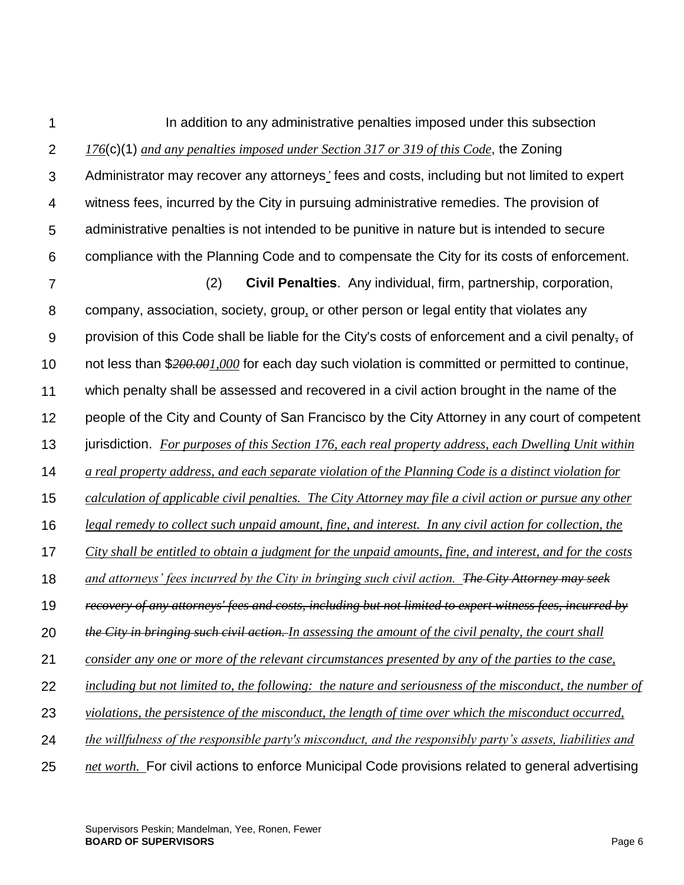In addition to any administrative penalties imposed under this subsection *176*(c)(1) *and any penalties imposed under Section 317 or 319 of this Code*, the Zoning Administrator may recover any attorneys*'* fees and costs, including but not limited to expert witness fees, incurred by the City in pursuing administrative remedies. The provision of administrative penalties is not intended to be punitive in nature but is intended to secure compliance with the Planning Code and to compensate the City for its costs of enforcement.

(2) **Civil Penalties**. Any individual, firm, partnership, corporation, company, association, society, group, or other person or legal entity that violates any provision of this Code shall be liable for the City's costs of enforcement and a civil penalty~~,~~ of not less than $~~*200.00*~~*1,000* for each day such violation is committed or permitted to continue, which penalty shall be assessed and recovered in a civil action brought in the name of the people of the City and County of San Francisco by the City Attorney in any court of competent jurisdiction. *For purposes of this Section 176, each real property address, each Dwelling Unit within a real property address, and each separate violation of the Planning Code is a distinct violation for calculation of applicable civil penalties. The City Attorney may file a civil action or pursue any other legal remedy to collect such unpaid amount, fine, and interest. In any civil action for collection, the City shall be entitled to obtain a judgment for the unpaid amounts, fine, and interest, and for the costs and attorneys' fees incurred by the City in bringing such civil action.* ~~*The City Attorney may seek recovery of any attorneys' fees and costs, including but not limited to expert witness fees, incurred by the City in bringing such civil action.*~~ *In assessing the amount of the civil penalty, the court shall consider any one or more of the relevant circumstances presented by any of the parties to the case, including but not limited to, the following: the nature and seriousness of the misconduct, the number of violations, the persistence of the misconduct, the length of time over which the misconduct occurred, the willfulness of the responsible party's misconduct, and the responsibly party's assets, liabilities and net worth.* For civil actions to enforce Municipal Code provisions related to general advertising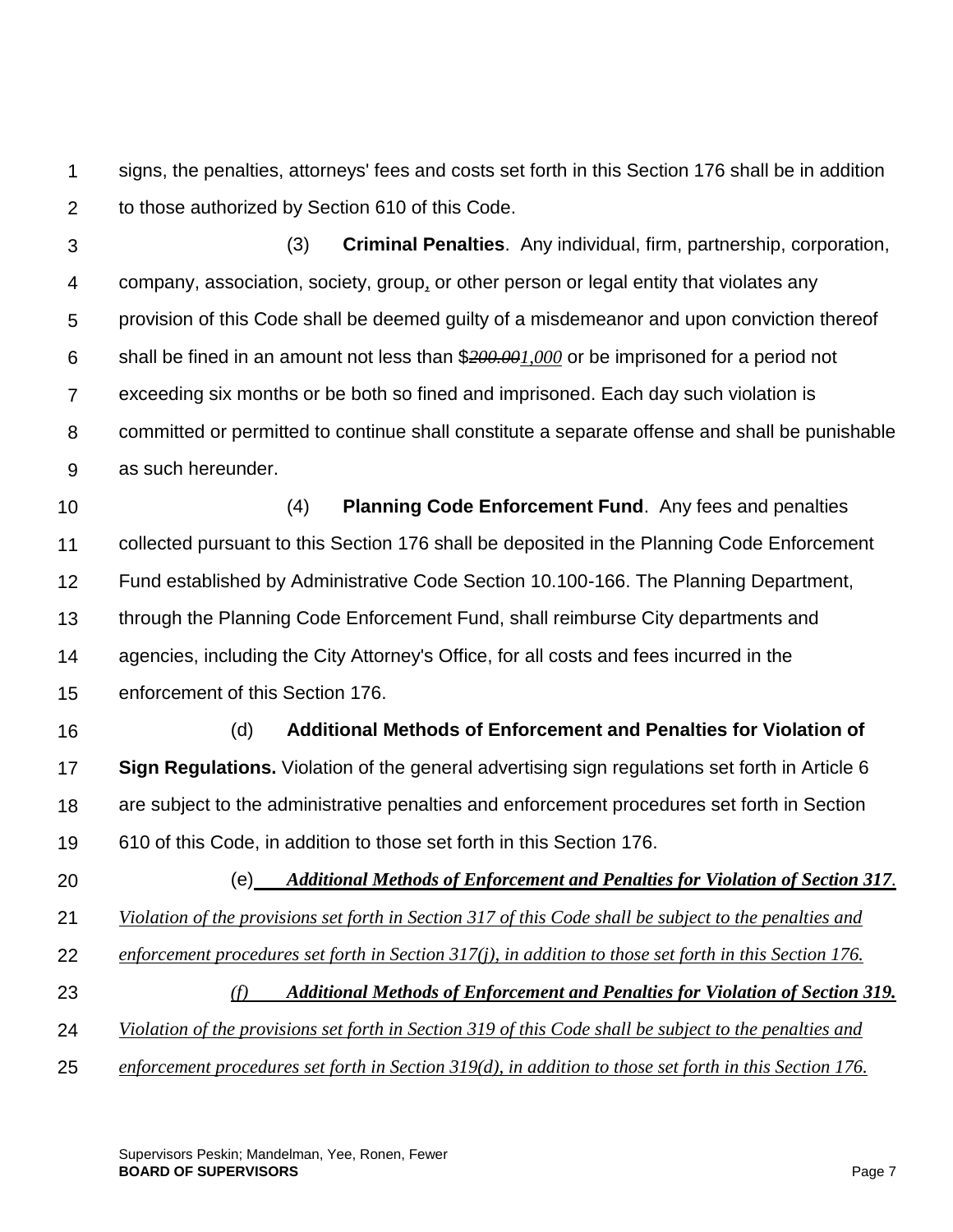signs, the penalties, attorneys' fees and costs set forth in this Section 176 shall be in addition to those authorized by Section 610 of this Code.

(3) **Criminal Penalties**. Any individual, firm, partnership, corporation, company, association, society, group, or other person or legal entity that violates any provision of this Code shall be deemed guilty of a misdemeanor and upon conviction thereof shall be fined in an amount not less than $~~*200.00*~~*1,000* or be imprisoned for a period not exceeding six months or be both so fined and imprisoned. Each day such violation is committed or permitted to continue shall constitute a separate offense and shall be punishable as such hereunder.

(4) **Planning Code Enforcement Fund**. Any fees and penalties collected pursuant to this Section 176 shall be deposited in the Planning Code Enforcement Fund established by Administrative Code Section 10.100-166. The Planning Department, through the Planning Code Enforcement Fund, shall reimburse City departments and agencies, including the City Attorney's Office, for all costs and fees incurred in the enforcement of this Section 176.

(d) **Additional Methods of Enforcement and Penalties for Violation of Sign Regulations.** Violation of the general advertising sign regulations set forth in Article 6 are subject to the administrative penalties and enforcement procedures set forth in Section 610 of this Code, in addition to those set forth in this Section 176.

(e) ***Additional Methods of Enforcement and Penalties for Violation of Section 317****.* *Violation of the provisions set forth in Section 317 of this Code shall be subject to the penalties and enforcement procedures set forth in Section 317(j), in addition to those set forth in this Section 176.*

*(f)* ***Additional Methods of Enforcement and Penalties for Violation of Section 319.*** *Violation of the provisions set forth in Section 319 of this Code shall be subject to the penalties and enforcement procedures set forth in Section 319(d), in addition to those set forth in this Section 176.*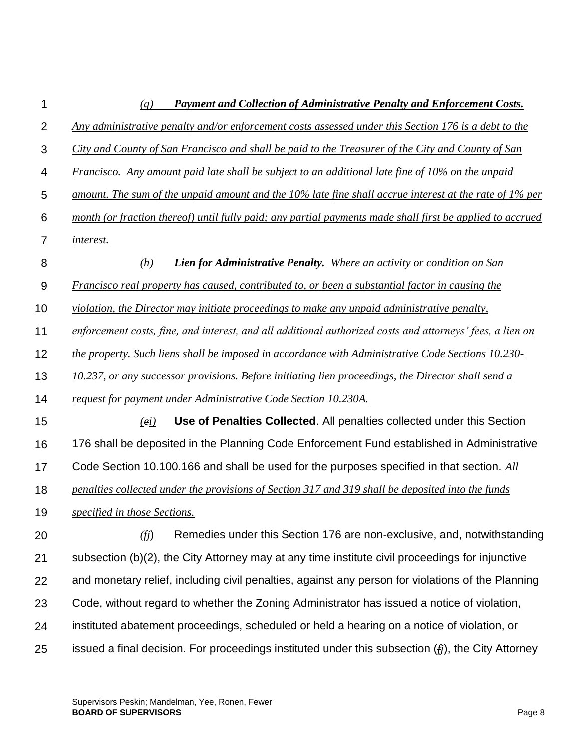*(g) **Payment and Collection of Administrative Penalty and Enforcement Costs.** Any administrative penalty and/or enforcement costs assessed under this Section 176 is a debt to the City and County of San Francisco and shall be paid to the Treasurer of the City and County of San Francisco. Any amount paid late shall be subject to an additional late fine of 10% on the unpaid amount. The sum of the unpaid amount and the 10% late fine shall accrue interest at the rate of 1% per month (or fraction thereof) until fully paid; any partial payments made shall first be applied to accrued interest.*

*(h) **Lien for Administrative Penalty.** Where an activity or condition on San Francisco real property has caused, contributed to, or been a substantial factor in causing the violation, the Director may initiate proceedings to make any unpaid administrative penalty, enforcement costs, fine, and interest, and all additional authorized costs and attorneys' fees, a lien on the property. Such liens shall be imposed in accordance with Administrative Code Sections 10.230-10.237, or any successor provisions. Before initiating lien proceedings, the Director shall send a request for payment under Administrative Code Section 10.230A.*

*(~~e~~i)* **Use of Penalties Collected**. All penalties collected under this Section 176 shall be deposited in the Planning Code Enforcement Fund established in Administrative Code Section 10.100.166 and shall be used for the purposes specified in that section. *All penalties collected under the provisions of Section 317 and 319 shall be deposited into the funds specified in those Sections.*

(~~f~~*j*) Remedies under this Section 176 are non-exclusive, and, notwithstanding subsection (b)(2), the City Attorney may at any time institute civil proceedings for injunctive and monetary relief, including civil penalties, against any person for violations of the Planning Code, without regard to whether the Zoning Administrator has issued a notice of violation, instituted abatement proceedings, scheduled or held a hearing on a notice of violation, or issued a final decision. For proceedings instituted under this subsection (~~f~~*j*), the City Attorney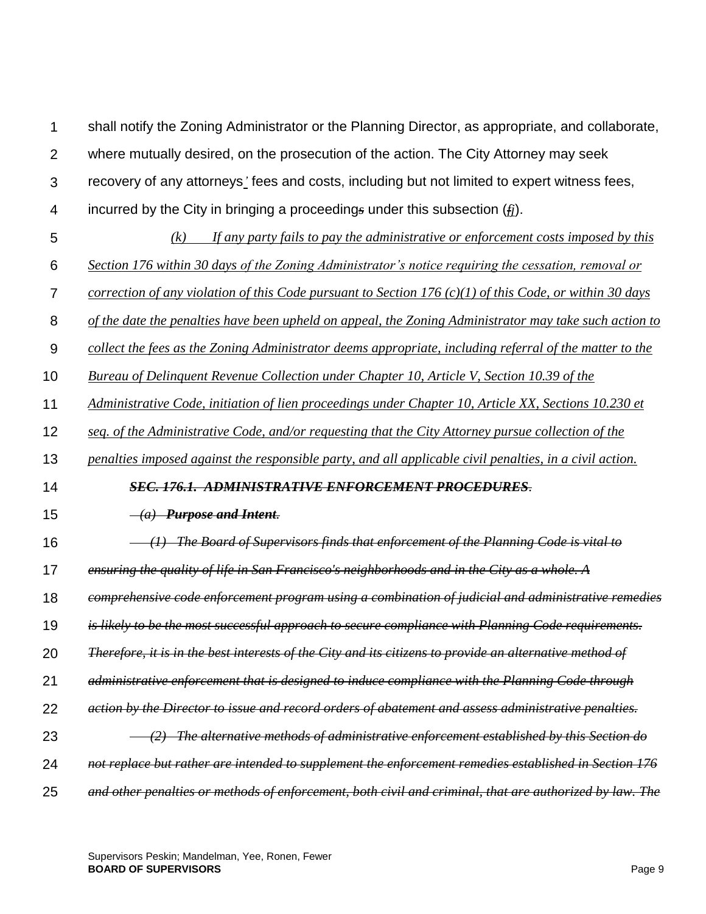shall notify the Zoning Administrator or the Planning Director, as appropriate, and collaborate, where mutually desired, on the prosecution of the action. The City Attorney may seek recovery of any attorneys' fees and costs, including but not limited to expert witness fees, incurred by the City in bringing a proceeding~~s~~ under this subsection (~~f~~j).

*(k) If any party fails to pay the administrative or enforcement costs imposed by this Section 176 within 30 days of the Zoning Administrator's notice requiring the cessation, removal or correction of any violation of this Code pursuant to Section 176 (c)(1) of this Code, or within 30 days of the date the penalties have been upheld on appeal, the Zoning Administrator may take such action to collect the fees as the Zoning Administrator deems appropriate, including referral of the matter to the Bureau of Delinquent Revenue Collection under Chapter 10, Article V, Section 10.39 of the Administrative Code, initiation of lien proceedings under Chapter 10, Article XX, Sections 10.230 et seq. of the Administrative Code, and/or requesting that the City Attorney pursue collection of the penalties imposed against the responsible party, and all applicable civil penalties, in a civil action.*

~~***SEC. 176.1. ADMINISTRATIVE ENFORCEMENT PROCEDURES.***~~

~~*(a) **Purpose and Intent.***~~

~~*(1) The Board of Supervisors finds that enforcement of the Planning Code is vital to ensuring the quality of life in San Francisco's neighborhoods and in the City as a whole. A comprehensive code enforcement program using a combination of judicial and administrative remedies is likely to be the most successful approach to secure compliance with Planning Code requirements. Therefore, it is in the best interests of the City and its citizens to provide an alternative method of administrative enforcement that is designed to induce compliance with the Planning Code through action by the Director to issue and record orders of abatement and assess administrative penalties.*~~

~~*(2) The alternative methods of administrative enforcement established by this Section do not replace but rather are intended to supplement the enforcement remedies established in Section 176 and other penalties or methods of enforcement, both civil and criminal, that are authorized by law. The*~~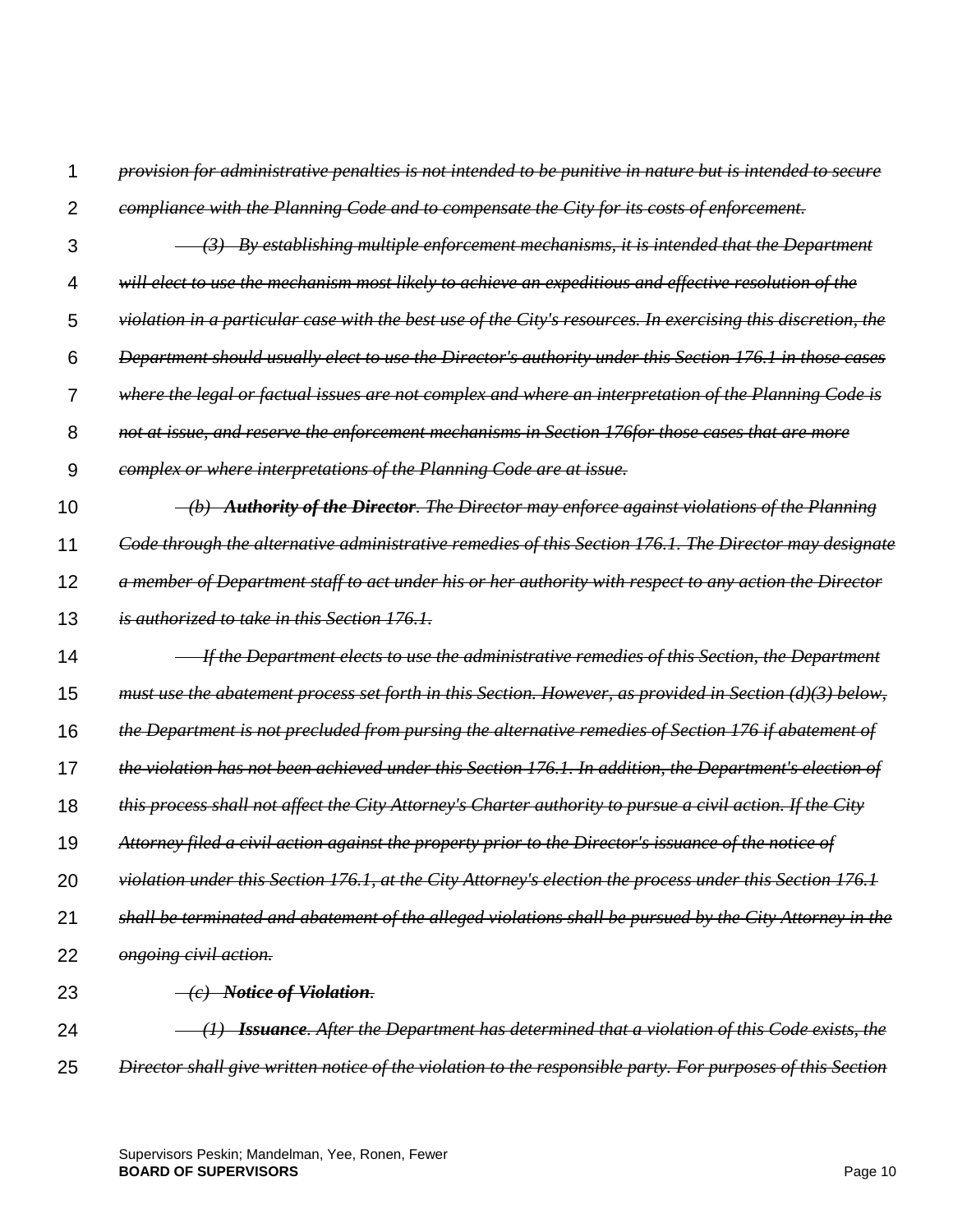~~*provision for administrative penalties is not intended to be punitive in nature but is intended to secure compliance with the Planning Code and to compensate the City for its costs of enforcement.*~~

~~*(3) By establishing multiple enforcement mechanisms, it is intended that the Department will elect to use the mechanism most likely to achieve an expeditious and effective resolution of the violation in a particular case with the best use of the City's resources. In exercising this discretion, the Department should usually elect to use the Director's authority under this Section 176.1 in those cases where the legal or factual issues are not complex and where an interpretation of the Planning Code is not at issue, and reserve the enforcement mechanisms in Section 176for those cases that are more complex or where interpretations of the Planning Code are at issue.*~~

~~*(b) **Authority of the Director**. The Director may enforce against violations of the Planning Code through the alternative administrative remedies of this Section 176.1. The Director may designate a member of Department staff to act under his or her authority with respect to any action the Director is authorized to take in this Section 176.1.*~~

~~*If the Department elects to use the administrative remedies of this Section, the Department must use the abatement process set forth in this Section. However, as provided in Section (d)(3) below, the Department is not precluded from pursing the alternative remedies of Section 176 if abatement of the violation has not been achieved under this Section 176.1. In addition, the Department's election of this process shall not affect the City Attorney's Charter authority to pursue a civil action. If the City Attorney filed a civil action against the property prior to the Director's issuance of the notice of violation under this Section 176.1, at the City Attorney's election the process under this Section 176.1 shall be terminated and abatement of the alleged violations shall be pursued by the City Attorney in the ongoing civil action.*~~

~~*(c) **Notice of Violation**.*~~

~~*(1) **Issuance**. After the Department has determined that a violation of this Code exists, the Director shall give written notice of the violation to the responsible party. For purposes of this Section*~~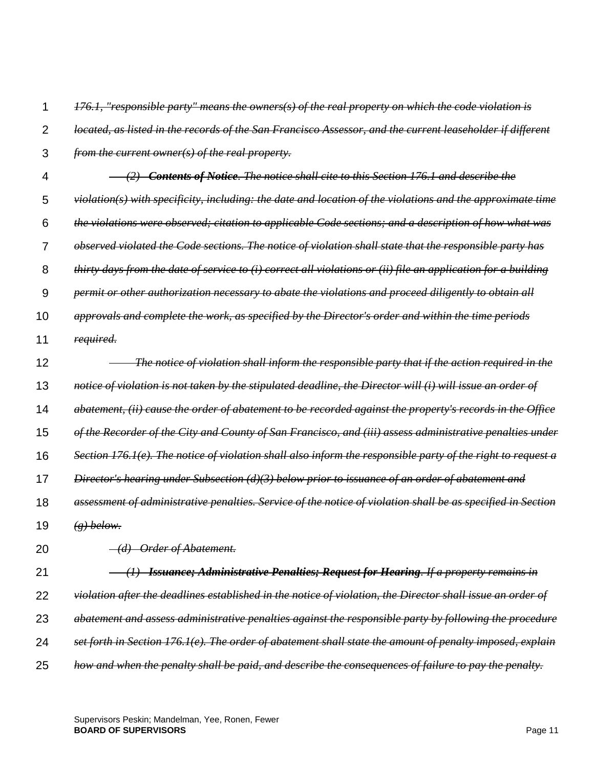~~*176.1, "responsible party" means the owners(s) of the real property on which the code violation is located, as listed in the records of the San Francisco Assessor, and the current leaseholder if different from the current owner(s) of the real property.*~~

~~*(2) **Contents of Notice**. The notice shall cite to this Section 176.1 and describe the violation(s) with specificity, including: the date and location of the violations and the approximate time the violations were observed; citation to applicable Code sections; and a description of how what was observed violated the Code sections. The notice of violation shall state that the responsible party has thirty days from the date of service to (i) correct all violations or (ii) file an application for a building permit or other authorization necessary to abate the violations and proceed diligently to obtain all approvals and complete the work, as specified by the Director's order and within the time periods required.*~~

~~*The notice of violation shall inform the responsible party that if the action required in the notice of violation is not taken by the stipulated deadline, the Director will (i) will issue an order of abatement, (ii) cause the order of abatement to be recorded against the property's records in the Office of the Recorder of the City and County of San Francisco, and (iii) assess administrative penalties under Section 176.1(e). The notice of violation shall also inform the responsible party of the right to request a Director's hearing under Subsection (d)(3) below prior to issuance of an order of abatement and assessment of administrative penalties. Service of the notice of violation shall be as specified in Section (g) below.*~~

~~*(d) Order of Abatement.*~~

~~*(1) **Issuance; Administrative Penalties; Request for Hearing**. If a property remains in violation after the deadlines established in the notice of violation, the Director shall issue an order of abatement and assess administrative penalties against the responsible party by following the procedure set forth in Section 176.1(e). The order of abatement shall state the amount of penalty imposed, explain how and when the penalty shall be paid, and describe the consequences of failure to pay the penalty.*~~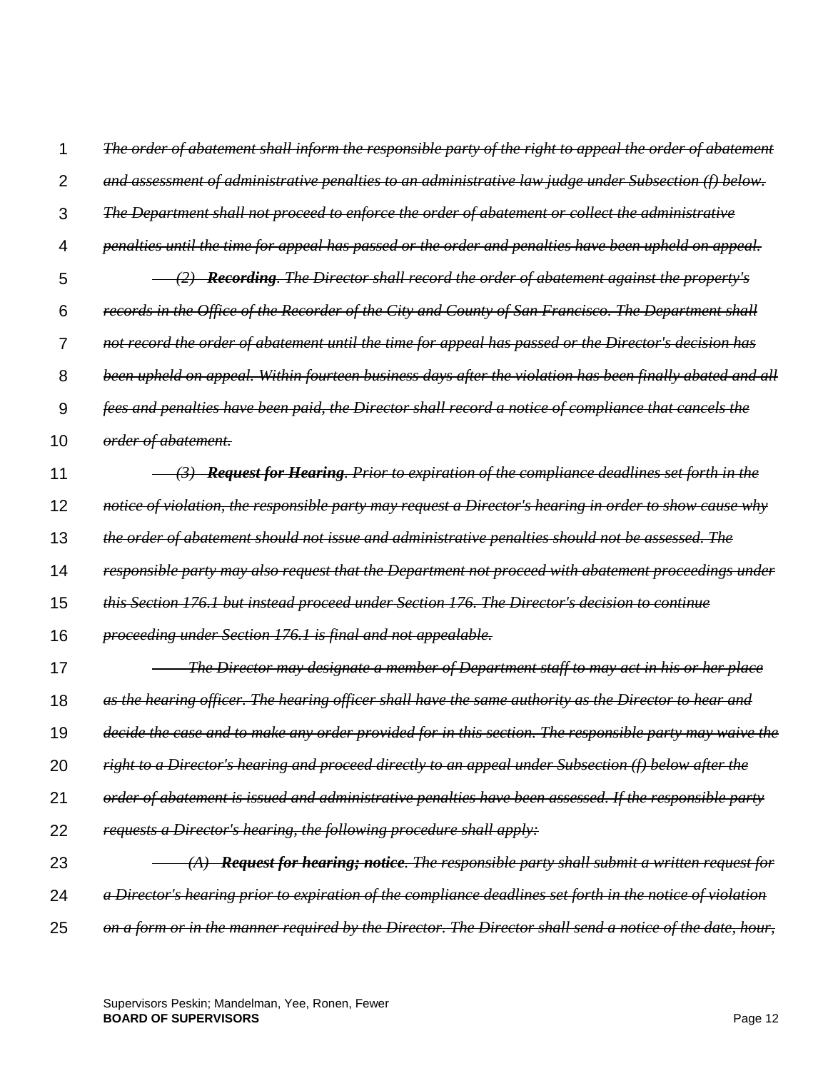~~*The order of abatement shall inform the responsible party of the right to appeal the order of abatement and assessment of administrative penalties to an administrative law judge under Subsection (f) below. The Department shall not proceed to enforce the order of abatement or collect the administrative penalties until the time for appeal has passed or the order and penalties have been upheld on appeal.*~~

~~*(2) **Recording**. The Director shall record the order of abatement against the property's records in the Office of the Recorder of the City and County of San Francisco. The Department shall not record the order of abatement until the time for appeal has passed or the Director's decision has been upheld on appeal. Within fourteen business days after the violation has been finally abated and all fees and penalties have been paid, the Director shall record a notice of compliance that cancels the order of abatement.*~~

~~*(3) **Request for Hearing**. Prior to expiration of the compliance deadlines set forth in the notice of violation, the responsible party may request a Director's hearing in order to show cause why the order of abatement should not issue and administrative penalties should not be assessed. The responsible party may also request that the Department not proceed with abatement proceedings under this Section 176.1 but instead proceed under Section 176. The Director's decision to continue proceeding under Section 176.1 is final and not appealable.*~~

~~*The Director may designate a member of Department staff to may act in his or her place as the hearing officer. The hearing officer shall have the same authority as the Director to hear and decide the case and to make any order provided for in this section. The responsible party may waive the right to a Director's hearing and proceed directly to an appeal under Subsection (f) below after the order of abatement is issued and administrative penalties have been assessed. If the responsible party requests a Director's hearing, the following procedure shall apply:*~~

~~*(A) **Request for hearing; notice**. The responsible party shall submit a written request for a Director's hearing prior to expiration of the compliance deadlines set forth in the notice of violation on a form or in the manner required by the Director. The Director shall send a notice of the date, hour,*~~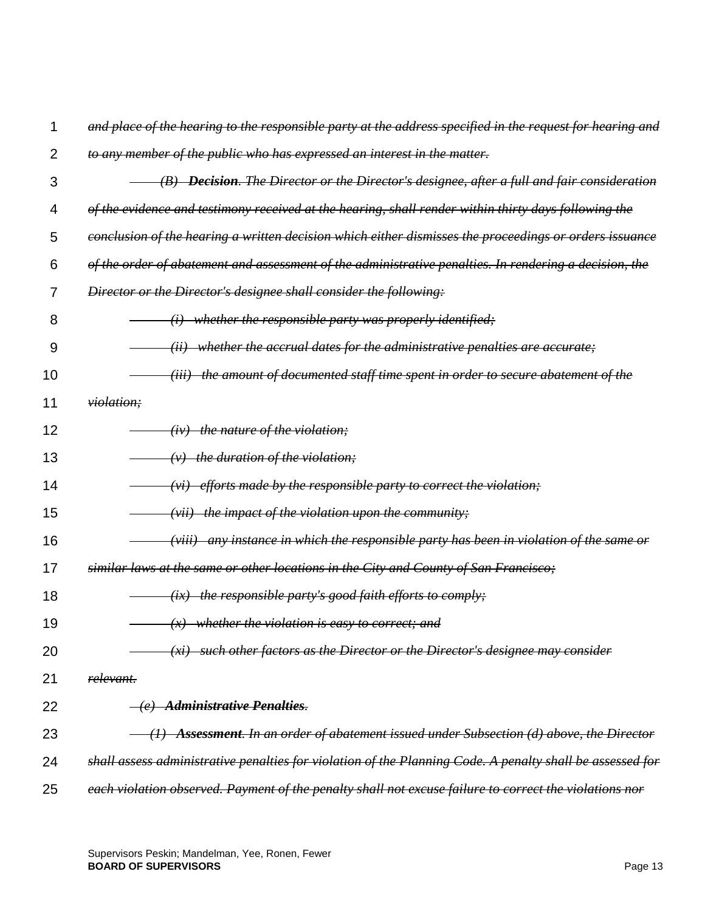~~*and place of the hearing to the responsible party at the address specified in the request for hearing and to any member of the public who has expressed an interest in the matter.*~~

~~*(B) **Decision**. The Director or the Director's designee, after a full and fair consideration of the evidence and testimony received at the hearing, shall render within thirty days following the conclusion of the hearing a written decision which either dismisses the proceedings or orders issuance of the order of abatement and assessment of the administrative penalties. In rendering a decision, the Director or the Director's designee shall consider the following:*~~

~~*(i) whether the responsible party was properly identified;*~~

~~*(ii) whether the accrual dates for the administrative penalties are accurate;*~~

~~*(iii) the amount of documented staff time spent in order to secure abatement of the violation;*~~

~~*(iv) the nature of the violation;*~~

~~*(v) the duration of the violation;*~~

~~*(vi) efforts made by the responsible party to correct the violation;*~~

~~*(vii) the impact of the violation upon the community;*~~

~~*(viii) any instance in which the responsible party has been in violation of the same or similar laws at the same or other locations in the City and County of San Francisco;*~~

~~*(ix) the responsible party's good faith efforts to comply;*~~

~~*(x) whether the violation is easy to correct; and*~~

~~*(xi) such other factors as the Director or the Director's designee may consider relevant.*~~

~~*(e) **Administrative Penalties**.*~~

~~*(1) **Assessment**. In an order of abatement issued under Subsection (d) above, the Director shall assess administrative penalties for violation of the Planning Code. A penalty shall be assessed for each violation observed. Payment of the penalty shall not excuse failure to correct the violations nor*~~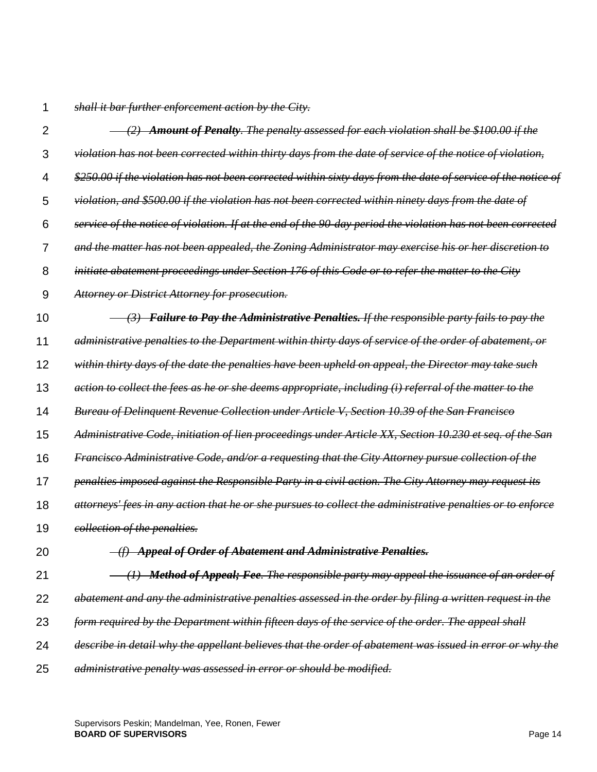~~*shall it bar further enforcement action by the City.*~~

~~*(2) **Amount of Penalty**. The penalty assessed for each violation shall be $100.00 if the violation has not been corrected within thirty days from the date of service of the notice of violation, $250.00 if the violation has not been corrected within sixty days from the date of service of the notice of violation, and $500.00 if the violation has not been corrected within ninety days from the date of service of the notice of violation. If at the end of the 90-day period the violation has not been corrected and the matter has not been appealed, the Zoning Administrator may exercise his or her discretion to initiate abatement proceedings under Section 176 of this Code or to refer the matter to the City Attorney or District Attorney for prosecution.*~~

~~*(3) **Failure to Pay the Administrative Penalties.** If the responsible party fails to pay the administrative penalties to the Department within thirty days of service of the order of abatement, or within thirty days of the date the penalties have been upheld on appeal, the Director may take such action to collect the fees as he or she deems appropriate, including (i) referral of the matter to the Bureau of Delinquent Revenue Collection under Article V, Section 10.39 of the San Francisco Administrative Code, initiation of lien proceedings under Article XX, Section 10.230 et seq. of the San Francisco Administrative Code, and/or a requesting that the City Attorney pursue collection of the penalties imposed against the Responsible Party in a civil action. The City Attorney may request its attorneys' fees in any action that he or she pursues to collect the administrative penalties or to enforce collection of the penalties.*~~

~~***(f) Appeal of Order of Abatement and Administrative Penalties.***~~

~~*(1) **Method of Appeal; Fee**. The responsible party may appeal the issuance of an order of abatement and any the administrative penalties assessed in the order by filing a written request in the form required by the Department within fifteen days of the service of the order. The appeal shall describe in detail why the appellant believes that the order of abatement was issued in error or why the administrative penalty was assessed in error or should be modified.*~~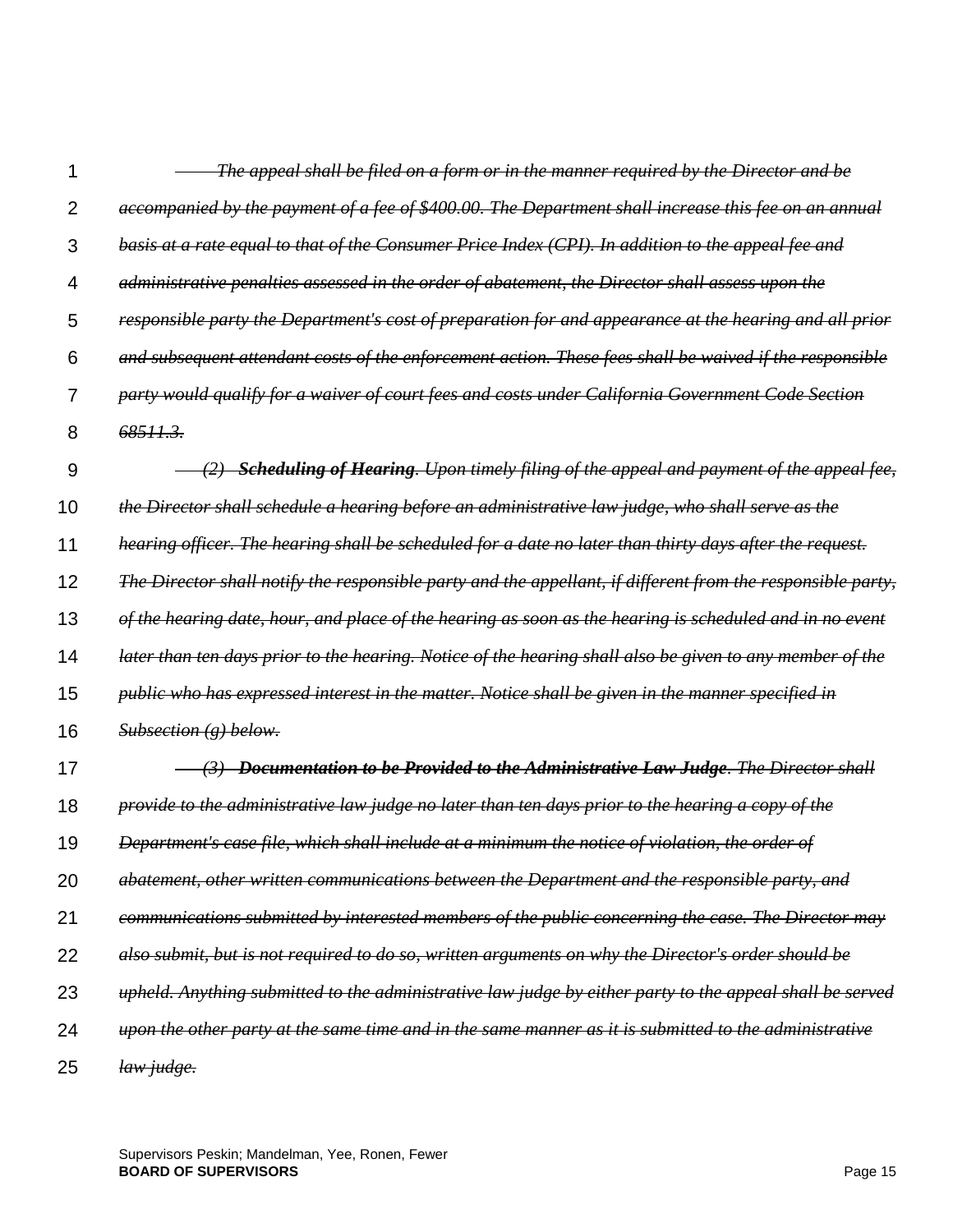~~*The appeal shall be filed on a form or in the manner required by the Director and be accompanied by the payment of a fee of $400.00. The Department shall increase this fee on an annual basis at a rate equal to that of the Consumer Price Index (CPI). In addition to the appeal fee and administrative penalties assessed in the order of abatement, the Director shall assess upon the responsible party the Department's cost of preparation for and appearance at the hearing and all prior and subsequent attendant costs of the enforcement action. These fees shall be waived if the responsible party would qualify for a waiver of court fees and costs under California Government Code Section 68511.3.*~~

~~*(2) **Scheduling of Hearing**. Upon timely filing of the appeal and payment of the appeal fee, the Director shall schedule a hearing before an administrative law judge, who shall serve as the hearing officer. The hearing shall be scheduled for a date no later than thirty days after the request. The Director shall notify the responsible party and the appellant, if different from the responsible party, of the hearing date, hour, and place of the hearing as soon as the hearing is scheduled and in no event later than ten days prior to the hearing. Notice of the hearing shall also be given to any member of the public who has expressed interest in the matter. Notice shall be given in the manner specified in Subsection (g) below.*~~

~~*(3) **Documentation to be Provided to the Administrative Law Judge**. The Director shall provide to the administrative law judge no later than ten days prior to the hearing a copy of the Department's case file, which shall include at a minimum the notice of violation, the order of abatement, other written communications between the Department and the responsible party, and communications submitted by interested members of the public concerning the case. The Director may also submit, but is not required to do so, written arguments on why the Director's order should be upheld. Anything submitted to the administrative law judge by either party to the appeal shall be served upon the other party at the same time and in the same manner as it is submitted to the administrative law judge.*~~

Supervisors Peskin; Mandelman, Yee, Ronen, Fewer
**BOARD OF SUPERVISORS**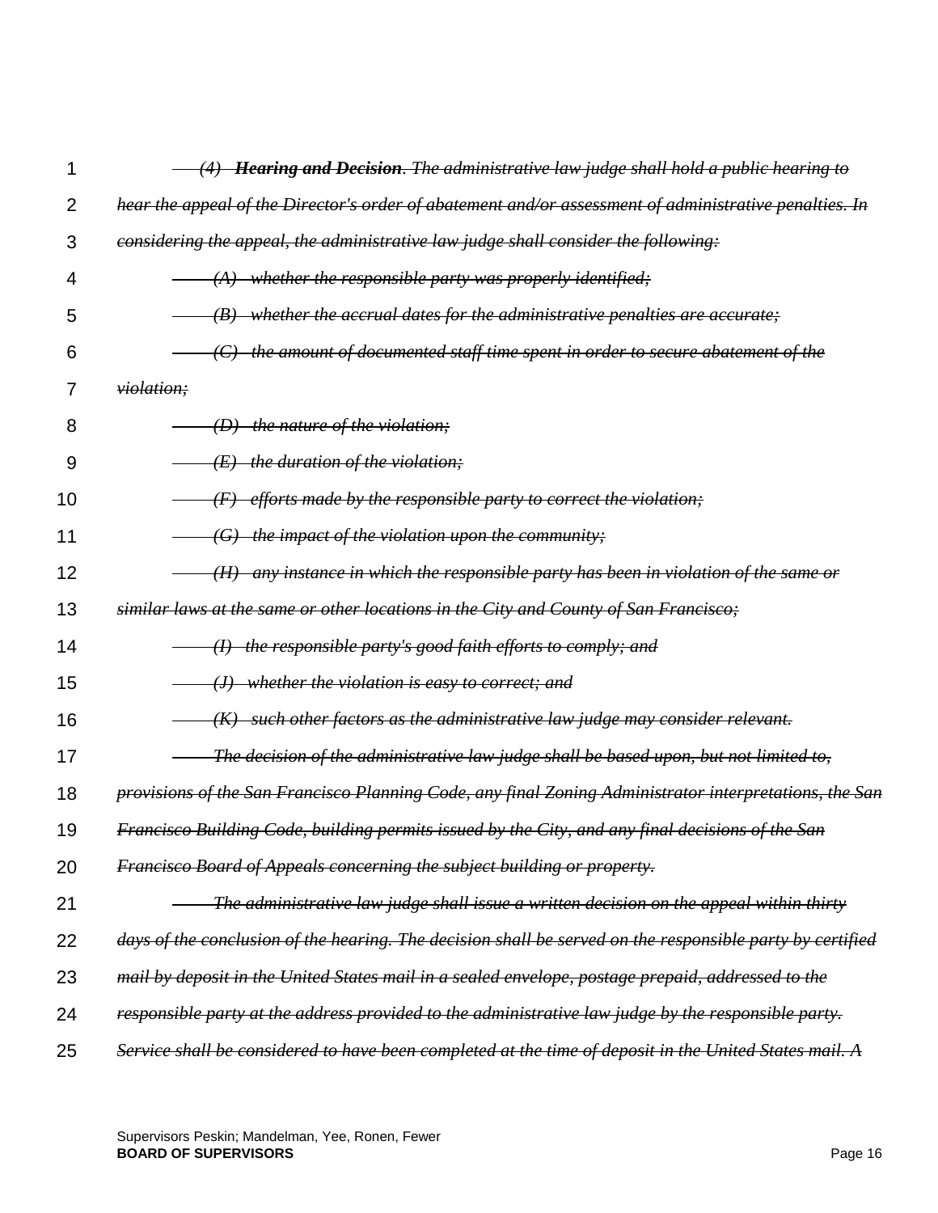~~*(4) **Hearing and Decision**. The administrative law judge shall hold a public hearing to hear the appeal of the Director's order of abatement and/or assessment of administrative penalties. In considering the appeal, the administrative law judge shall consider the following:*~~

~~*(A) whether the responsible party was properly identified;*~~

~~*(B) whether the accrual dates for the administrative penalties are accurate;*~~

~~*(C) the amount of documented staff time spent in order to secure abatement of the violation;*~~

~~*(D) the nature of the violation;*~~

~~*(E) the duration of the violation;*~~

~~*(F) efforts made by the responsible party to correct the violation;*~~

~~*(G) the impact of the violation upon the community;*~~

~~*(H) any instance in which the responsible party has been in violation of the same or similar laws at the same or other locations in the City and County of San Francisco;*~~

~~*(I) the responsible party's good faith efforts to comply; and*~~

~~*(J) whether the violation is easy to correct; and*~~

~~*(K) such other factors as the administrative law judge may consider relevant.*~~

~~*The decision of the administrative law judge shall be based upon, but not limited to, provisions of the San Francisco Planning Code, any final Zoning Administrator interpretations, the San Francisco Building Code, building permits issued by the City, and any final decisions of the San Francisco Board of Appeals concerning the subject building or property.*~~

~~*The administrative law judge shall issue a written decision on the appeal within thirty days of the conclusion of the hearing. The decision shall be served on the responsible party by certified mail by deposit in the United States mail in a sealed envelope, postage prepaid, addressed to the responsible party at the address provided to the administrative law judge by the responsible party. Service shall be considered to have been completed at the time of deposit in the United States mail. A*~~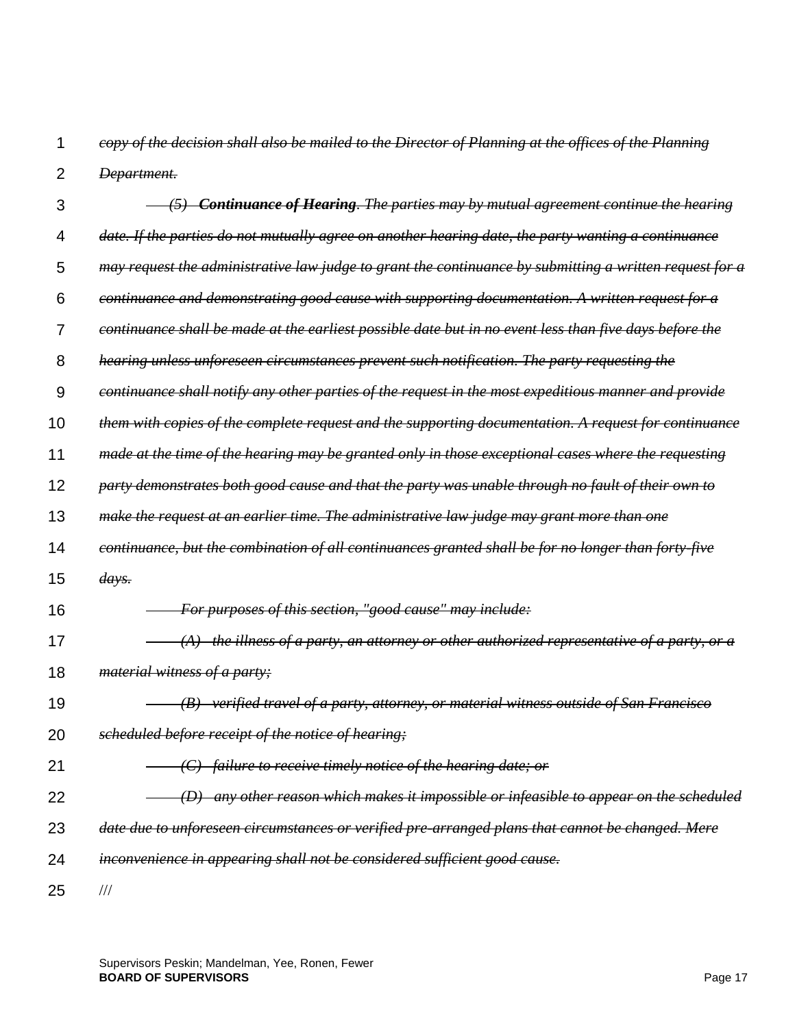~~*copy of the decision shall also be mailed to the Director of Planning at the offices of the Planning Department.*~~

~~*(5) **Continuance of Hearing**. The parties may by mutual agreement continue the hearing date. If the parties do not mutually agree on another hearing date, the party wanting a continuance may request the administrative law judge to grant the continuance by submitting a written request for a continuance and demonstrating good cause with supporting documentation. A written request for a continuance shall be made at the earliest possible date but in no event less than five days before the hearing unless unforeseen circumstances prevent such notification. The party requesting the continuance shall notify any other parties of the request in the most expeditious manner and provide them with copies of the complete request and the supporting documentation. A request for continuance made at the time of the hearing may be granted only in those exceptional cases where the requesting party demonstrates both good cause and that the party was unable through no fault of their own to make the request at an earlier time. The administrative law judge may grant more than one continuance, but the combination of all continuances granted shall be for no longer than forty-five days.*~~

~~*For purposes of this section, "good cause" may include:*~~

~~*(A) the illness of a party, an attorney or other authorized representative of a party, or a material witness of a party;*~~

~~*(B) verified travel of a party, attorney, or material witness outside of San Francisco scheduled before receipt of the notice of hearing;*~~

~~*(C) failure to receive timely notice of the hearing date; or*~~

~~*(D) any other reason which makes it impossible or infeasible to appear on the scheduled date due to unforeseen circumstances or verified pre-arranged plans that cannot be changed. Mere inconvenience in appearing shall not be considered sufficient good cause.*~~

///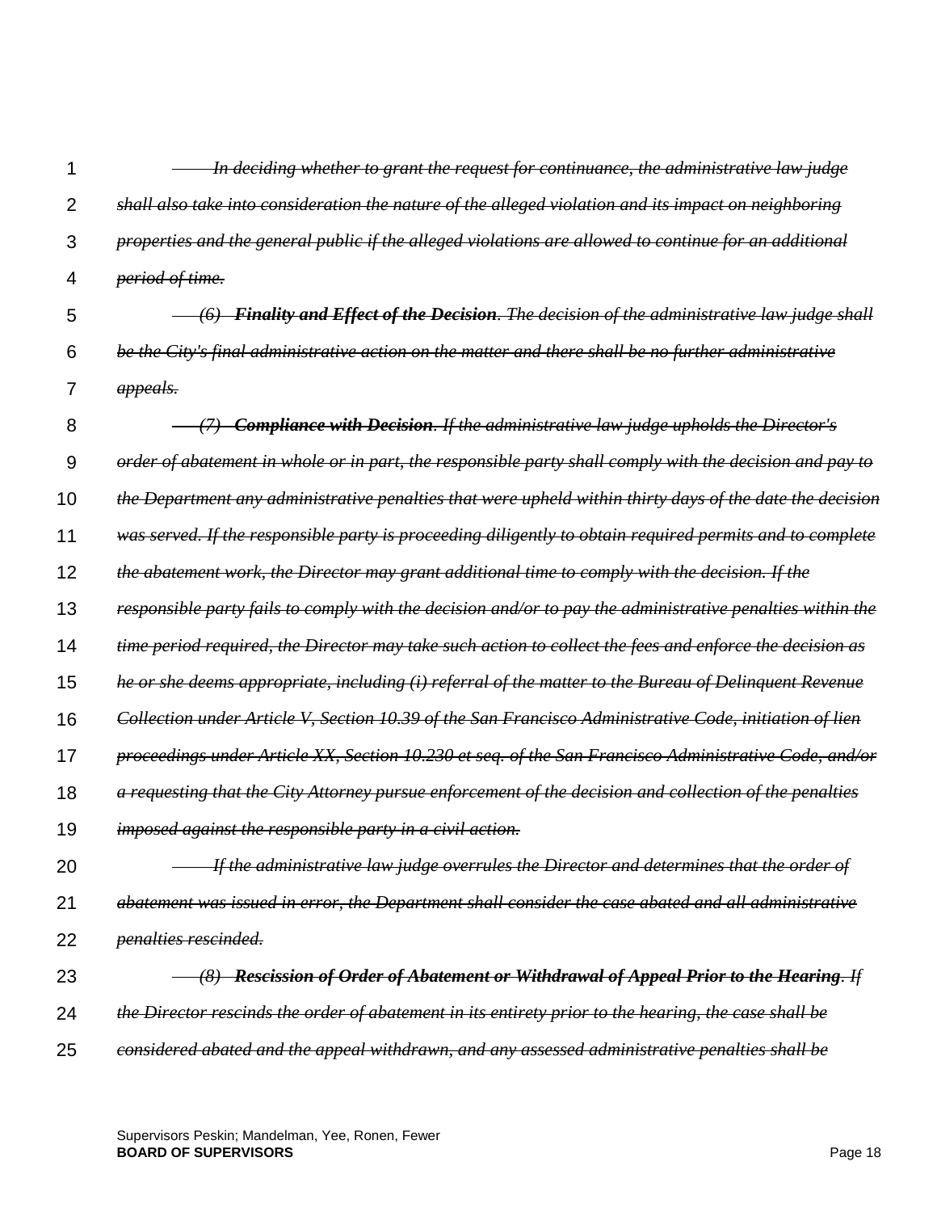~~*In deciding whether to grant the request for continuance, the administrative law judge shall also take into consideration the nature of the alleged violation and its impact on neighboring properties and the general public if the alleged violations are allowed to continue for an additional period of time.*~~

~~*(6) **Finality and Effect of the Decision**. The decision of the administrative law judge shall be the City's final administrative action on the matter and there shall be no further administrative appeals.*~~

~~*(7) **Compliance with Decision**. If the administrative law judge upholds the Director's order of abatement in whole or in part, the responsible party shall comply with the decision and pay to the Department any administrative penalties that were upheld within thirty days of the date the decision was served. If the responsible party is proceeding diligently to obtain required permits and to complete the abatement work, the Director may grant additional time to comply with the decision. If the responsible party fails to comply with the decision and/or to pay the administrative penalties within the time period required, the Director may take such action to collect the fees and enforce the decision as he or she deems appropriate, including (i) referral of the matter to the Bureau of Delinquent Revenue Collection under Article V, Section 10.39 of the San Francisco Administrative Code, initiation of lien proceedings under Article XX, Section 10.230 et seq. of the San Francisco Administrative Code, and/or a requesting that the City Attorney pursue enforcement of the decision and collection of the penalties imposed against the responsible party in a civil action.*~~

~~*If the administrative law judge overrules the Director and determines that the order of abatement was issued in error, the Department shall consider the case abated and all administrative penalties rescinded.*~~

~~*(8) **Rescission of Order of Abatement or Withdrawal of Appeal Prior to the Hearing**. If the Director rescinds the order of abatement in its entirety prior to the hearing, the case shall be considered abated and the appeal withdrawn, and any assessed administrative penalties shall be*~~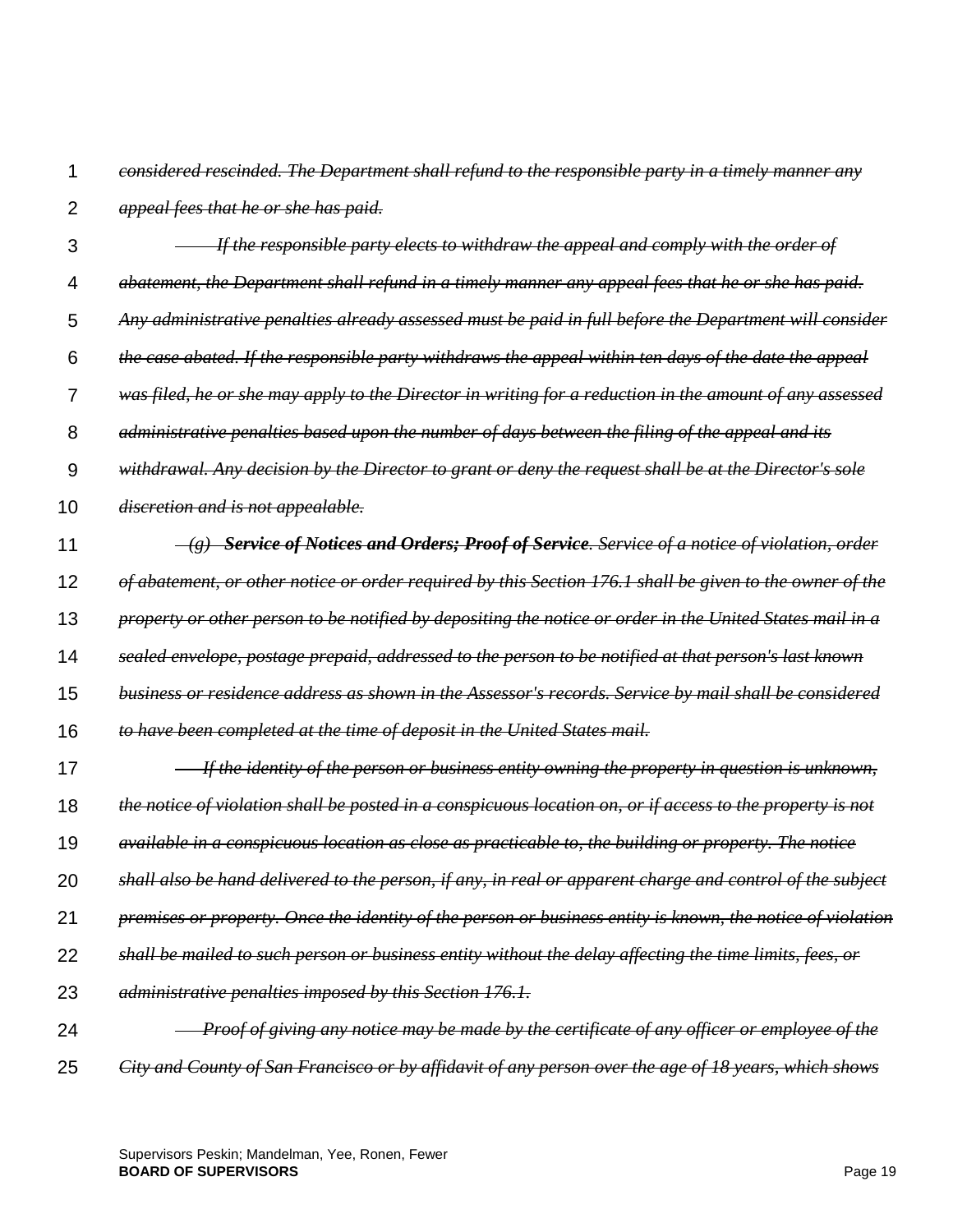~~*considered rescinded. The Department shall refund to the responsible party in a timely manner any appeal fees that he or she has paid.*~~

~~*If the responsible party elects to withdraw the appeal and comply with the order of abatement, the Department shall refund in a timely manner any appeal fees that he or she has paid. Any administrative penalties already assessed must be paid in full before the Department will consider the case abated. If the responsible party withdraws the appeal within ten days of the date the appeal was filed, he or she may apply to the Director in writing for a reduction in the amount of any assessed administrative penalties based upon the number of days between the filing of the appeal and its withdrawal. Any decision by the Director to grant or deny the request shall be at the Director's sole discretion and is not appealable.*~~

~~*(g)*~~ ~~***Service of Notices and Orders; Proof of Service***~~~~*. Service of a notice of violation, order of abatement, or other notice or order required by this Section 176.1 shall be given to the owner of the property or other person to be notified by depositing the notice or order in the United States mail in a sealed envelope, postage prepaid, addressed to the person to be notified at that person's last known business or residence address as shown in the Assessor's records. Service by mail shall be considered to have been completed at the time of deposit in the United States mail.*~~

~~*If the identity of the person or business entity owning the property in question is unknown, the notice of violation shall be posted in a conspicuous location on, or if access to the property is not available in a conspicuous location as close as practicable to, the building or property. The notice shall also be hand delivered to the person, if any, in real or apparent charge and control of the subject premises or property. Once the identity of the person or business entity is known, the notice of violation shall be mailed to such person or business entity without the delay affecting the time limits, fees, or administrative penalties imposed by this Section 176.1.*~~

~~*Proof of giving any notice may be made by the certificate of any officer or employee of the City and County of San Francisco or by affidavit of any person over the age of 18 years, which shows*~~

Supervisors Peskin; Mandelman, Yee, Ronen, Fewer
**BOARD OF SUPERVISORS**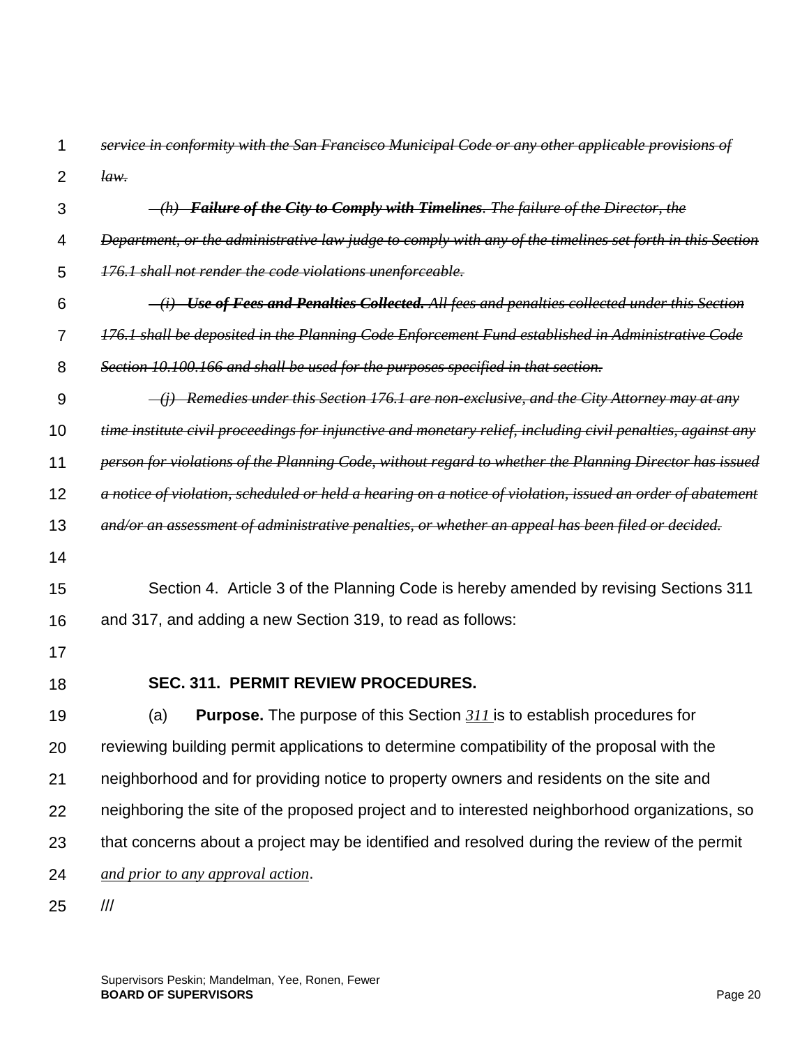~~*service in conformity with the San Francisco Municipal Code or any other applicable provisions of law.*~~

~~*(h) **Failure of the City to Comply with Timelines**. The failure of the Director, the Department, or the administrative law judge to comply with any of the timelines set forth in this Section 176.1 shall not render the code violations unenforceable.*~~

~~*(i) **Use of Fees and Penalties Collected.** All fees and penalties collected under this Section 176.1 shall be deposited in the Planning Code Enforcement Fund established in Administrative Code Section 10.100.166 and shall be used for the purposes specified in that section.*~~

~~*(j) Remedies under this Section 176.1 are non-exclusive, and the City Attorney may at any time institute civil proceedings for injunctive and monetary relief, including civil penalties, against any person for violations of the Planning Code, without regard to whether the Planning Director has issued a notice of violation, scheduled or held a hearing on a notice of violation, issued an order of abatement and/or an assessment of administrative penalties, or whether an appeal has been filed or decided.*~~

Section 4. Article 3 of the Planning Code is hereby amended by revising Sections 311 and 317, and adding a new Section 319, to read as follows:

**SEC. 311. PERMIT REVIEW PROCEDURES.**

(a) **Purpose.** The purpose of this Section <u>*311*</u> is to establish procedures for reviewing building permit applications to determine compatibility of the proposal with the neighborhood and for providing notice to property owners and residents on the site and neighboring the site of the proposed project and to interested neighborhood organizations, so that concerns about a project may be identified and resolved during the review of the permit <u>*and prior to any approval action*</u>.

///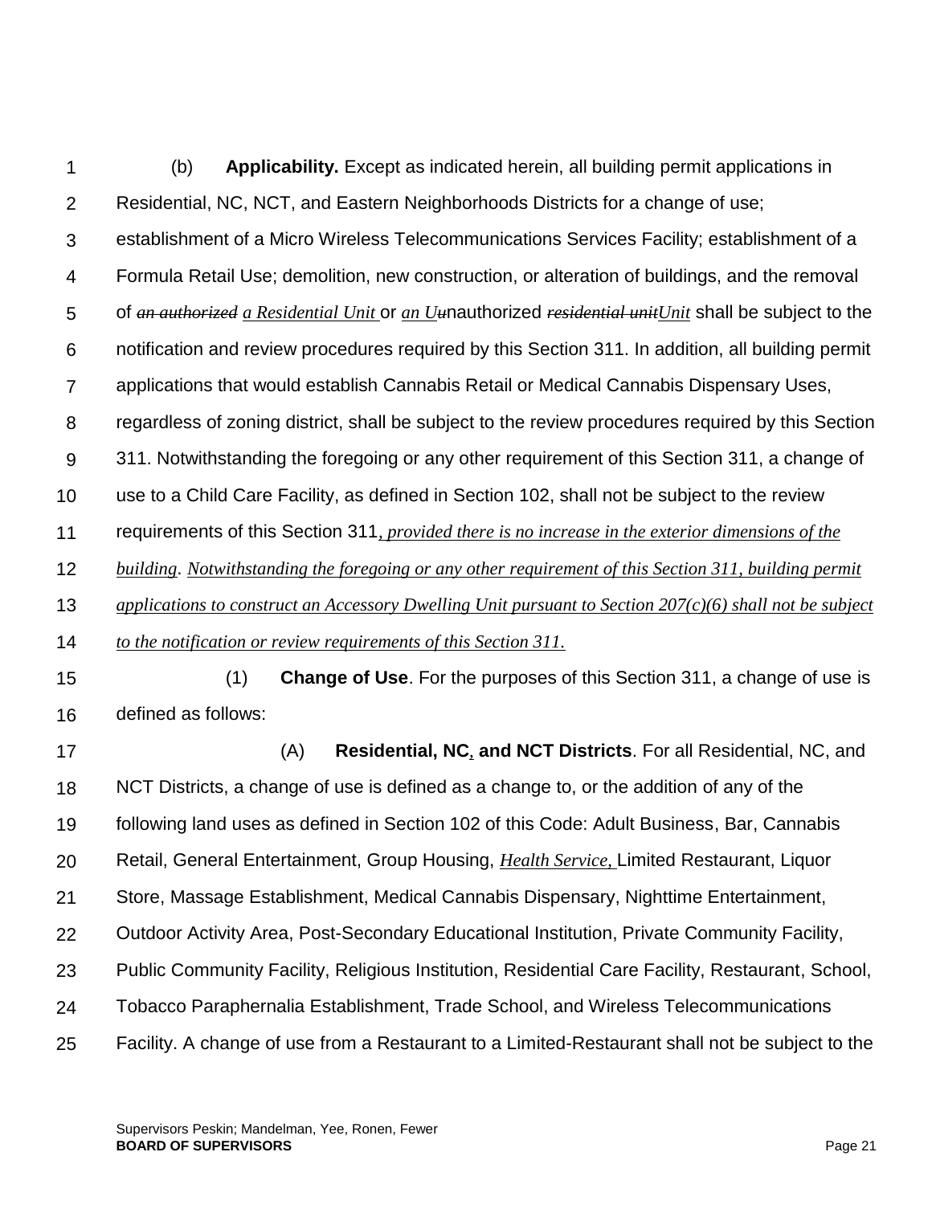(b) **Applicability.** Except as indicated herein, all building permit applications in Residential, NC, NCT, and Eastern Neighborhoods Districts for a change of use; establishment of a Micro Wireless Telecommunications Services Facility; establishment of a Formula Retail Use; demolition, new construction, or alteration of buildings, and the removal of ~~*an authorized*~~ *a Residential Unit* or *an U*~~*u*~~nauthorized ~~*residential unit*~~*Unit* shall be subject to the notification and review procedures required by this Section 311. In addition, all building permit applications that would establish Cannabis Retail or Medical Cannabis Dispensary Uses, regardless of zoning district, shall be subject to the review procedures required by this Section 311. Notwithstanding the foregoing or any other requirement of this Section 311, a change of use to a Child Care Facility, as defined in Section 102, shall not be subject to the review requirements of this Section 311*, provided there is no increase in the exterior dimensions of the building*. *Notwithstanding the foregoing or any other requirement of this Section 311, building permit applications to construct an Accessory Dwelling Unit pursuant to Section 207(c)(6) shall not be subject to the notification or review requirements of this Section 311.*

(1) **Change of Use**. For the purposes of this Section 311, a change of use is defined as follows:

(A) **Residential, NC*,* and NCT Districts**. For all Residential, NC, and NCT Districts, a change of use is defined as a change to, or the addition of any of the following land uses as defined in Section 102 of this Code: Adult Business, Bar, Cannabis Retail, General Entertainment, Group Housing, *Health Service,* Limited Restaurant, Liquor Store, Massage Establishment, Medical Cannabis Dispensary, Nighttime Entertainment, Outdoor Activity Area, Post-Secondary Educational Institution, Private Community Facility, Public Community Facility, Religious Institution, Residential Care Facility, Restaurant, School, Tobacco Paraphernalia Establishment, Trade School, and Wireless Telecommunications Facility. A change of use from a Restaurant to a Limited-Restaurant shall not be subject to the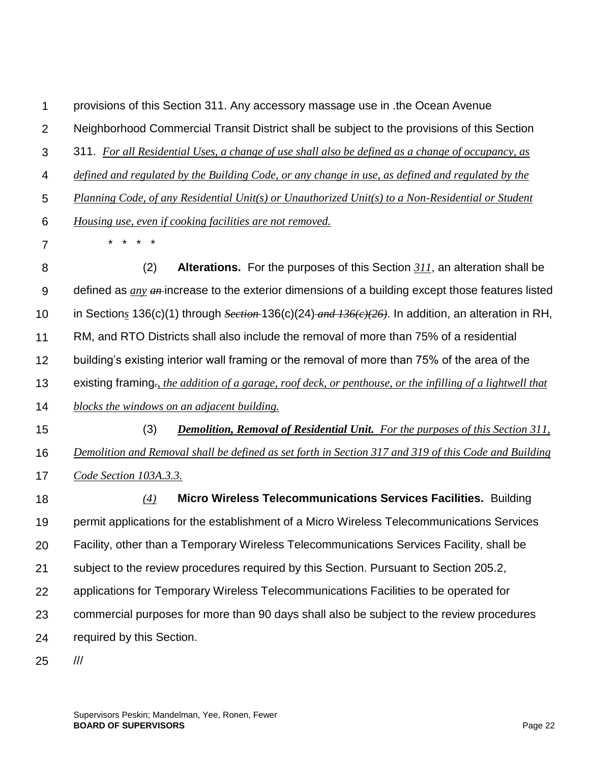provisions of this Section 311. Any accessory massage use in .the Ocean Avenue Neighborhood Commercial Transit District shall be subject to the provisions of this Section 311. *For all Residential Uses, a change of use shall also be defined as a change of occupancy, as defined and regulated by the Building Code, or any change in use, as defined and regulated by the Planning Code, of any Residential Unit(s) or Unauthorized Unit(s) to a Non-Residential or Student Housing use, even if cooking facilities are not removed.*

\* \* \* \*

(2) **Alterations.** For the purposes of this Section *311*, an alteration shall be defined as *any* ~~an~~ increase to the exterior dimensions of a building except those features listed in Section*s* 136(c)(1) through ~~Section~~ 136(c)(24) ~~and 136(c)(26)~~. In addition, an alteration in RH, RM, and RTO Districts shall also include the removal of more than 75% of a residential building's existing interior wall framing or the removal of more than 75% of the area of the existing framing~~.~~*, the addition of a garage, roof deck, or penthouse, or the infilling of a lightwell that blocks the windows on an adjacent building.*

(3) ***Demolition, Removal of Residential Unit.*** *For the purposes of this Section 311, Demolition and Removal shall be defined as set forth in Section 317 and 319 of this Code and Building Code Section 103A.3.3.*

*(4)* **Micro Wireless Telecommunications Services Facilities.** Building permit applications for the establishment of a Micro Wireless Telecommunications Services Facility, other than a Temporary Wireless Telecommunications Services Facility, shall be subject to the review procedures required by this Section. Pursuant to Section 205.2, applications for Temporary Wireless Telecommunications Facilities to be operated for commercial purposes for more than 90 days shall also be subject to the review procedures required by this Section.

///

Supervisors Peskin; Mandelman, Yee, Ronen, Fewer
**BOARD OF SUPERVISORS**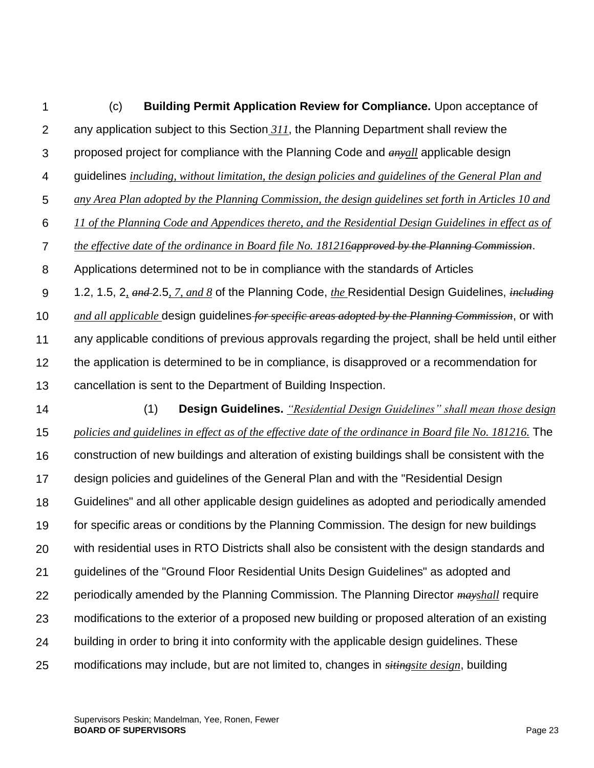(c) **Building Permit Application Review for Compliance.** Upon acceptance of any application subject to this Section *311*, the Planning Department shall review the proposed project for compliance with the Planning Code and ~~any~~*all* applicable design guidelines *including, without limitation, the design policies and guidelines of the General Plan and any Area Plan adopted by the Planning Commission, the design guidelines set forth in Articles 10 and 11 of the Planning Code and Appendices thereto, and the Residential Design Guidelines in effect as of the effective date of the ordinance in Board file No. 181216*~~approved by the Planning Commission~~. Applications determined not to be in compliance with the standards of Articles 1.2, 1.5, 2, ~~and~~ 2.5*, 7, and 8* of the Planning Code, *the* Residential Design Guidelines, ~~including~~ *and all applicable* design guidelines ~~for specific areas adopted by the Planning Commission~~, or with any applicable conditions of previous approvals regarding the project, shall be held until either the application is determined to be in compliance, is disapproved or a recommendation for cancellation is sent to the Department of Building Inspection.

(1) **Design Guidelines.** *"Residential Design Guidelines" shall mean those design policies and guidelines in effect as of the effective date of the ordinance in Board file No. 181216.* The construction of new buildings and alteration of existing buildings shall be consistent with the design policies and guidelines of the General Plan and with the "Residential Design Guidelines" and all other applicable design guidelines as adopted and periodically amended for specific areas or conditions by the Planning Commission. The design for new buildings with residential uses in RTO Districts shall also be consistent with the design standards and guidelines of the "Ground Floor Residential Units Design Guidelines" as adopted and periodically amended by the Planning Commission. The Planning Director ~~may~~*shall* require modifications to the exterior of a proposed new building or proposed alteration of an existing building in order to bring it into conformity with the applicable design guidelines. These modifications may include, but are not limited to, changes in ~~siting~~*site design*, building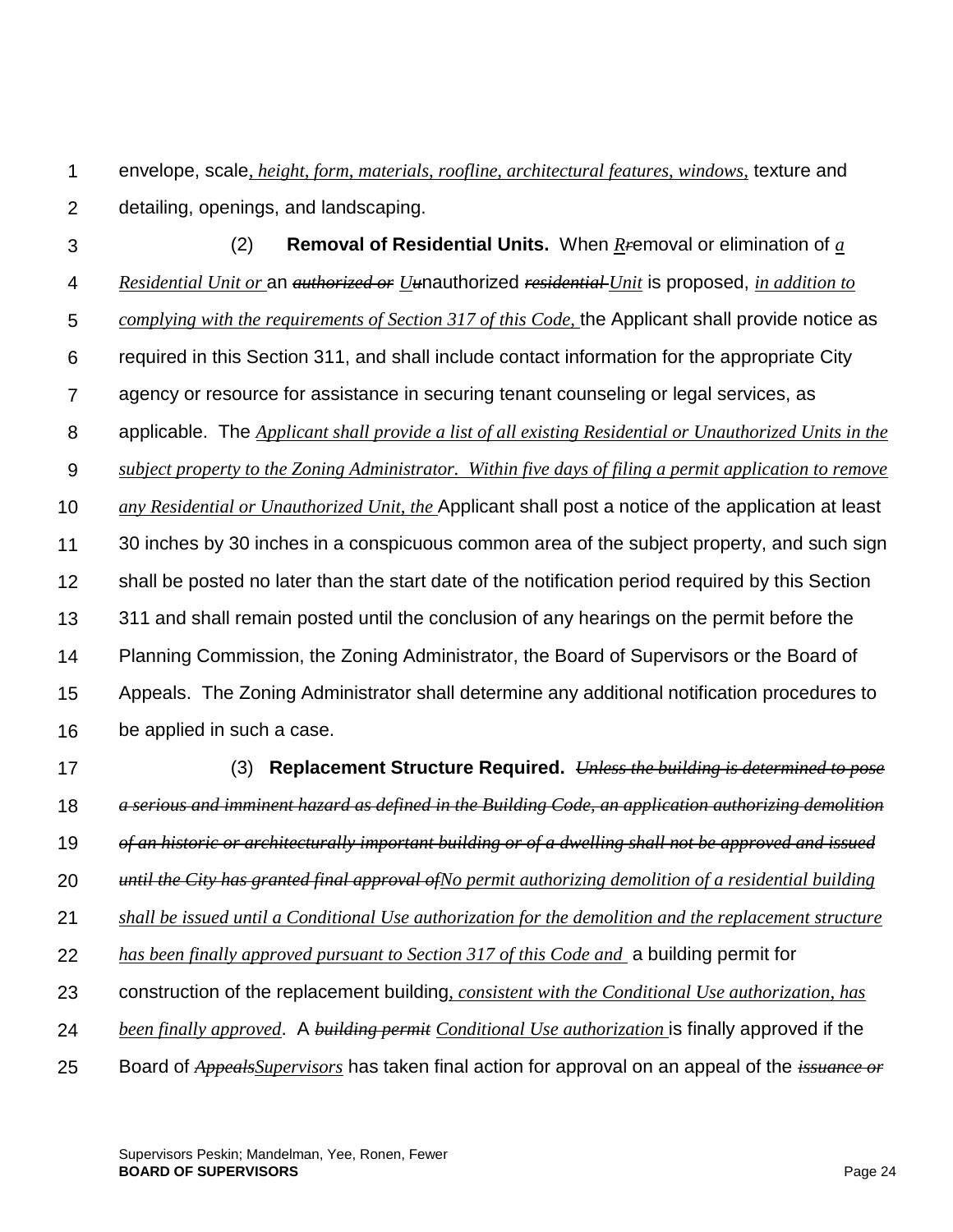envelope, scale*, height, form, materials, roofline, architectural features, windows,* texture and detailing, openings, and landscaping.

(2) **Removal of Residential Units.** When *R*~~r~~emoval or elimination of *a Residential Unit or* an ~~*authorized or*~~ *U*~~u~~nauthorized ~~*residential*~~ *Unit* is proposed, *in addition to complying with the requirements of Section 317 of this Code,* the Applicant shall provide notice as required in this Section 311, and shall include contact information for the appropriate City agency or resource for assistance in securing tenant counseling or legal services, as applicable. The *Applicant shall provide a list of all existing Residential or Unauthorized Units in the subject property to the Zoning Administrator. Within five days of filing a permit application to remove any Residential or Unauthorized Unit, the* Applicant shall post a notice of the application at least 30 inches by 30 inches in a conspicuous common area of the subject property, and such sign shall be posted no later than the start date of the notification period required by this Section 311 and shall remain posted until the conclusion of any hearings on the permit before the Planning Commission, the Zoning Administrator, the Board of Supervisors or the Board of Appeals. The Zoning Administrator shall determine any additional notification procedures to be applied in such a case.

(3) **Replacement Structure Required.** ~~*Unless the building is determined to pose a serious and imminent hazard as defined in the Building Code, an application authorizing demolition of an historic or architecturally important building or of a dwelling shall not be approved and issued until the City has granted final approval of*~~*No permit authorizing demolition of a residential building shall be issued until a Conditional Use authorization for the demolition and the replacement structure has been finally approved pursuant to Section 317 of this Code and* a building permit for construction of the replacement building*, consistent with the Conditional Use authorization, has been finally approved*. A ~~*building permit*~~ *Conditional Use authorization* is finally approved if the Board of ~~*Appeals*~~*Supervisors* has taken final action for approval on an appeal of the ~~*issuance or*~~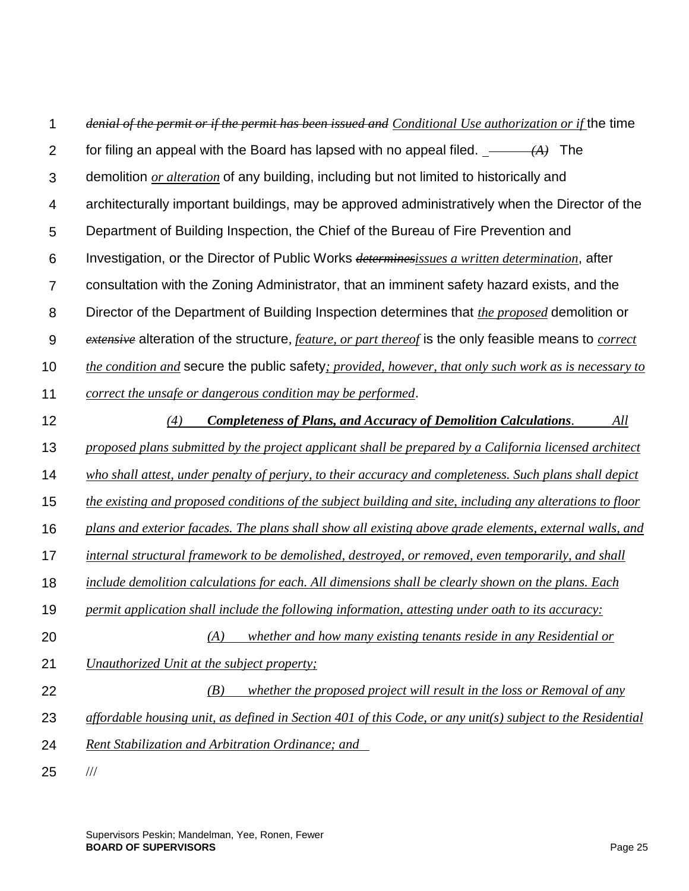~~*denial of the permit or if the permit has been issued and*~~ *Conditional Use authorization or if* the time for filing an appeal with the Board has lapsed with no appeal filed. *(A)* The demolition *or alteration* of any building, including but not limited to historically and architecturally important buildings, may be approved administratively when the Director of the Department of Building Inspection, the Chief of the Bureau of Fire Prevention and Investigation, or the Director of Public Works ~~*determines*~~*issues a written determination*, after consultation with the Zoning Administrator, that an imminent safety hazard exists, and the Director of the Department of Building Inspection determines that *the proposed* demolition or ~~*extensive*~~ alteration of the structure*, feature, or part thereof* is the only feasible means to *correct the condition and* secure the public safety*; provided, however, that only such work as is necessary to correct the unsafe or dangerous condition may be performed*.

*(4) **Completeness of Plans, and Accuracy of Demolition Calculations**. All proposed plans submitted by the project applicant shall be prepared by a California licensed architect who shall attest, under penalty of perjury, to their accuracy and completeness. Such plans shall depict the existing and proposed conditions of the subject building and site, including any alterations to floor plans and exterior facades. The plans shall show all existing above grade elements, external walls, and internal structural framework to be demolished, destroyed, or removed, even temporarily, and shall include demolition calculations for each. All dimensions shall be clearly shown on the plans. Each permit application shall include the following information, attesting under oath to its accuracy:*

*(A) whether and how many existing tenants reside in any Residential or Unauthorized Unit at the subject property;*

*(B) whether the proposed project will result in the loss or Removal of any affordable housing unit, as defined in Section 401 of this Code, or any unit(s) subject to the Residential Rent Stabilization and Arbitration Ordinance; and*

///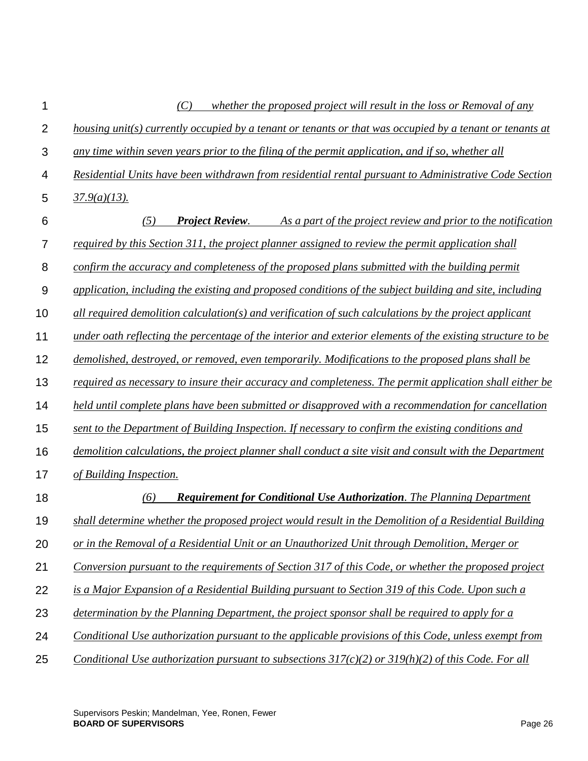*(C) whether the proposed project will result in the loss or Removal of any housing unit(s) currently occupied by a tenant or tenants or that was occupied by a tenant or tenants at any time within seven years prior to the filing of the permit application, and if so, whether all Residential Units have been withdrawn from residential rental pursuant to Administrative Code Section 37.9(a)(13).*

*(5) **Project Review**. As a part of the project review and prior to the notification required by this Section 311, the project planner assigned to review the permit application shall confirm the accuracy and completeness of the proposed plans submitted with the building permit application, including the existing and proposed conditions of the subject building and site, including all required demolition calculation(s) and verification of such calculations by the project applicant under oath reflecting the percentage of the interior and exterior elements of the existing structure to be demolished, destroyed, or removed, even temporarily. Modifications to the proposed plans shall be required as necessary to insure their accuracy and completeness. The permit application shall either be held until complete plans have been submitted or disapproved with a recommendation for cancellation sent to the Department of Building Inspection. If necessary to confirm the existing conditions and demolition calculations, the project planner shall conduct a site visit and consult with the Department of Building Inspection.*

*(6) **Requirement for Conditional Use Authorization**. The Planning Department shall determine whether the proposed project would result in the Demolition of a Residential Building or in the Removal of a Residential Unit or an Unauthorized Unit through Demolition, Merger or Conversion pursuant to the requirements of Section 317 of this Code, or whether the proposed project is a Major Expansion of a Residential Building pursuant to Section 319 of this Code. Upon such a determination by the Planning Department, the project sponsor shall be required to apply for a Conditional Use authorization pursuant to the applicable provisions of this Code, unless exempt from Conditional Use authorization pursuant to subsections 317(c)(2) or 319(h)(2) of this Code. For all*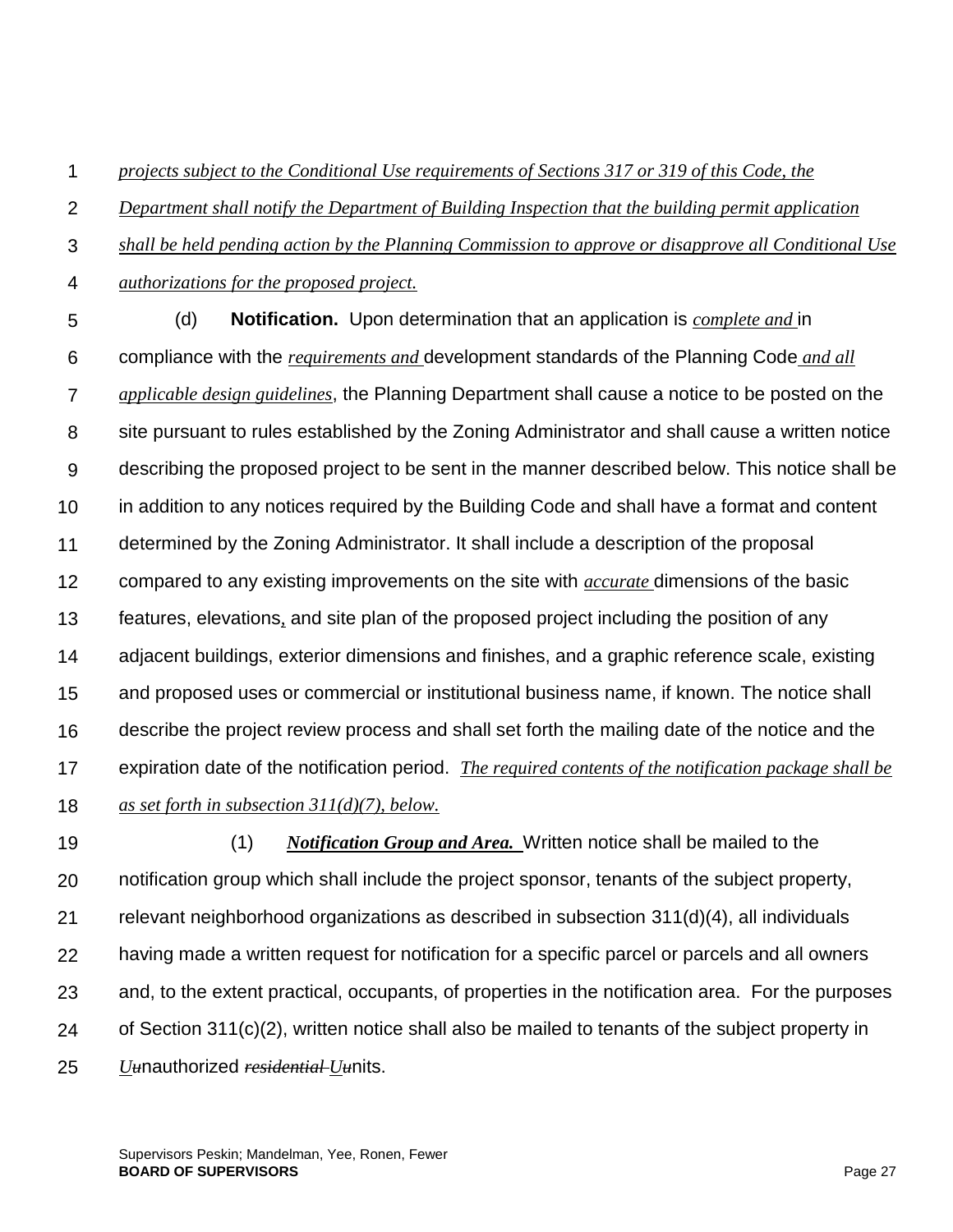*projects subject to the Conditional Use requirements of Sections 317 or 319 of this Code, the Department shall notify the Department of Building Inspection that the building permit application shall be held pending action by the Planning Commission to approve or disapprove all Conditional Use authorizations for the proposed project.*

(d) **Notification.** Upon determination that an application is *complete and* in compliance with the *requirements and* development standards of the Planning Code *and all applicable design guidelines*, the Planning Department shall cause a notice to be posted on the site pursuant to rules established by the Zoning Administrator and shall cause a written notice describing the proposed project to be sent in the manner described below. This notice shall be in addition to any notices required by the Building Code and shall have a format and content determined by the Zoning Administrator. It shall include a description of the proposal compared to any existing improvements on the site with *accurate* dimensions of the basic features, elevations, and site plan of the proposed project including the position of any adjacent buildings, exterior dimensions and finishes, and a graphic reference scale, existing and proposed uses or commercial or institutional business name, if known. The notice shall describe the project review process and shall set forth the mailing date of the notice and the expiration date of the notification period. *The required contents of the notification package shall be as set forth in subsection 311(d)(7), below.*

(1) ***Notification Group and Area.*** Written notice shall be mailed to the notification group which shall include the project sponsor, tenants of the subject property, relevant neighborhood organizations as described in subsection 311(d)(4), all individuals having made a written request for notification for a specific parcel or parcels and all owners and, to the extent practical, occupants, of properties in the notification area. For the purposes of Section 311(c)(2), written notice shall also be mailed to tenants of the subject property in *U*~~u~~nauthorized ~~*residential*~~ *U*~~u~~nits.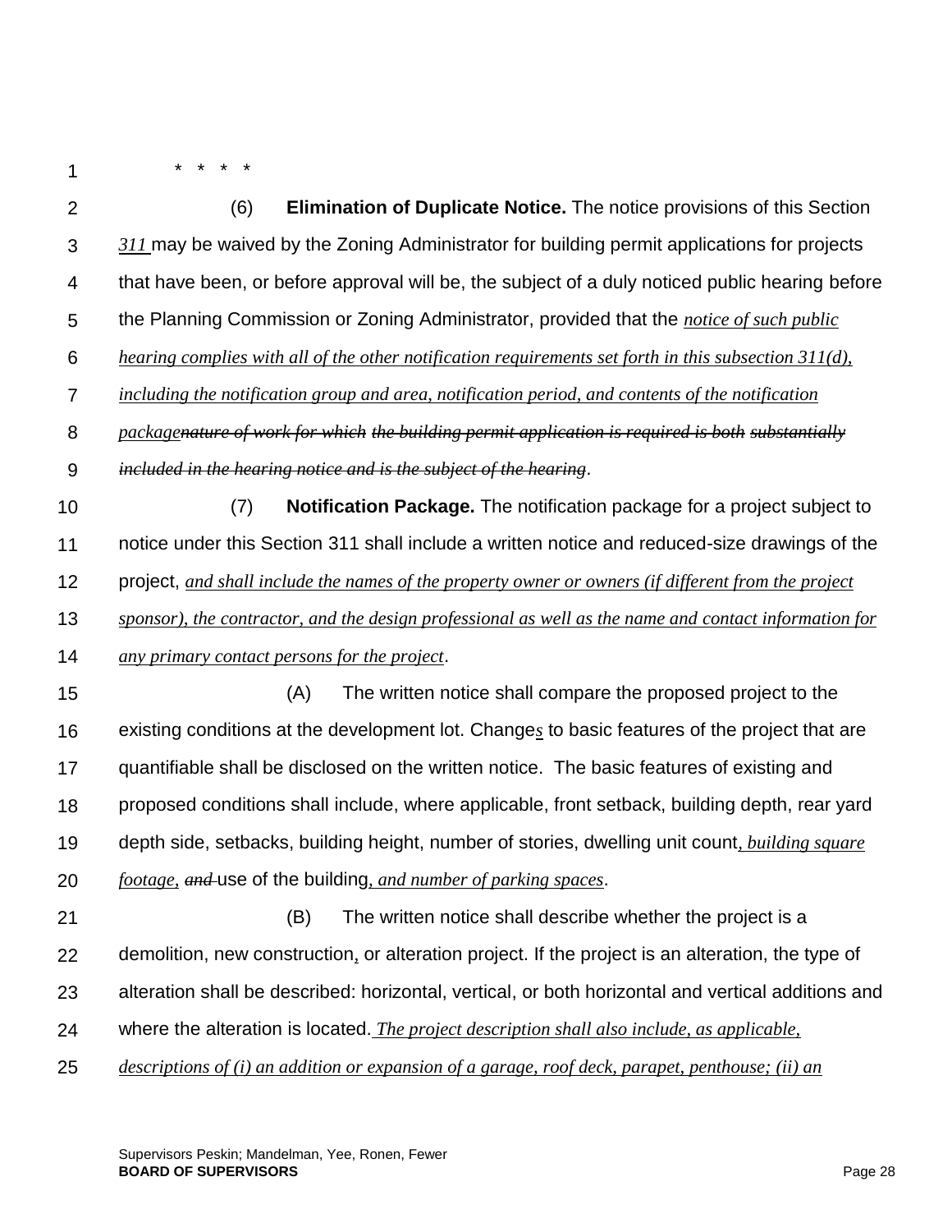\* \* \* \*

(6) **Elimination of Duplicate Notice.** The notice provisions of this Section *311* may be waived by the Zoning Administrator for building permit applications for projects that have been, or before approval will be, the subject of a duly noticed public hearing before the Planning Commission or Zoning Administrator, provided that the *notice of such public hearing complies with all of the other notification requirements set forth in this subsection 311(d), including the notification group and area, notification period, and contents of the notification package*~~*nature of work for which the building permit application is required is both substantially included in the hearing notice and is the subject of the hearing*~~.

(7) **Notification Package.** The notification package for a project subject to notice under this Section 311 shall include a written notice and reduced-size drawings of the project, *and shall include the names of the property owner or owners (if different from the project sponsor), the contractor, and the design professional as well as the name and contact information for any primary contact persons for the project*.

(A) The written notice shall compare the proposed project to the existing conditions at the development lot. Change*s* to basic features of the project that are quantifiable shall be disclosed on the written notice. The basic features of existing and proposed conditions shall include, where applicable, front setback, building depth, rear yard depth side, setbacks, building height, number of stories, dwelling unit count*, building square footage,* ~~*and*~~ use of the building*, and number of parking spaces*.

(B) The written notice shall describe whether the project is a demolition, new construction*,* or alteration project. If the project is an alteration, the type of alteration shall be described: horizontal, vertical, or both horizontal and vertical additions and where the alteration is located*. The project description shall also include, as applicable, descriptions of (i) an addition or expansion of a garage, roof deck, parapet, penthouse; (ii) an*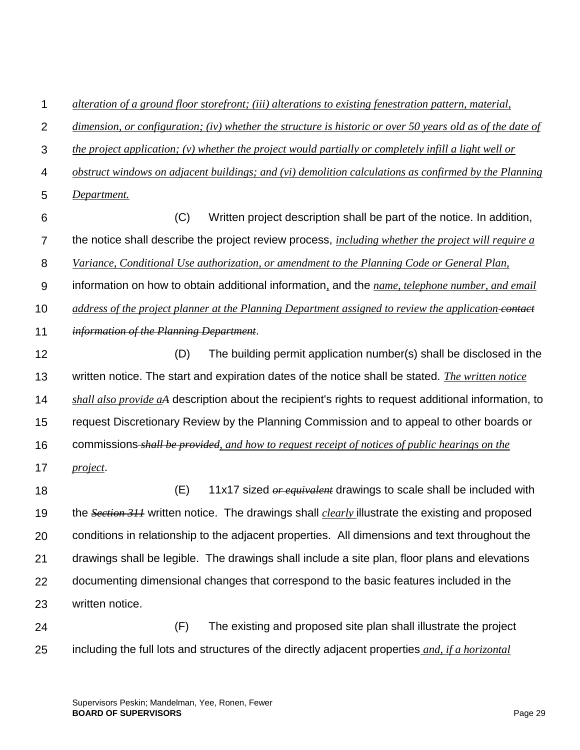*alteration of a ground floor storefront; (iii) alterations to existing fenestration pattern, material, dimension, or configuration; (iv) whether the structure is historic or over 50 years old as of the date of the project application; (v) whether the project would partially or completely infill a light well or obstruct windows on adjacent buildings; and (vi) demolition calculations as confirmed by the Planning Department.*

(C) Written project description shall be part of the notice. In addition, the notice shall describe the project review process, *including whether the project will require a Variance, Conditional Use authorization, or amendment to the Planning Code or General Plan,* information on how to obtain additional information, and the *name, telephone number, and email address of the project planner at the Planning Department assigned to review the application* ~~contact information of the Planning Department~~.

(D) The building permit application number(s) shall be disclosed in the written notice. The start and expiration dates of the notice shall be stated. *The written notice shall also provide a*~~A~~ description about the recipient's rights to request additional information, to request Discretionary Review by the Planning Commission and to appeal to other boards or commissions ~~shall be provided~~*, and how to request receipt of notices of public hearings on the project*.

(E) 11x17 sized ~~or equivalent~~ drawings to scale shall be included with the ~~Section 311~~ written notice. The drawings shall *clearly* illustrate the existing and proposed conditions in relationship to the adjacent properties. All dimensions and text throughout the drawings shall be legible. The drawings shall include a site plan, floor plans and elevations documenting dimensional changes that correspond to the basic features included in the written notice.

(F) The existing and proposed site plan shall illustrate the project including the full lots and structures of the directly adjacent properties *and, if a horizontal*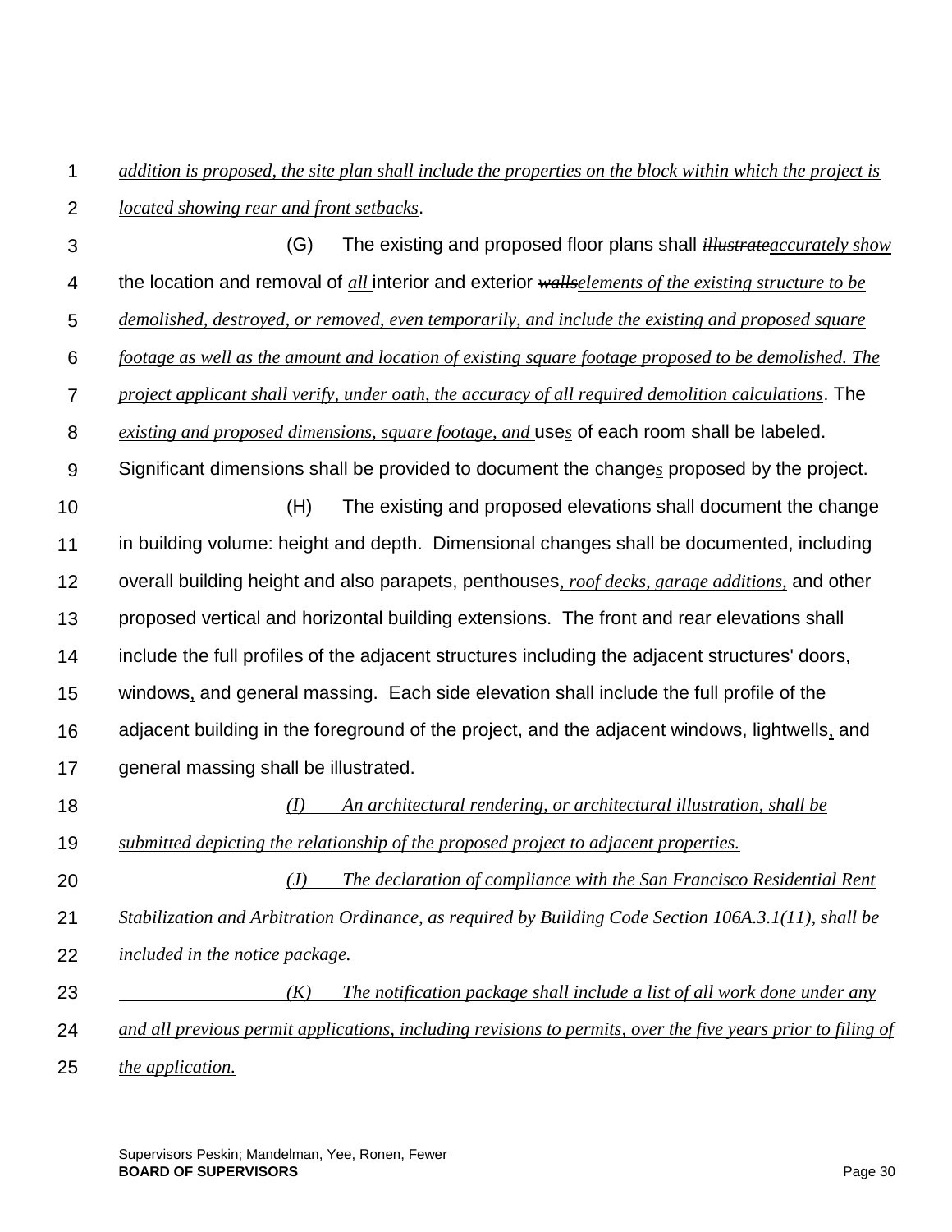*addition is proposed, the site plan shall include the properties on the block within which the project is located showing rear and front setbacks*.

(G) The existing and proposed floor plans shall ~~*illustrate*~~*accurately show* the location and removal of *all* interior and exterior ~~*walls*~~*elements of the existing structure to be demolished, destroyed, or removed, even temporarily, and include the existing and proposed square footage as well as the amount and location of existing square footage proposed to be demolished. The project applicant shall verify, under oath, the accuracy of all required demolition calculations*. The *existing and proposed dimensions, square footage, and* use*s* of each room shall be labeled. Significant dimensions shall be provided to document the change*s* proposed by the project.

(H) The existing and proposed elevations shall document the change in building volume: height and depth. Dimensional changes shall be documented, including overall building height and also parapets, penthouses*, roof decks, garage additions,* and other proposed vertical and horizontal building extensions. The front and rear elevations shall include the full profiles of the adjacent structures including the adjacent structures' doors, windows, and general massing. Each side elevation shall include the full profile of the adjacent building in the foreground of the project, and the adjacent windows, lightwells, and general massing shall be illustrated.

*(I) An architectural rendering, or architectural illustration, shall be submitted depicting the relationship of the proposed project to adjacent properties.*

*(J) The declaration of compliance with the San Francisco Residential Rent Stabilization and Arbitration Ordinance, as required by Building Code Section 106A.3.1(11), shall be included in the notice package.*

*(K) The notification package shall include a list of all work done under any and all previous permit applications, including revisions to permits, over the five years prior to filing of the application.*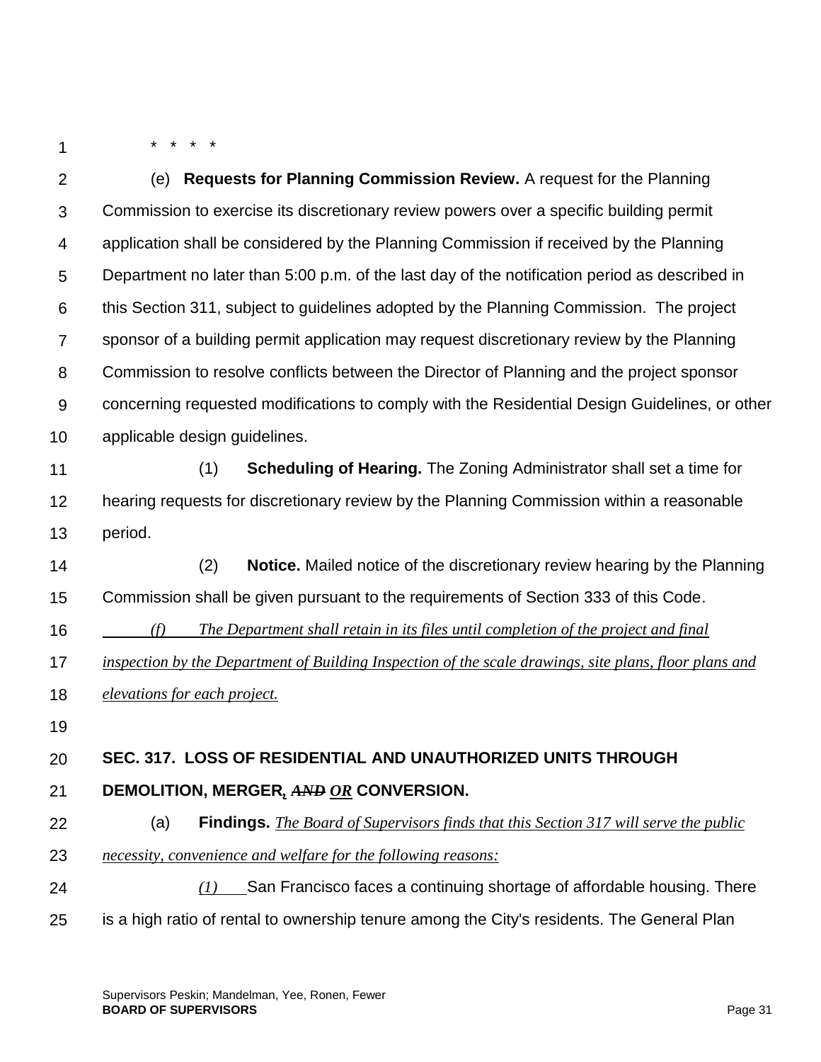* * * *

(e) **Requests for Planning Commission Review.** A request for the Planning Commission to exercise its discretionary review powers over a specific building permit application shall be considered by the Planning Commission if received by the Planning Department no later than 5:00 p.m. of the last day of the notification period as described in this Section 311, subject to guidelines adopted by the Planning Commission. The project sponsor of a building permit application may request discretionary review by the Planning Commission to resolve conflicts between the Director of Planning and the project sponsor concerning requested modifications to comply with the Residential Design Guidelines, or other applicable design guidelines.

(1) **Scheduling of Hearing.** The Zoning Administrator shall set a time for hearing requests for discretionary review by the Planning Commission within a reasonable period.

(2) **Notice.** Mailed notice of the discretionary review hearing by the Planning Commission shall be given pursuant to the requirements of Section 333 of this Code.

<u>*(f) The Department shall retain in its files until completion of the project and final inspection by the Department of Building Inspection of the scale drawings, site plans, floor plans and elevations for each project.*</u>

**SEC. 317. LOSS OF RESIDENTIAL AND UNAUTHORIZED UNITS THROUGH DEMOLITION, MERGER<u>,</u> ~~*AND*~~ <u>*OR*</u> CONVERSION.**

(a) **Findings.** <u>*The Board of Supervisors finds that this Section 317 will serve the public necessity, convenience and welfare for the following reasons:*</u>

<u>*(1)*</u> San Francisco faces a continuing shortage of affordable housing. There is a high ratio of rental to ownership tenure among the City's residents. The General Plan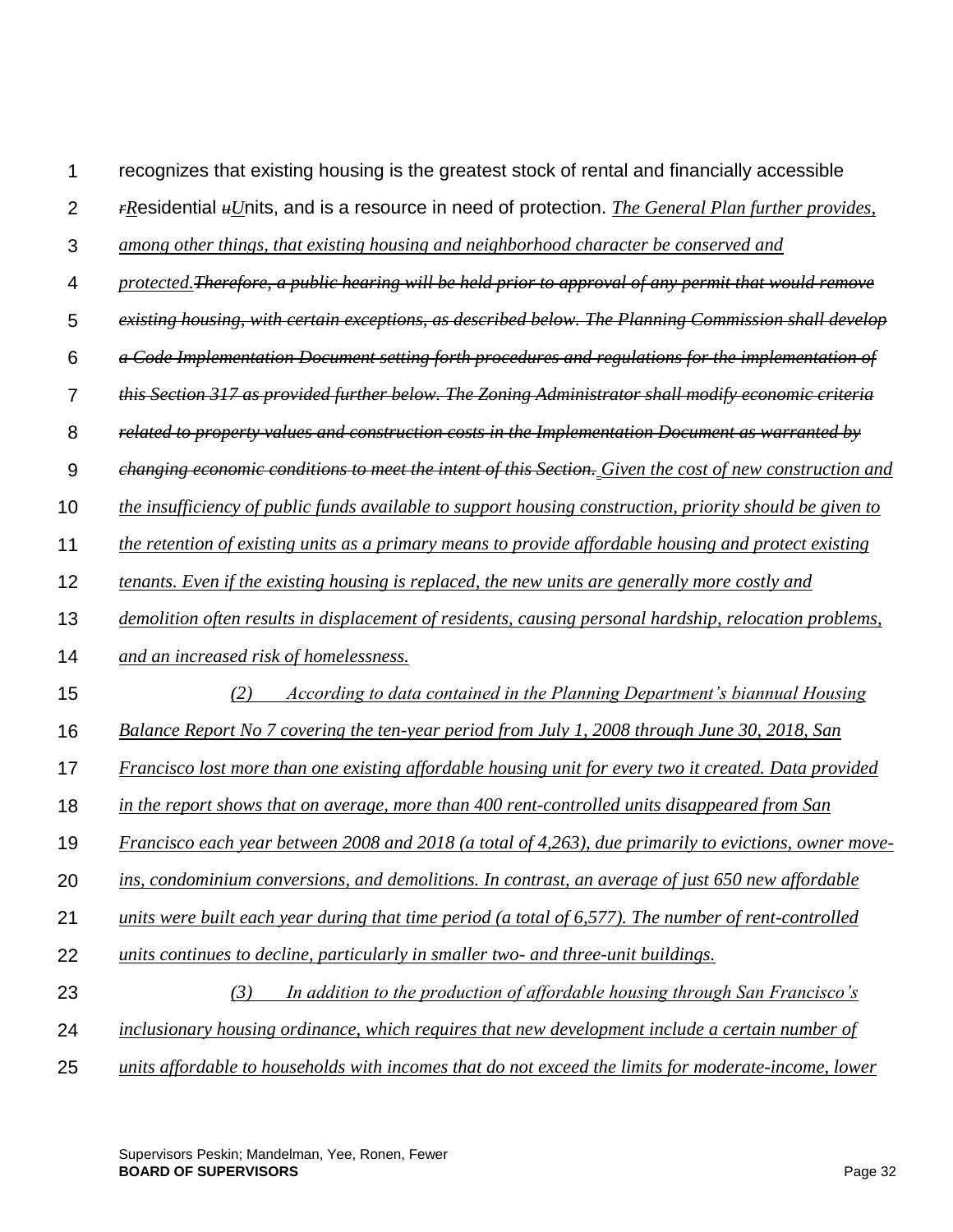recognizes that existing housing is the greatest stock of rental and financially accessible ~~r~~*R*esidential ~~u~~*U*nits, and is a resource in need of protection. *The General Plan further provides, among other things, that existing housing and neighborhood character be conserved and protected.*~~*Therefore, a public hearing will be held prior to approval of any permit that would remove existing housing, with certain exceptions, as described below. The Planning Commission shall develop a Code Implementation Document setting forth procedures and regulations for the implementation of this Section 317 as provided further below. The Zoning Administrator shall modify economic criteria related to property values and construction costs in the Implementation Document as warranted by changing economic conditions to meet the intent of this Section.*~~ *Given the cost of new construction and the insufficiency of public funds available to support housing construction, priority should be given to the retention of existing units as a primary means to provide affordable housing and protect existing tenants. Even if the existing housing is replaced, the new units are generally more costly and demolition often results in displacement of residents, causing personal hardship, relocation problems, and an increased risk of homelessness.*

*(2) According to data contained in the Planning Department's biannual Housing Balance Report No 7 covering the ten-year period from July 1, 2008 through June 30, 2018, San Francisco lost more than one existing affordable housing unit for every two it created. Data provided in the report shows that on average, more than 400 rent-controlled units disappeared from San Francisco each year between 2008 and 2018 (a total of 4,263), due primarily to evictions, owner move-ins, condominium conversions, and demolitions. In contrast, an average of just 650 new affordable units were built each year during that time period (a total of 6,577). The number of rent-controlled units continues to decline, particularly in smaller two- and three-unit buildings.*

*(3) In addition to the production of affordable housing through San Francisco's inclusionary housing ordinance, which requires that new development include a certain number of units affordable to households with incomes that do not exceed the limits for moderate-income, lower*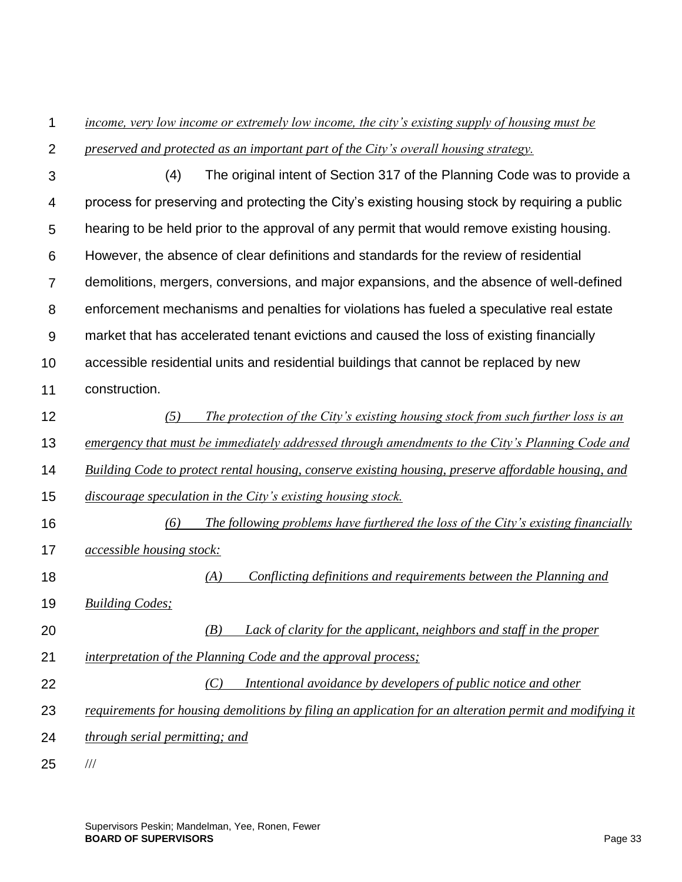*income, very low income or extremely low income, the city's existing supply of housing must be preserved and protected as an important part of the City's overall housing strategy.*

(4) The original intent of Section 317 of the Planning Code was to provide a process for preserving and protecting the City's existing housing stock by requiring a public hearing to be held prior to the approval of any permit that would remove existing housing. However, the absence of clear definitions and standards for the review of residential demolitions, mergers, conversions, and major expansions, and the absence of well-defined enforcement mechanisms and penalties for violations has fueled a speculative real estate market that has accelerated tenant evictions and caused the loss of existing financially accessible residential units and residential buildings that cannot be replaced by new construction.

*(5) The protection of the City's existing housing stock from such further loss is an emergency that must be immediately addressed through amendments to the City's Planning Code and Building Code to protect rental housing, conserve existing housing, preserve affordable housing, and discourage speculation in the City's existing housing stock.*

*(6) The following problems have furthered the loss of the City's existing financially accessible housing stock:*

*(A) Conflicting definitions and requirements between the Planning and Building Codes;*

*(B) Lack of clarity for the applicant, neighbors and staff in the proper interpretation of the Planning Code and the approval process;*

*(C) Intentional avoidance by developers of public notice and other requirements for housing demolitions by filing an application for an alteration permit and modifying it through serial permitting; and*

///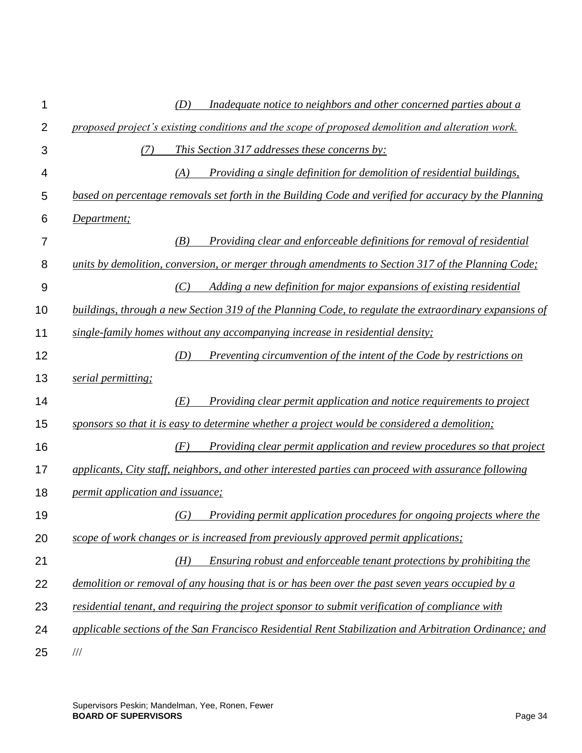*(D) Inadequate notice to neighbors and other concerned parties about a proposed project's existing conditions and the scope of proposed demolition and alteration work.*

*(7) This Section 317 addresses these concerns by:*

*(A) Providing a single definition for demolition of residential buildings, based on percentage removals set forth in the Building Code and verified for accuracy by the Planning Department;*

*(B) Providing clear and enforceable definitions for removal of residential units by demolition, conversion, or merger through amendments to Section 317 of the Planning Code;*

*(C) Adding a new definition for major expansions of existing residential buildings, through a new Section 319 of the Planning Code, to regulate the extraordinary expansions of single-family homes without any accompanying increase in residential density;*

*(D) Preventing circumvention of the intent of the Code by restrictions on serial permitting;*

*(E) Providing clear permit application and notice requirements to project sponsors so that it is easy to determine whether a project would be considered a demolition;*

*(F) Providing clear permit application and review procedures so that project applicants, City staff, neighbors, and other interested parties can proceed with assurance following permit application and issuance;*

*(G) Providing permit application procedures for ongoing projects where the scope of work changes or is increased from previously approved permit applications;*

*(H) Ensuring robust and enforceable tenant protections by prohibiting the demolition or removal of any housing that is or has been over the past seven years occupied by a residential tenant, and requiring the project sponsor to submit verification of compliance with applicable sections of the San Francisco Residential Rent Stabilization and Arbitration Ordinance; and*

///

Supervisors Peskin; Mandelman, Yee, Ronen, Fewer
**BOARD OF SUPERVISORS**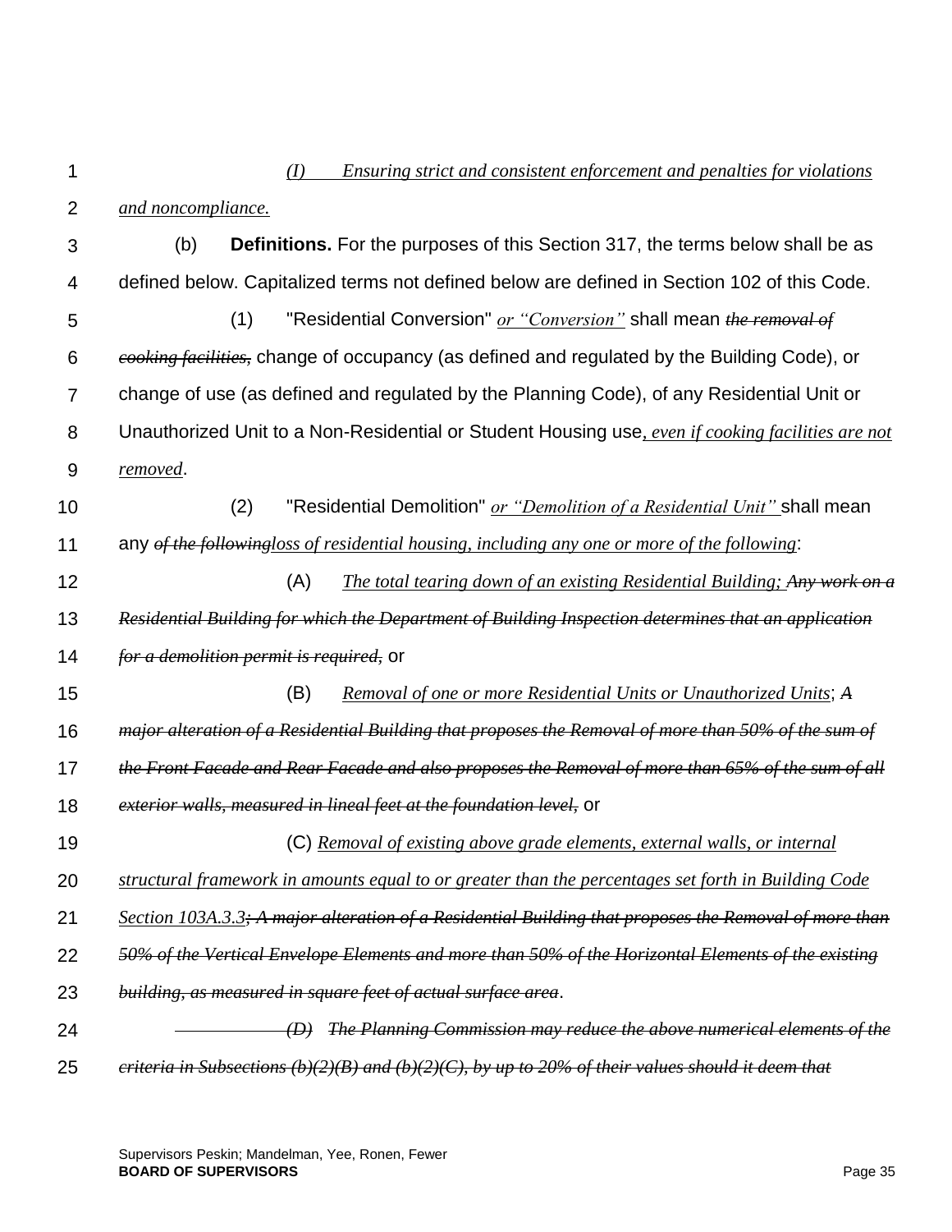*(I) Ensuring strict and consistent enforcement and penalties for violations and noncompliance.*

(b) **Definitions.** For the purposes of this Section 317, the terms below shall be as defined below. Capitalized terms not defined below are defined in Section 102 of this Code.

(1) "Residential Conversion" *or "Conversion"* shall mean ~~*the removal of cooking facilities,*~~ change of occupancy (as defined and regulated by the Building Code), or change of use (as defined and regulated by the Planning Code), of any Residential Unit or Unauthorized Unit to a Non-Residential or Student Housing use*, even if cooking facilities are not removed*.

(2) "Residential Demolition" *or "Demolition of a Residential Unit"* shall mean any ~~*of the following*~~*loss of residential housing, including any one or more of the following*:

(A) *The total tearing down of an existing Residential Building;* ~~*Any work on a Residential Building for which the Department of Building Inspection determines that an application for a demolition permit is required,*~~ or

(B) *Removal of one or more Residential Units or Unauthorized Units*; ~~*A major alteration of a Residential Building that proposes the Removal of more than 50% of the sum of the Front Facade and Rear Facade and also proposes the Removal of more than 65% of the sum of all exterior walls, measured in lineal feet at the foundation level,*~~ or

(C) *Removal of existing above grade elements, external walls, or internal structural framework in amounts equal to or greater than the percentages set forth in Building Code Section 103A.3.3*~~*; A major alteration of a Residential Building that proposes the Removal of more than 50% of the Vertical Envelope Elements and more than 50% of the Horizontal Elements of the existing building, as measured in square feet of actual surface area*~~.

~~*(D) The Planning Commission may reduce the above numerical elements of the criteria in Subsections (b)(2)(B) and (b)(2)(C), by up to 20% of their values should it deem that*~~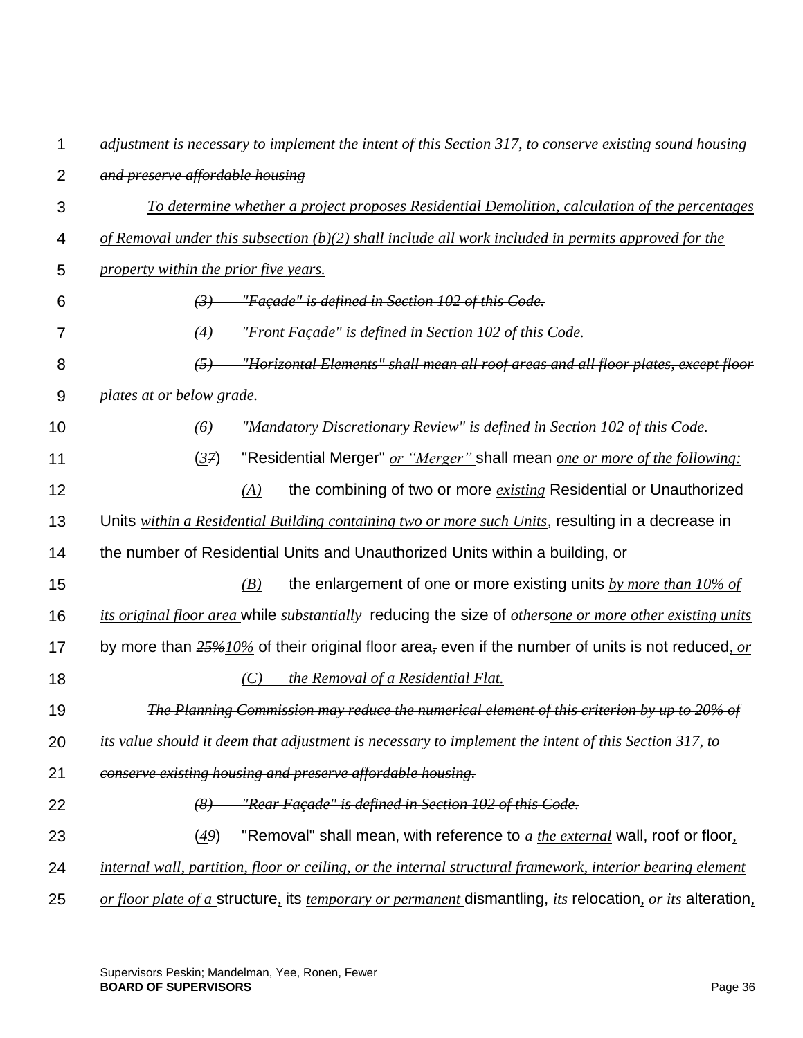~~*adjustment is necessary to implement the intent of this Section 317, to conserve existing sound housing and preserve affordable housing*~~

*To determine whether a project proposes Residential Demolition, calculation of the percentages of Removal under this subsection (b)(2) shall include all work included in permits approved for the property within the prior five years.*

~~*(3) "Façade" is defined in Section 102 of this Code.*~~

~~*(4) "Front Façade" is defined in Section 102 of this Code.*~~

~~*(5) "Horizontal Elements" shall mean all roof areas and all floor plates, except floor plates at or below grade.*~~

~~*(6) "Mandatory Discretionary Review" is defined in Section 102 of this Code.*~~

(*3*~~*7*~~) "Residential Merger" *or "Merger"* shall mean *one or more of the following:*

*(A)* the combining of two or more *existing* Residential or Unauthorized Units *within a Residential Building containing two or more such Units*, resulting in a decrease in the number of Residential Units and Unauthorized Units within a building, or

*(B)* the enlargement of one or more existing units *by more than 10% of its original floor area* while ~~*substantially*~~ reducing the size of ~~*others*~~*one or more other existing units* by more than ~~*25%*~~*10%* of their original floor area~~,~~ even if the number of units is not reduced*, or*

*(C) the Removal of a Residential Flat.*

~~*The Planning Commission may reduce the numerical element of this criterion by up to 20% of its value should it deem that adjustment is necessary to implement the intent of this Section 317, to conserve existing housing and preserve affordable housing.*~~

~~*(8) "Rear Façade" is defined in Section 102 of this Code.*~~

(*4*~~*9*~~) "Removal" shall mean, with reference to ~~*a*~~ *the external* wall, roof or floor*, internal wall, partition, floor or ceiling, or the internal structural framework, interior bearing element or floor plate of a* structure*,* its *temporary or permanent* dismantling, ~~*its*~~ relocation*,* ~~*or its*~~ alteration*,*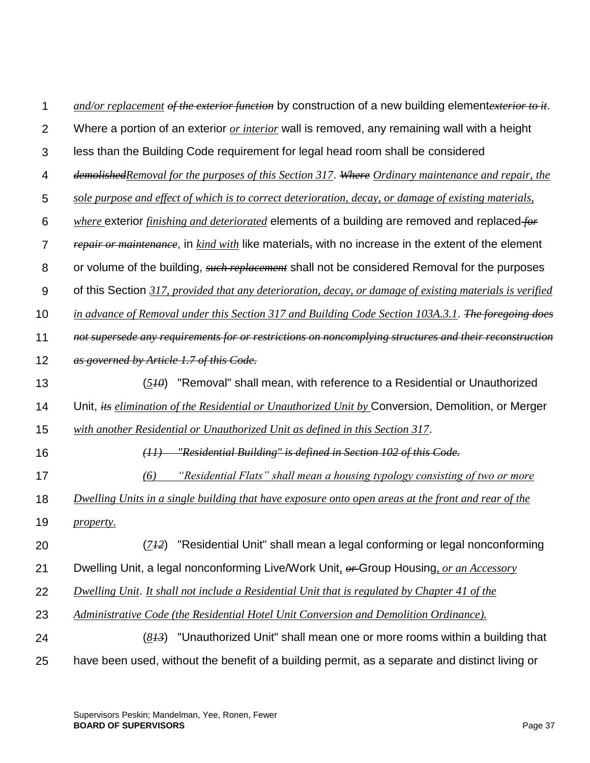*and/or replacement* ~~*of the exterior function*~~ by construction of a new building element~~*exterior to it*~~. Where a portion of an exterior *or interior* wall is removed, any remaining wall with a height less than the Building Code requirement for legal head room shall be considered ~~*demolished*~~*Removal for the purposes of this Section 317*. ~~*Where*~~ *Ordinary maintenance and repair, the sole purpose and effect of which is to correct deterioration, decay, or damage of existing materials, where* exterior *finishing and deteriorated* elements of a building are removed and replaced ~~*for repair or maintenance*~~, in *kind with* like materials~~,~~ with no increase in the extent of the element or volume of the building, ~~*such replacement*~~ shall not be considered Removal for the purposes of this Section *317, provided that any deterioration, decay, or damage of existing materials is verified in advance of Removal under this Section 317 and Building Code Section 103A.3.1*. ~~*The foregoing does not supersede any requirements for or restrictions on noncomplying structures and their reconstruction as governed by Article 1.7 of this Code.*~~

(*5*~~*10*~~) "Removal" shall mean, with reference to a Residential or Unauthorized Unit, ~~*its*~~ *elimination of the Residential or Unauthorized Unit by* Conversion, Demolition, or Merger *with another Residential or Unauthorized Unit as defined in this Section 317*.

~~*(11) "Residential Building" is defined in Section 102 of this Code.*~~

*(6) "Residential Flats" shall mean a housing typology consisting of two or more Dwelling Units in a single building that have exposure onto open areas at the front and rear of the property.*

(*7*~~*12*~~) "Residential Unit" shall mean a legal conforming or legal nonconforming Dwelling Unit, a legal nonconforming Live/Work Unit*,* ~~*or*~~ Group Housing*, or an Accessory Dwelling Unit*. *It shall not include a Residential Unit that is regulated by Chapter 41 of the Administrative Code (the Residential Hotel Unit Conversion and Demolition Ordinance).*

(*8*~~*13*~~) "Unauthorized Unit" shall mean one or more rooms within a building that have been used, without the benefit of a building permit, as a separate and distinct living or

Supervisors Peskin; Mandelman, Yee, Ronen, Fewer
**BOARD OF SUPERVISORS**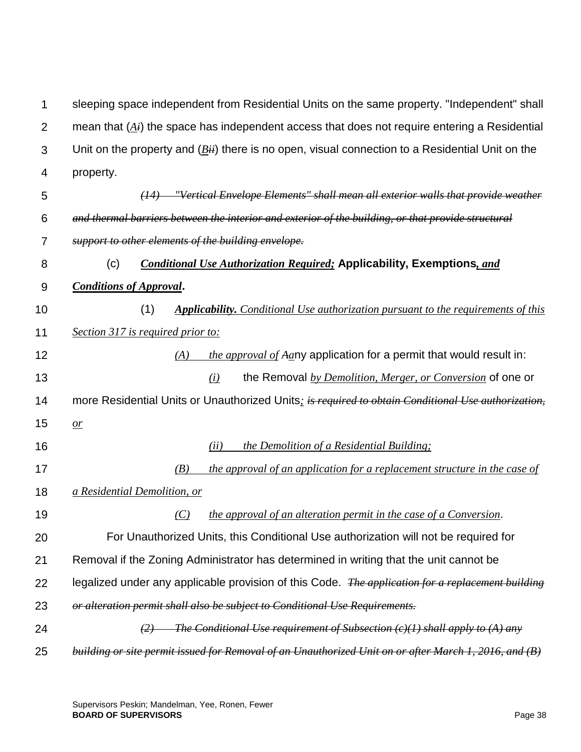sleeping space independent from Residential Units on the same property. "Independent" shall mean that (*A*~~*i*~~) the space has independent access that does not require entering a Residential Unit on the property and (*B*~~*ii*~~) there is no open, visual connection to a Residential Unit on the property.

~~*(14) "Vertical Envelope Elements" shall mean all exterior walls that provide weather and thermal barriers between the interior and exterior of the building, or that provide structural support to other elements of the building envelope.*~~

(c) ***Conditional Use Authorization Required;*** **Applicability, Exemptions*, and Conditions of Approval*.**

(1) ***Applicability.*** *Conditional Use authorization pursuant to the requirements of this Section 317 is required prior to:*

*(A) the approval of* ~~*A*~~*a*ny application for a permit that would result in:

*(i)* the Removal *by Demolition, Merger, or Conversion* of one or more Residential Units or Unauthorized Units*;* ~~*is required to obtain Conditional Use authorization,*~~ *or*

*(ii) the Demolition of a Residential Building;*

*(B) the approval of an application for a replacement structure in the case of a Residential Demolition, or*

*(C) the approval of an alteration permit in the case of a Conversion*.

For Unauthorized Units, this Conditional Use authorization will not be required for Removal if the Zoning Administrator has determined in writing that the unit cannot be legalized under any applicable provision of this Code. ~~*The application for a replacement building or alteration permit shall also be subject to Conditional Use Requirements.*~~

~~*(2) The Conditional Use requirement of Subsection (c)(1) shall apply to (A) any building or site permit issued for Removal of an Unauthorized Unit on or after March 1, 2016, and (B)*~~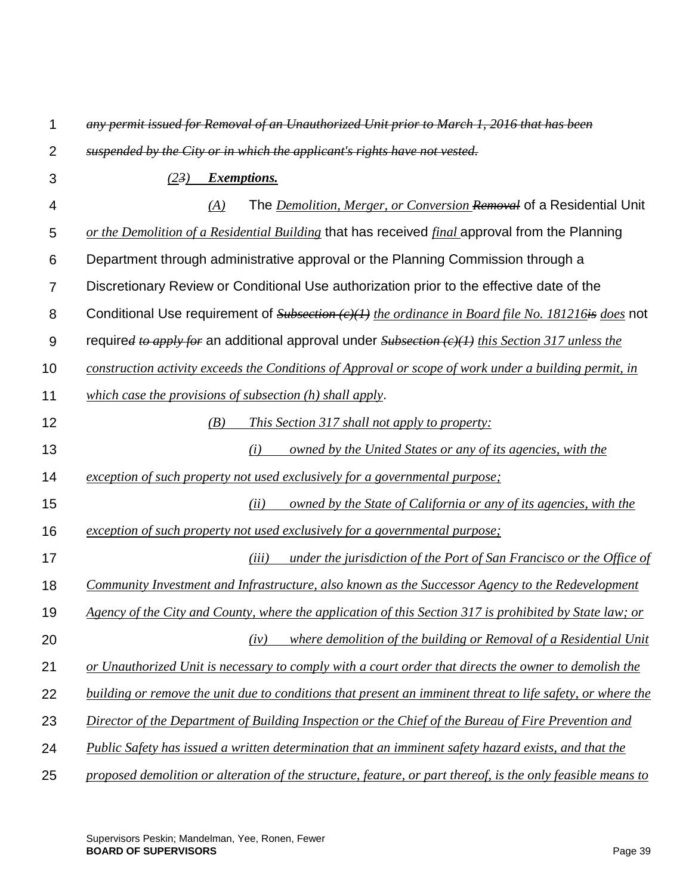~~*any permit issued for Removal of an Unauthorized Unit prior to March 1, 2016 that has been suspended by the City or in which the applicant's rights have not vested.*~~

*(2~~3~~) **Exemptions.***

*(A)* The *Demolition, Merger, or Conversion* ~~*Removal*~~ of a Residential Unit *or the Demolition of a Residential Building* that has received *final* approval from the Planning Department through administrative approval or the Planning Commission through a Discretionary Review or Conditional Use authorization prior to the effective date of the Conditional Use requirement of ~~*Subsection (c)(1)*~~ *the ordinance in Board file No. 181216*~~*is*~~ *does* not require~~*d to apply for*~~ an additional approval under ~~*Subsection (c)(1)*~~ *this Section 317 unless the construction activity exceeds the Conditions of Approval or scope of work under a building permit, in which case the provisions of subsection (h) shall apply*.

*(B) This Section 317 shall not apply to property:*

*(i) owned by the United States or any of its agencies, with the exception of such property not used exclusively for a governmental purpose;*

*(ii) owned by the State of California or any of its agencies, with the exception of such property not used exclusively for a governmental purpose;*

*(iii) under the jurisdiction of the Port of San Francisco or the Office of Community Investment and Infrastructure, also known as the Successor Agency to the Redevelopment Agency of the City and County, where the application of this Section 317 is prohibited by State law; or*

*(iv) where demolition of the building or Removal of a Residential Unit or Unauthorized Unit is necessary to comply with a court order that directs the owner to demolish the building or remove the unit due to conditions that present an imminent threat to life safety, or where the Director of the Department of Building Inspection or the Chief of the Bureau of Fire Prevention and Public Safety has issued a written determination that an imminent safety hazard exists, and that the proposed demolition or alteration of the structure, feature, or part thereof, is the only feasible means to*

Supervisors Peskin; Mandelman, Yee, Ronen, Fewer
**BOARD OF SUPERVISORS**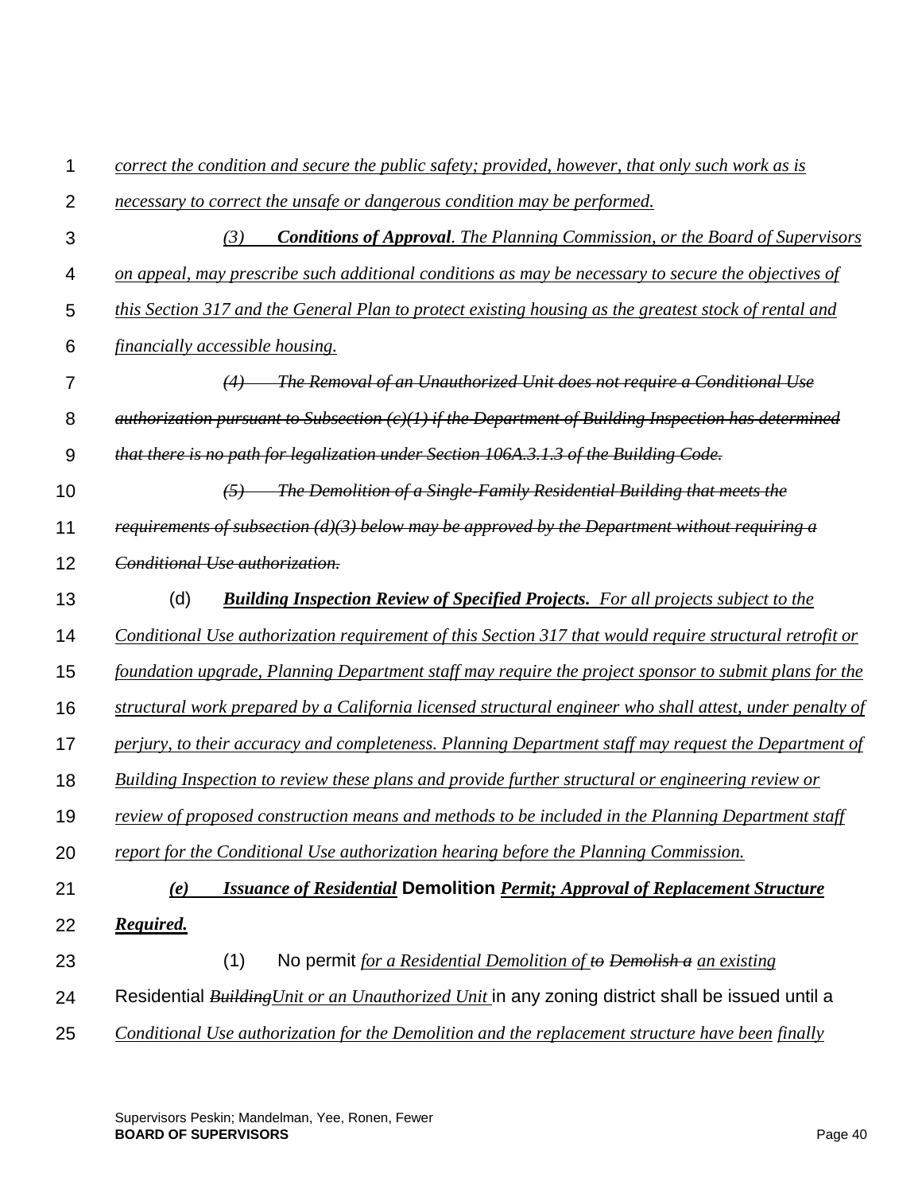*correct the condition and secure the public safety; provided, however, that only such work as is necessary to correct the unsafe or dangerous condition may be performed.*

*(3) **Conditions of Approval**. The Planning Commission, or the Board of Supervisors on appeal, may prescribe such additional conditions as may be necessary to secure the objectives of this Section 317 and the General Plan to protect existing housing as the greatest stock of rental and financially accessible housing.*

~~*(4) The Removal of an Unauthorized Unit does not require a Conditional Use authorization pursuant to Subsection (c)(1) if the Department of Building Inspection has determined that there is no path for legalization under Section 106A.3.1.3 of the Building Code.*~~

~~*(5) The Demolition of a Single-Family Residential Building that meets the requirements of subsection (d)(3) below may be approved by the Department without requiring a Conditional Use authorization.*~~

(d) ***Building Inspection Review of Specified Projects.*** *For all projects subject to the Conditional Use authorization requirement of this Section 317 that would require structural retrofit or foundation upgrade, Planning Department staff may require the project sponsor to submit plans for the structural work prepared by a California licensed structural engineer who shall attest, under penalty of perjury, to their accuracy and completeness. Planning Department staff may request the Department of Building Inspection to review these plans and provide further structural or engineering review or review of proposed construction means and methods to be included in the Planning Department staff report for the Conditional Use authorization hearing before the Planning Commission.*

***(e) Issuance of Residential*** **Demolition** ***Permit; Approval of Replacement Structure Required.***

(1) No permit *for a Residential Demolition of* ~~*to*~~ ~~*Demolish a*~~ *an existing* Residential ~~*Building*~~*Unit or an Unauthorized Unit* in any zoning district shall be issued until a *Conditional Use authorization for the Demolition and the replacement structure have been finally*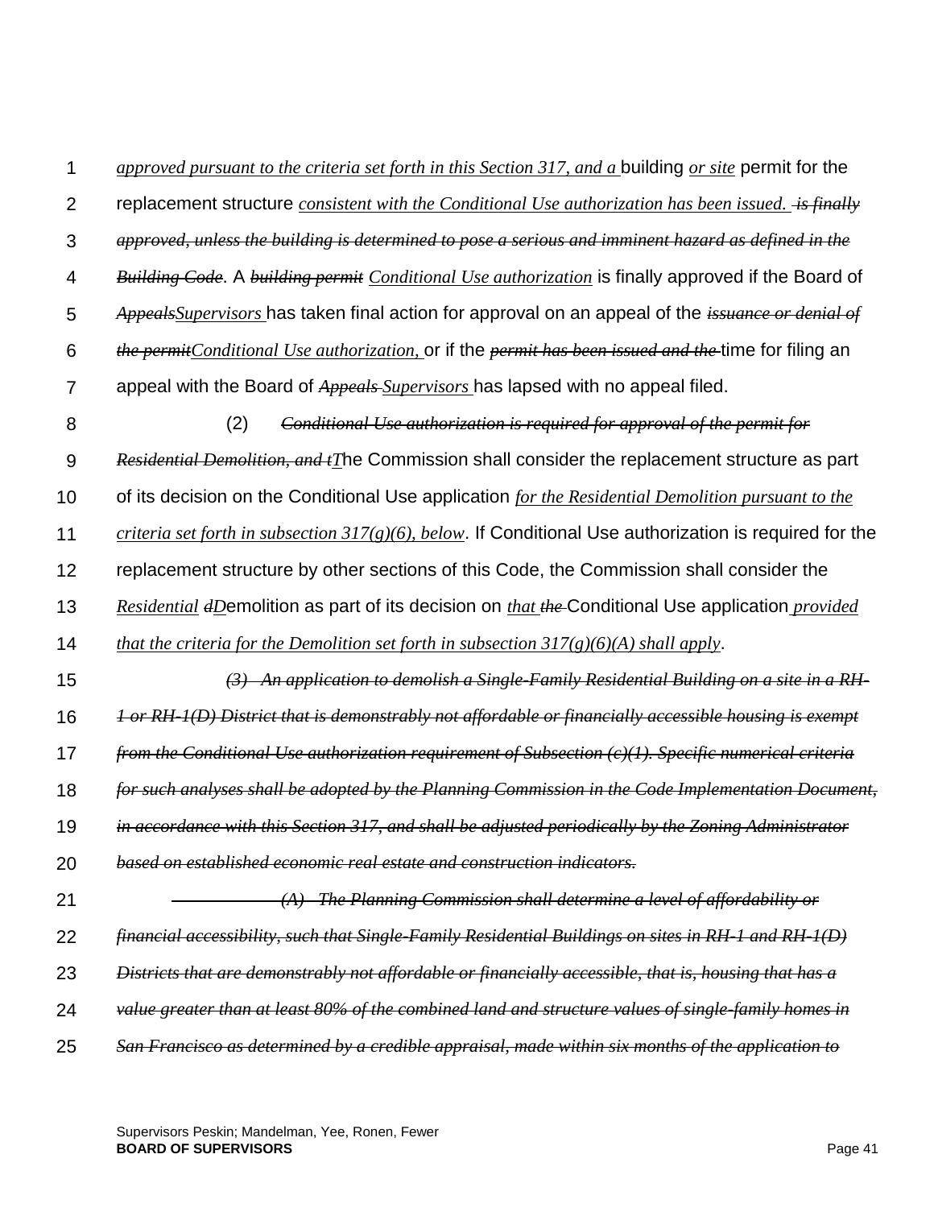*approved pursuant to the criteria set forth in this Section 317, and a* building *or site* permit for the replacement structure *consistent with the Conditional Use authorization has been issued.* ~~*is finally approved, unless the building is determined to pose a serious and imminent hazard as defined in the Building Code*~~. A ~~*building permit*~~ *Conditional Use authorization* is finally approved if the Board of ~~*Appeals*~~*Supervisors* has taken final action for approval on an appeal of the ~~*issuance or denial of the permit*~~*Conditional Use authorization,* or if the ~~*permit has been issued and the*~~ time for filing an appeal with the Board of ~~*Appeals*~~ *Supervisors* has lapsed with no appeal filed.

(2) ~~*Conditional Use authorization is required for approval of the permit for Residential Demolition, and t*~~*T*he Commission shall consider the replacement structure as part of its decision on the Conditional Use application *for the Residential Demolition pursuant to the criteria set forth in subsection 317(g)(6), below*. If Conditional Use authorization is required for the replacement structure by other sections of this Code, the Commission shall consider the *Residential* ~~*d*~~*D*emolition as part of its decision on *that* ~~*the*~~ Conditional Use application *provided that the criteria for the Demolition set forth in subsection 317(g)(6)(A) shall apply*.

~~*(3) An application to demolish a Single-Family Residential Building on a site in a RH-1 or RH-1(D) District that is demonstrably not affordable or financially accessible housing is exempt from the Conditional Use authorization requirement of Subsection (c)(1). Specific numerical criteria for such analyses shall be adopted by the Planning Commission in the Code Implementation Document, in accordance with this Section 317, and shall be adjusted periodically by the Zoning Administrator based on established economic real estate and construction indicators.*~~

~~*(A) The Planning Commission shall determine a level of affordability or financial accessibility, such that Single-Family Residential Buildings on sites in RH-1 and RH-1(D) Districts that are demonstrably not affordable or financially accessible, that is, housing that has a value greater than at least 80% of the combined land and structure values of single-family homes in San Francisco as determined by a credible appraisal, made within six months of the application to*~~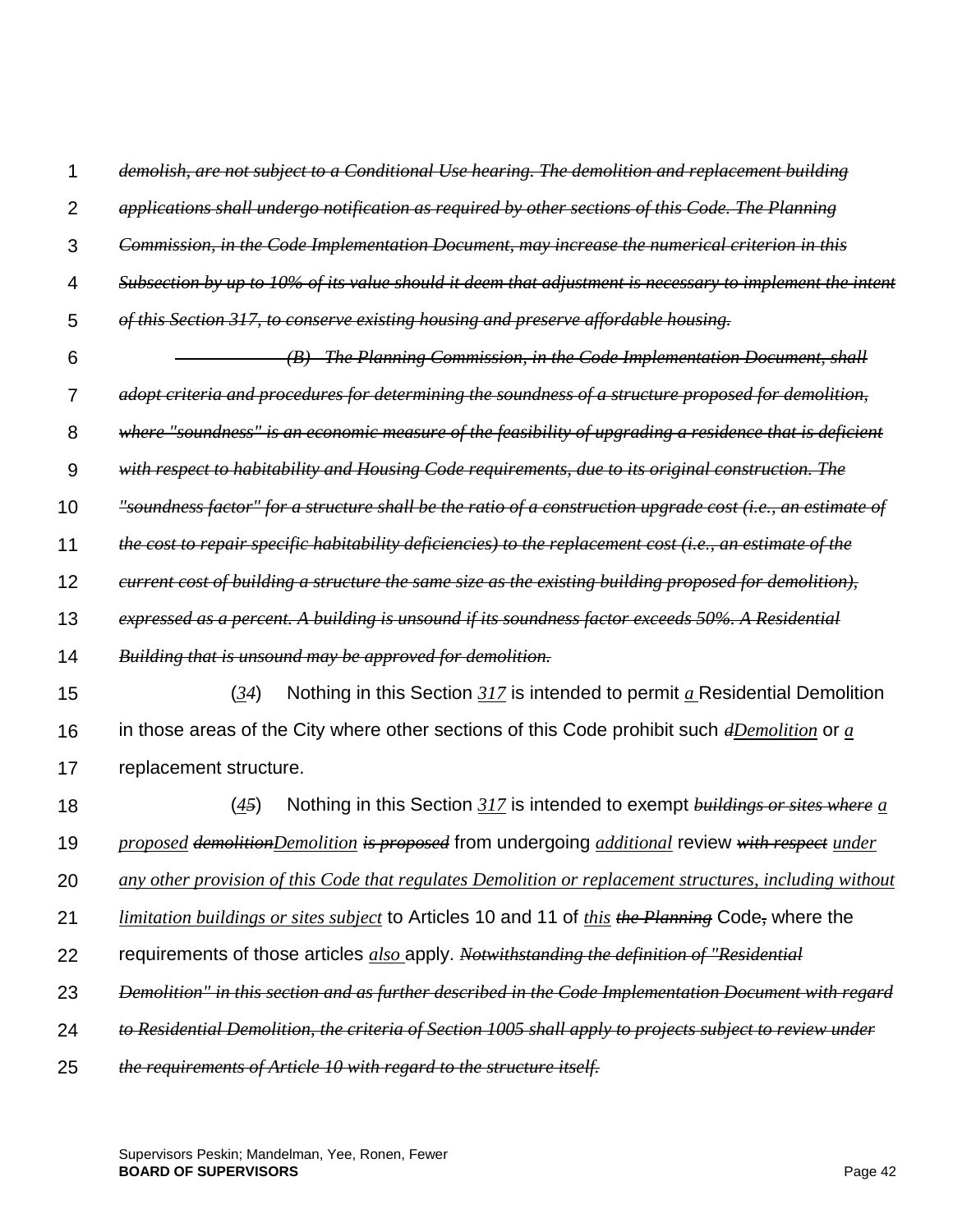~~*demolish, are not subject to a Conditional Use hearing. The demolition and replacement building applications shall undergo notification as required by other sections of this Code. The Planning Commission, in the Code Implementation Document, may increase the numerical criterion in this Subsection by up to 10% of its value should it deem that adjustment is necessary to implement the intent of this Section 317, to conserve existing housing and preserve affordable housing.*~~

~~*(B) The Planning Commission, in the Code Implementation Document, shall adopt criteria and procedures for determining the soundness of a structure proposed for demolition, where "soundness" is an economic measure of the feasibility of upgrading a residence that is deficient with respect to habitability and Housing Code requirements, due to its original construction. The "soundness factor" for a structure shall be the ratio of a construction upgrade cost (i.e., an estimate of the cost to repair specific habitability deficiencies) to the replacement cost (i.e., an estimate of the current cost of building a structure the same size as the existing building proposed for demolition), expressed as a percent. A building is unsound if its soundness factor exceeds 50%. A Residential Building that is unsound may be approved for demolition.*~~

(*<u>3</u>*~~*4*~~) Nothing in this Section *<u>317</u>* is intended to permit *<u>a</u>* Residential Demolition in those areas of the City where other sections of this Code prohibit such ~~*d*~~*<u>Demolition</u>* or *<u>a</u>* replacement structure.

(*<u>4</u>*~~*5*~~) Nothing in this Section *<u>317</u>* is intended to exempt ~~*buildings or sites where*~~ *<u>a proposed</u>* ~~*demolition*~~*<u>Demolition</u>* ~~*is proposed*~~ from undergoing *<u>additional</u>* review ~~*with respect*~~ *<u>under any other provision of this Code that regulates Demolition or replacement structures, including without limitation buildings or sites subject</u>* to Articles 10 and 11 of *<u>this</u>* ~~*the Planning*~~ Code~~,~~ where the requirements of those articles *<u>also</u>* apply. ~~*Notwithstanding the definition of "Residential Demolition" in this section and as further described in the Code Implementation Document with regard to Residential Demolition, the criteria of Section 1005 shall apply to projects subject to review under the requirements of Article 10 with regard to the structure itself.*~~

Supervisors Peskin; Mandelman, Yee, Ronen, Fewer
**BOARD OF SUPERVISORS**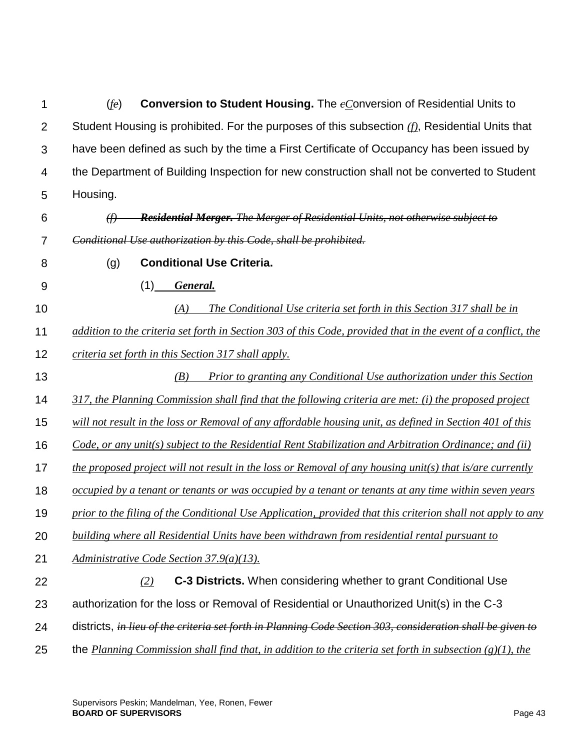(*f*e) **Conversion to Student Housing.** The ~~c~~*C*onversion of Residential Units to Student Housing is prohibited. For the purposes of this subsection *(f)*, Residential Units that have been defined as such by the time a First Certificate of Occupancy has been issued by the Department of Building Inspection for new construction shall not be converted to Student Housing.

~~*(f) **Residential Merger.** The Merger of Residential Units, not otherwise subject to Conditional Use authorization by this Code, shall be prohibited.*~~

(g) **Conditional Use Criteria.**

(1) ***General.***

*(A) The Conditional Use criteria set forth in this Section 317 shall be in addition to the criteria set forth in Section 303 of this Code, provided that in the event of a conflict, the criteria set forth in this Section 317 shall apply.*

*(B) Prior to granting any Conditional Use authorization under this Section 317, the Planning Commission shall find that the following criteria are met: (i) the proposed project will not result in the loss or Removal of any affordable housing unit, as defined in Section 401 of this Code, or any unit(s) subject to the Residential Rent Stabilization and Arbitration Ordinance; and (ii) the proposed project will not result in the loss or Removal of any housing unit(s) that is/are currently occupied by a tenant or tenants or was occupied by a tenant or tenants at any time within seven years prior to the filing of the Conditional Use Application, provided that this criterion shall not apply to any building where all Residential Units have been withdrawn from residential rental pursuant to Administrative Code Section 37.9(a)(13).*

*(2)* **C-3 Districts.** When considering whether to grant Conditional Use authorization for the loss or Removal of Residential or Unauthorized Unit(s) in the C-3 districts, ~~*in lieu of the criteria set forth in Planning Code Section 303, consideration shall be given to*~~ the *Planning Commission shall find that, in addition to the criteria set forth in subsection (g)(1), the*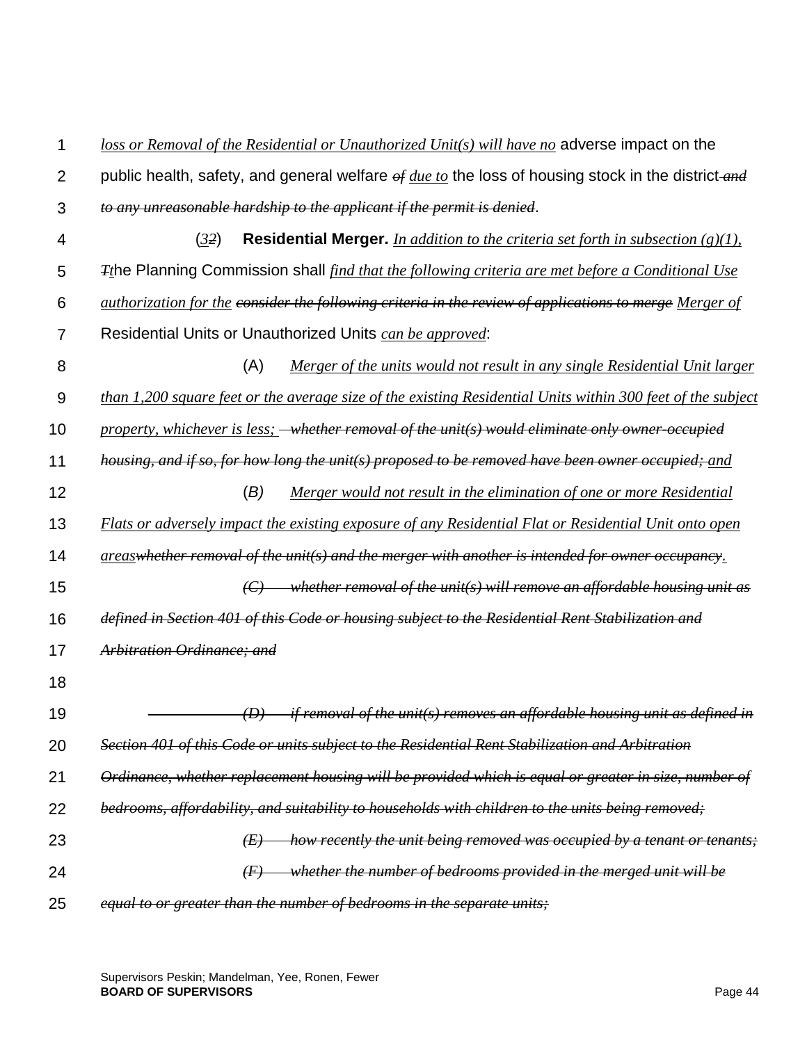*loss or Removal of the Residential or Unauthorized Unit(s) will have no* adverse impact on the public health, safety, and general welfare ~~of~~ *due to* the loss of housing stock in the district ~~and to any unreasonable hardship to the applicant if the permit is denied~~.

(*3*~~2~~) **Residential Merger.** *In addition to the criteria set forth in subsection (g)(1),* ~~T~~*t*he Planning Commission shall *find that the following criteria are met before a Conditional Use authorization for the* ~~consider the following criteria in the review of applications to merge~~ *Merger of* Residential Units or Unauthorized Units *can be approved*:

(A) *Merger of the units would not result in any single Residential Unit larger than 1,200 square feet or the average size of the existing Residential Units within 300 feet of the subject property, whichever is less;* ~~whether removal of the unit(s) would eliminate only owner-occupied housing, and if so, for how long the unit(s) proposed to be removed have been owner occupied;~~ *and*

(*B*) *Merger would not result in the elimination of one or more Residential Flats or adversely impact the existing exposure of any Residential Flat or Residential Unit onto open areas*~~whether removal of the unit(s) and the merger with another is intended for owner occupancy~~*.*

~~(C) whether removal of the unit(s) will remove an affordable housing unit as defined in Section 401 of this Code or housing subject to the Residential Rent Stabilization and Arbitration Ordinance; and~~

~~(D) if removal of the unit(s) removes an affordable housing unit as defined in Section 401 of this Code or units subject to the Residential Rent Stabilization and Arbitration Ordinance, whether replacement housing will be provided which is equal or greater in size, number of bedrooms, affordability, and suitability to households with children to the units being removed;~~

~~(E) how recently the unit being removed was occupied by a tenant or tenants;~~

~~(F) whether the number of bedrooms provided in the merged unit will be equal to or greater than the number of bedrooms in the separate units;~~

Supervisors Peskin; Mandelman, Yee, Ronen, Fewer
**BOARD OF SUPERVISORS**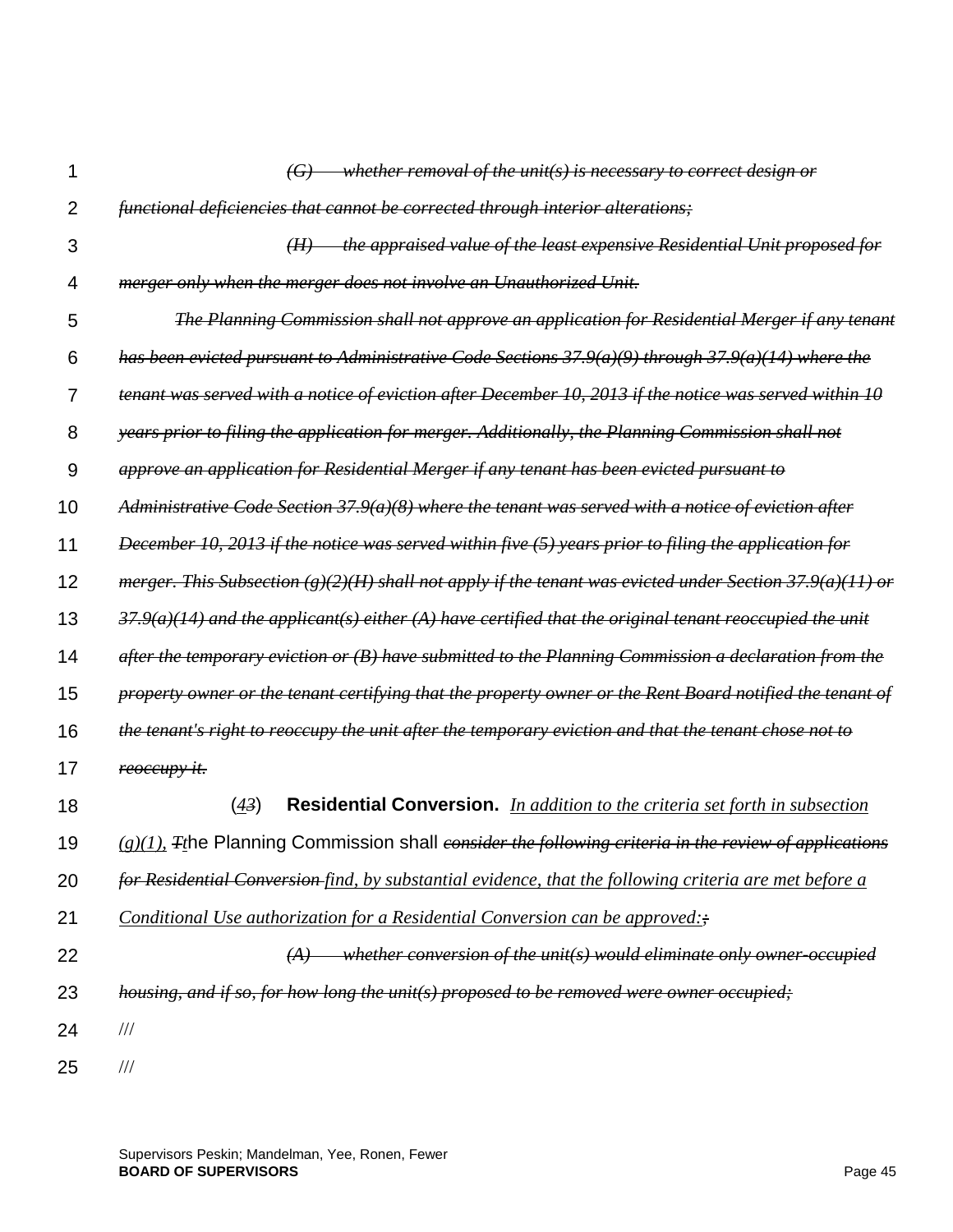~~*(G) whether removal of the unit(s) is necessary to correct design or functional deficiencies that cannot be corrected through interior alterations;*~~

~~*(H) the appraised value of the least expensive Residential Unit proposed for merger only when the merger does not involve an Unauthorized Unit.*~~

~~*The Planning Commission shall not approve an application for Residential Merger if any tenant has been evicted pursuant to Administrative Code Sections 37.9(a)(9) through 37.9(a)(14) where the tenant was served with a notice of eviction after December 10, 2013 if the notice was served within 10 years prior to filing the application for merger. Additionally, the Planning Commission shall not approve an application for Residential Merger if any tenant has been evicted pursuant to Administrative Code Section 37.9(a)(8) where the tenant was served with a notice of eviction after December 10, 2013 if the notice was served within five (5) years prior to filing the application for merger. This Subsection (g)(2)(H) shall not apply if the tenant was evicted under Section 37.9(a)(11) or 37.9(a)(14) and the applicant(s) either (A) have certified that the original tenant reoccupied the unit after the temporary eviction or (B) have submitted to the Planning Commission a declaration from the property owner or the tenant certifying that the property owner or the Rent Board notified the tenant of the tenant's right to reoccupy the unit after the temporary eviction and that the tenant chose not to reoccupy it.*~~

(*4*~~*3*~~) **Residential Conversion.** *In addition to the criteria set forth in subsection (g)(1),* ~~*T*~~*t*he Planning Commission shall ~~*consider the following criteria in the review of applications for Residential Conversion*~~ *find, by substantial evidence, that the following criteria are met before a Conditional Use authorization for a Residential Conversion can be approved:*~~*;*~~

~~*(A) whether conversion of the unit(s) would eliminate only owner-occupied housing, and if so, for how long the unit(s) proposed to be removed were owner occupied;*~~

///

///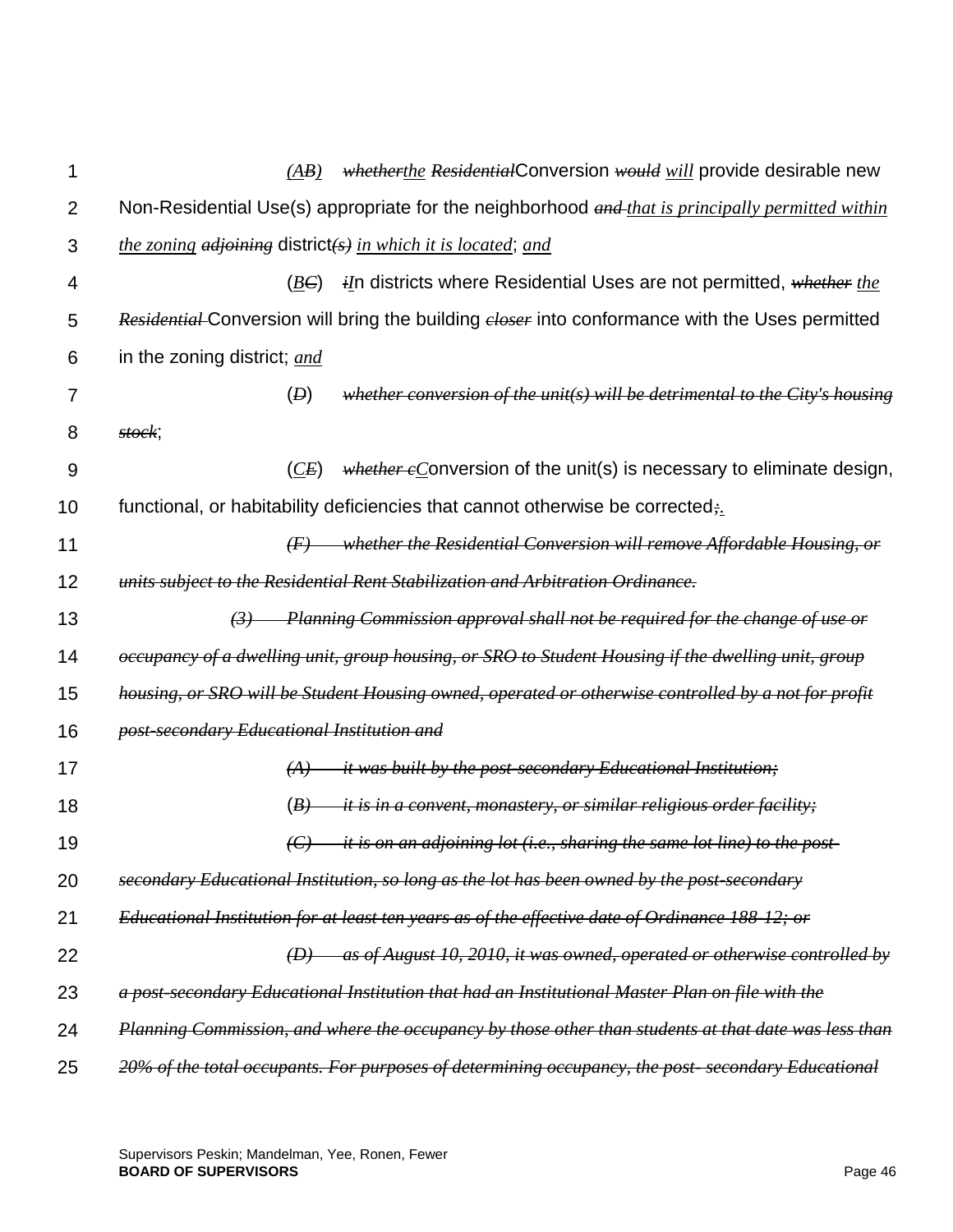(*AB*) ~~whether~~*the* ~~Residential~~Conversion ~~would~~ *will* provide desirable new Non-Residential Use(s) appropriate for the neighborhood ~~and~~ *that is principally permitted within the zoning* ~~adjoining~~ district~~(s)~~ *in which it is located*; *and*

(*BC*) ~~i~~*I*n districts where Residential Uses are not permitted, ~~whether~~ *the* ~~Residential~~ Conversion will bring the building ~~closer~~ into conformance with the Uses permitted in the zoning district; *and*

(~~D~~) ~~whether conversion of the unit(s) will be detrimental to the City's housing stock~~;

(*CE*) ~~whether c~~*C*onversion of the unit(s) is necessary to eliminate design, functional, or habitability deficiencies that cannot otherwise be corrected~~;~~*.*

~~(F) whether the Residential Conversion will remove Affordable Housing, or units subject to the Residential Rent Stabilization and Arbitration Ordinance.~~

~~(3) Planning Commission approval shall not be required for the change of use or occupancy of a dwelling unit, group housing, or SRO to Student Housing if the dwelling unit, group housing, or SRO will be Student Housing owned, operated or otherwise controlled by a not for profit post-secondary Educational Institution and~~

~~(A) it was built by the post-secondary Educational Institution;~~

~~(B) it is in a convent, monastery, or similar religious order facility;~~

~~(C) it is on an adjoining lot (i.e., sharing the same lot line) to the post-secondary Educational Institution, so long as the lot has been owned by the post-secondary Educational Institution for at least ten years as of the effective date of Ordinance 188-12; or~~

~~(D) as of August 10, 2010, it was owned, operated or otherwise controlled by a post-secondary Educational Institution that had an Institutional Master Plan on file with the Planning Commission, and where the occupancy by those other than students at that date was less than 20% of the total occupants. For purposes of determining occupancy, the post- secondary Educational~~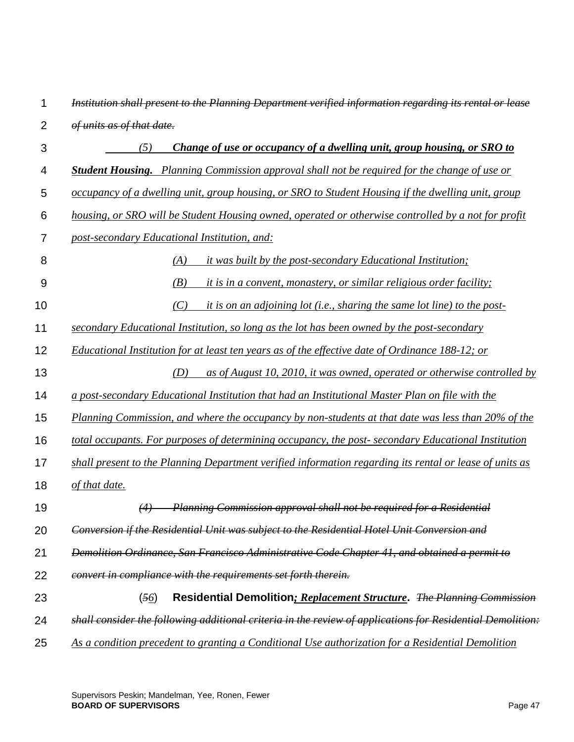~~*Institution shall present to the Planning Department verified information regarding its rental or lease of units as of that date.*~~

<u>*(5) **Change of use or occupancy of a dwelling unit, group housing, or SRO to Student Housing.** Planning Commission approval shall not be required for the change of use or occupancy of a dwelling unit, group housing, or SRO to Student Housing if the dwelling unit, group housing, or SRO will be Student Housing owned, operated or otherwise controlled by a not for profit post-secondary Educational Institution, and:*</u>

<u>*(A) it was built by the post-secondary Educational Institution;*</u>

<u>*(B) it is in a convent, monastery, or similar religious order facility;*</u>

<u>*(C) it is on an adjoining lot (i.e., sharing the same lot line) to the post-secondary Educational Institution, so long as the lot has been owned by the post-secondary Educational Institution for at least ten years as of the effective date of Ordinance 188-12; or*</u>

<u>*(D) as of August 10, 2010, it was owned, operated or otherwise controlled by a post-secondary Educational Institution that had an Institutional Master Plan on file with the Planning Commission, and where the occupancy by non-students at that date was less than 20% of the total occupants. For purposes of determining occupancy, the post- secondary Educational Institution shall present to the Planning Department verified information regarding its rental or lease of units as of that date.*</u>

~~*(4) Planning Commission approval shall not be required for a Residential Conversion if the Residential Unit was subject to the Residential Hotel Unit Conversion and Demolition Ordinance, San Francisco Administrative Code Chapter 41, and obtained a permit to convert in compliance with the requirements set forth therein.*~~

(~~*5*~~<u>*6*</u>) **Residential Demolition<u>*; Replacement Structure*</u>.** ~~*The Planning Commission shall consider the following additional criteria in the review of applications for Residential Demolition:*~~ <u>*As a condition precedent to granting a Conditional Use authorization for a Residential Demolition*</u>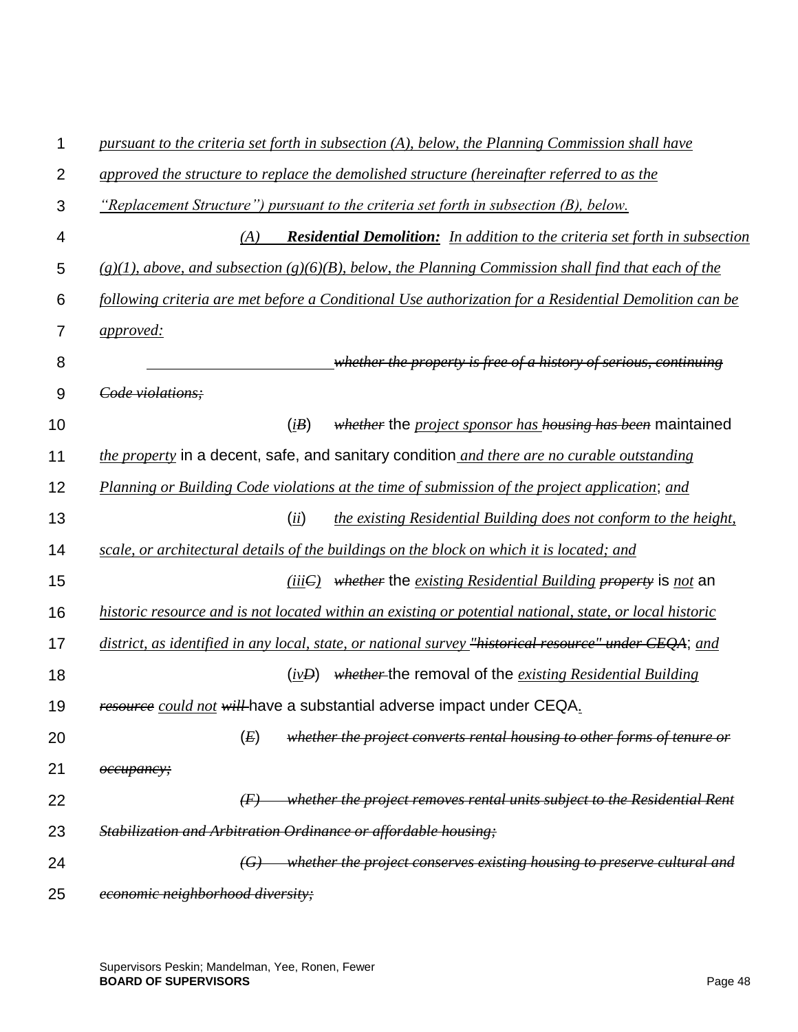*pursuant to the criteria set forth in subsection (A), below, the Planning Commission shall have approved the structure to replace the demolished structure (hereinafter referred to as the "Replacement Structure") pursuant to the criteria set forth in subsection (B), below.*

*(A)* ***Residential Demolition:*** *In addition to the criteria set forth in subsection (g)(1), above, and subsection (g)(6)(B), below, the Planning Commission shall find that each of the following criteria are met before a Conditional Use authorization for a Residential Demolition can be approved:*

~~*whether the property is free of a history of serious, continuing Code violations;*~~

(*i*~~*B*~~) ~~*whether*~~ the *project sponsor has* ~~*housing has been*~~ maintained *the property* in a decent, safe, and sanitary condition *and there are no curable outstanding Planning or Building Code violations at the time of submission of the project application*; *and*

(*ii*) *the existing Residential Building does not conform to the height, scale, or architectural details of the buildings on the block on which it is located; and*

*(iii*~~*C*~~*)* ~~*whether*~~ the *existing Residential Building* ~~*property*~~ is *not* an *historic resource and is not located within an existing or potential national, state, or local historic district, as identified in any local, state, or national survey* ~~*"historical resource" under CEQA*~~; *and*

(*iv*~~*D*~~) ~~*whether*~~ the removal of the *existing Residential Building* ~~*resource*~~ *could not* ~~*will*~~ have a substantial adverse impact under CEQA*.*

(~~*E*~~) ~~*whether the project converts rental housing to other forms of tenure or occupancy;*~~

~~*(F) whether the project removes rental units subject to the Residential Rent Stabilization and Arbitration Ordinance or affordable housing;*~~

~~*(G) whether the project conserves existing housing to preserve cultural and economic neighborhood diversity;*~~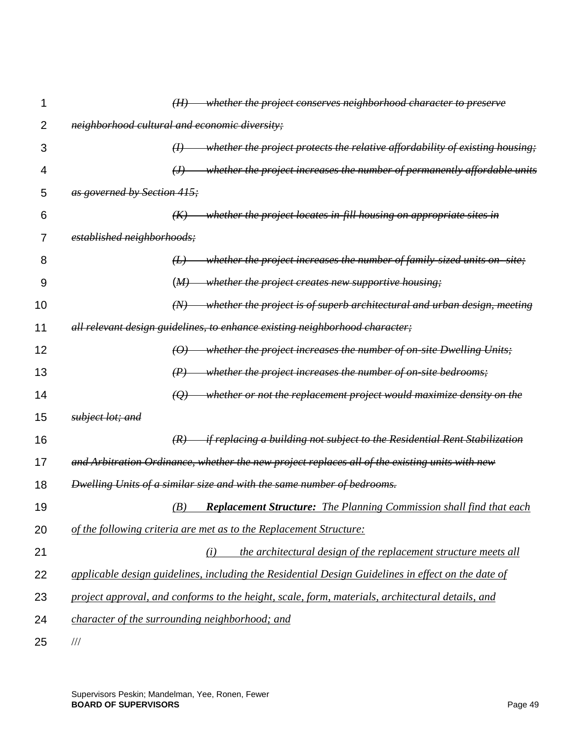~~*(H) whether the project conserves neighborhood character to preserve neighborhood cultural and economic diversity;*~~

~~*(I) whether the project protects the relative affordability of existing housing;*~~

~~*(J) whether the project increases the number of permanently affordable units as governed by Section 415;*~~

~~*(K) whether the project locates in-fill housing on appropriate sites in established neighborhoods;*~~

~~*(L) whether the project increases the number of family-sized units on- site;*~~

~~*(M) whether the project creates new supportive housing;*~~

~~*(N) whether the project is of superb architectural and urban design, meeting all relevant design guidelines, to enhance existing neighborhood character;*~~

~~*(O) whether the project increases the number of on-site Dwelling Units;*~~

~~*(P) whether the project increases the number of on-site bedrooms;*~~

~~*(Q) whether or not the replacement project would maximize density on the subject lot; and*~~

~~*(R) if replacing a building not subject to the Residential Rent Stabilization and Arbitration Ordinance, whether the new project replaces all of the existing units with new Dwelling Units of a similar size and with the same number of bedrooms.*~~

<u>*(B) **Replacement Structure:** The Planning Commission shall find that each of the following criteria are met as to the Replacement Structure:*</u>

<u>*(i) the architectural design of the replacement structure meets all applicable design guidelines, including the Residential Design Guidelines in effect on the date of project approval, and conforms to the height, scale, form, materials, architectural details, and character of the surrounding neighborhood; and*</u>

///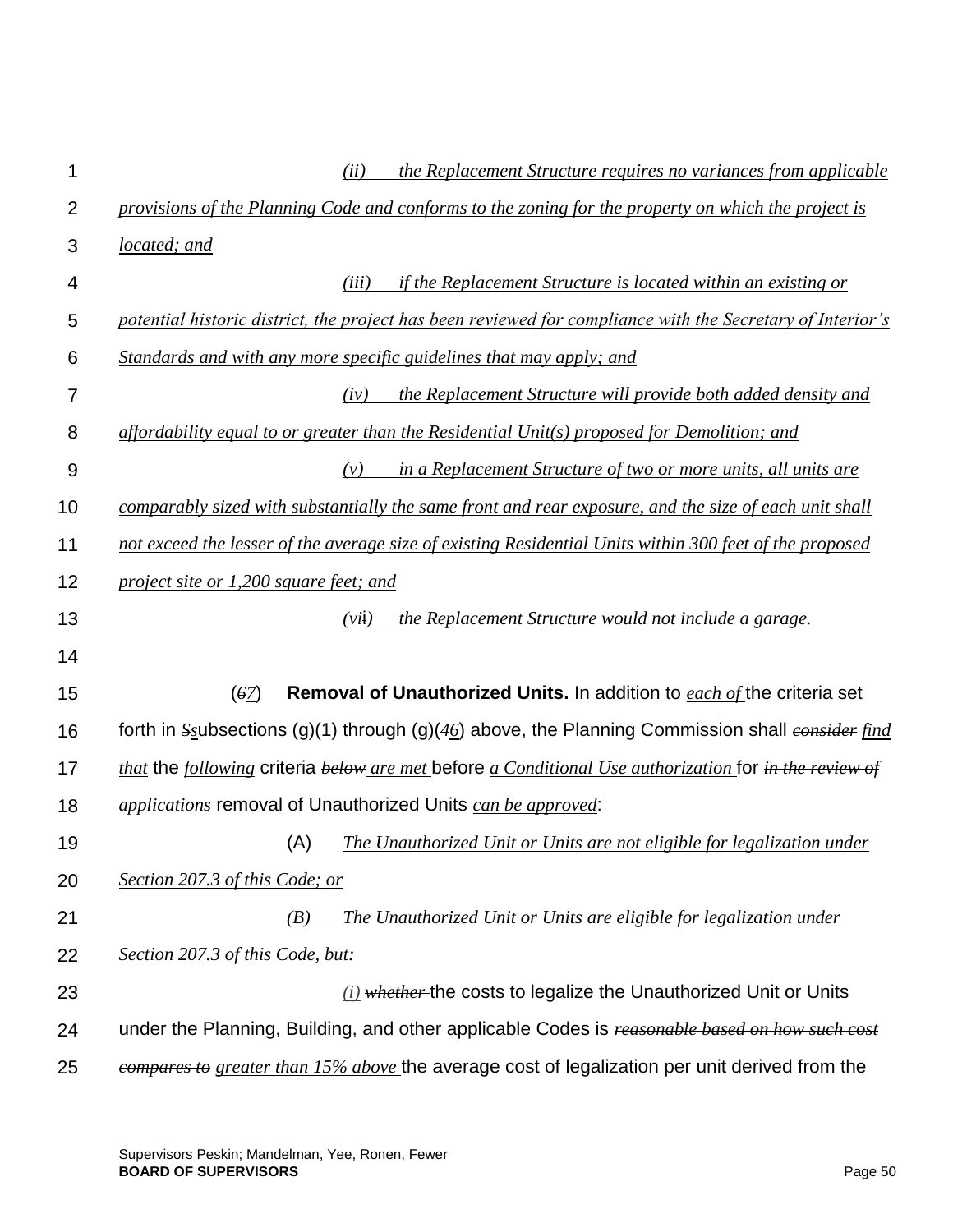*(ii) the Replacement Structure requires no variances from applicable provisions of the Planning Code and conforms to the zoning for the property on which the project is located; and*

*(iii) if the Replacement Structure is located within an existing or potential historic district, the project has been reviewed for compliance with the Secretary of Interior's Standards and with any more specific guidelines that may apply; and*

*(iv) the Replacement Structure will provide both added density and affordability equal to or greater than the Residential Unit(s) proposed for Demolition; and*

*(v) in a Replacement Structure of two or more units, all units are comparably sized with substantially the same front and rear exposure, and the size of each unit shall not exceed the lesser of the average size of existing Residential Units within 300 feet of the proposed project site or 1,200 square feet; and*

*(vii) the Replacement Structure would not include a garage.*

(~~6~~7) **Removal of Unauthorized Units.** In addition to *each of* the criteria set forth in ~~S~~subsections (g)(1) through (g)(~~4~~6) above, the Planning Commission shall ~~consider~~ *find that* the *following* criteria ~~below~~ *are met* before *a Conditional Use authorization* for ~~in the review of applications~~ removal of Unauthorized Units *can be approved*:

(A) *The Unauthorized Unit or Units are not eligible for legalization under Section 207.3 of this Code; or*

*(B) The Unauthorized Unit or Units are eligible for legalization under Section 207.3 of this Code, but:*

*(i)* ~~whether~~ the costs to legalize the Unauthorized Unit or Units under the Planning, Building, and other applicable Codes is ~~reasonable based on how such cost compares to~~ *greater than 15% above* the average cost of legalization per unit derived from the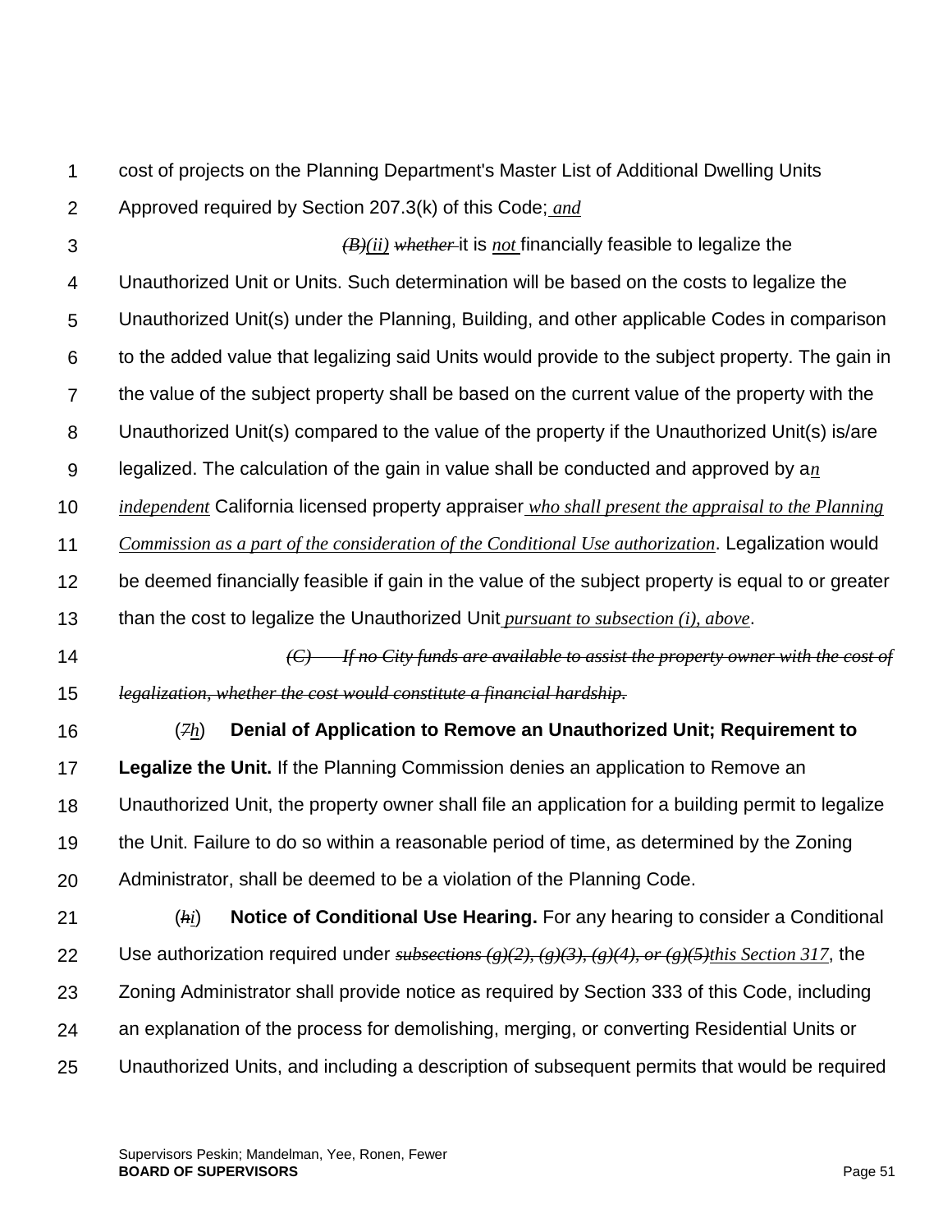cost of projects on the Planning Department's Master List of Additional Dwelling Units Approved required by Section 207.3(k) of this Code; *and*

~~*(B)*~~*(ii)* ~~*whether*~~ it is *not* financially feasible to legalize the Unauthorized Unit or Units. Such determination will be based on the costs to legalize the Unauthorized Unit(s) under the Planning, Building, and other applicable Codes in comparison to the added value that legalizing said Units would provide to the subject property. The gain in the value of the subject property shall be based on the current value of the property with the Unauthorized Unit(s) compared to the value of the property if the Unauthorized Unit(s) is/are legalized. The calculation of the gain in value shall be conducted and approved by a*n independent* California licensed property appraiser *who shall present the appraisal to the Planning Commission as a part of the consideration of the Conditional Use authorization*. Legalization would be deemed financially feasible if gain in the value of the subject property is equal to or greater than the cost to legalize the Unauthorized Unit *pursuant to subsection (i), above*.

~~*(C) If no City funds are available to assist the property owner with the cost of legalization, whether the cost would constitute a financial hardship.*~~

(~~*7*~~*h*) **Denial of Application to Remove an Unauthorized Unit; Requirement to Legalize the Unit.** If the Planning Commission denies an application to Remove an Unauthorized Unit, the property owner shall file an application for a building permit to legalize the Unit. Failure to do so within a reasonable period of time, as determined by the Zoning Administrator, shall be deemed to be a violation of the Planning Code.

(~~*h*~~*i*) **Notice of Conditional Use Hearing.** For any hearing to consider a Conditional Use authorization required under ~~*subsections (g)(2), (g)(3), (g)(4), or (g)(5)*~~*this Section 317*, the Zoning Administrator shall provide notice as required by Section 333 of this Code, including an explanation of the process for demolishing, merging, or converting Residential Units or Unauthorized Units, and including a description of subsequent permits that would be required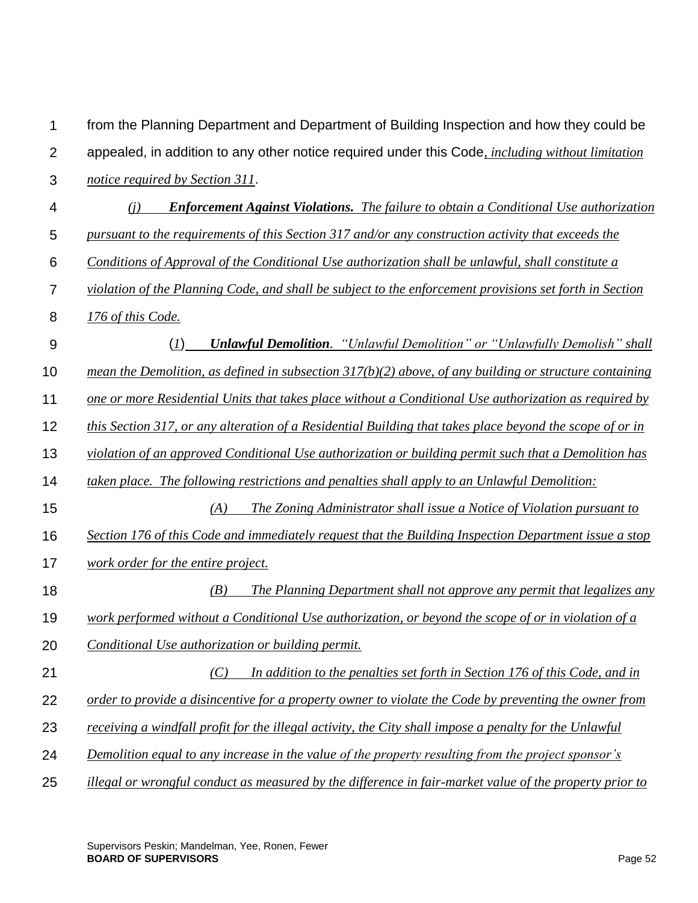from the Planning Department and Department of Building Inspection and how they could be appealed, in addition to any other notice required under this Code*, including without limitation notice required by Section 311*.

*(j)* ***Enforcement Against Violations.*** *The failure to obtain a Conditional Use authorization pursuant to the requirements of this Section 317 and/or any construction activity that exceeds the Conditions of Approval of the Conditional Use authorization shall be unlawful, shall constitute a violation of the Planning Code, and shall be subject to the enforcement provisions set forth in Section 176 of this Code.*

(*1*) ***Unlawful Demolition****. "Unlawful Demolition" or "Unlawfully Demolish" shall mean the Demolition, as defined in subsection 317(b)(2) above, of any building or structure containing one or more Residential Units that takes place without a Conditional Use authorization as required by this Section 317, or any alteration of a Residential Building that takes place beyond the scope of or in violation of an approved Conditional Use authorization or building permit such that a Demolition has taken place. The following restrictions and penalties shall apply to an Unlawful Demolition:*

*(A) The Zoning Administrator shall issue a Notice of Violation pursuant to Section 176 of this Code and immediately request that the Building Inspection Department issue a stop work order for the entire project.*

*(B) The Planning Department shall not approve any permit that legalizes any work performed without a Conditional Use authorization, or beyond the scope of or in violation of a Conditional Use authorization or building permit.*

*(C) In addition to the penalties set forth in Section 176 of this Code, and in order to provide a disincentive for a property owner to violate the Code by preventing the owner from receiving a windfall profit for the illegal activity, the City shall impose a penalty for the Unlawful Demolition equal to any increase in the value of the property resulting from the project sponsor's illegal or wrongful conduct as measured by the difference in fair-market value of the property prior to*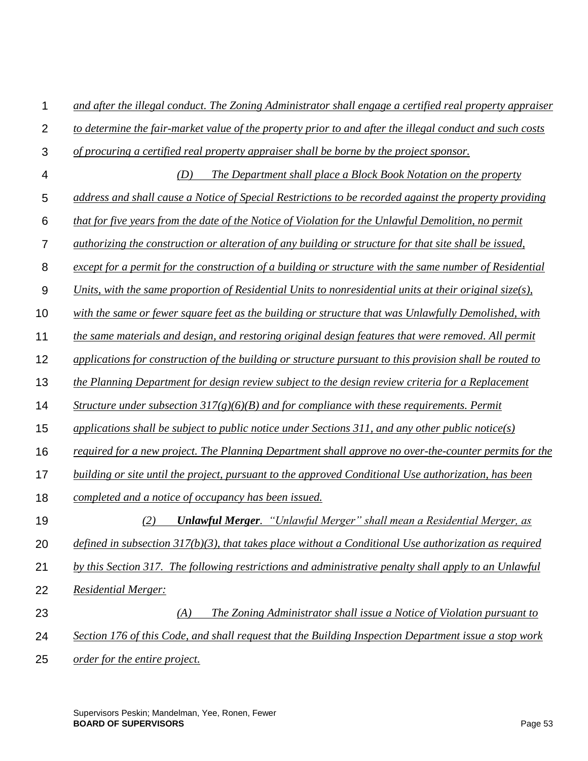*and after the illegal conduct. The Zoning Administrator shall engage a certified real property appraiser to determine the fair-market value of the property prior to and after the illegal conduct and such costs of procuring a certified real property appraiser shall be borne by the project sponsor.*

*(D) The Department shall place a Block Book Notation on the property address and shall cause a Notice of Special Restrictions to be recorded against the property providing that for five years from the date of the Notice of Violation for the Unlawful Demolition, no permit authorizing the construction or alteration of any building or structure for that site shall be issued, except for a permit for the construction of a building or structure with the same number of Residential Units, with the same proportion of Residential Units to nonresidential units at their original size(s), with the same or fewer square feet as the building or structure that was Unlawfully Demolished, with the same materials and design, and restoring original design features that were removed. All permit applications for construction of the building or structure pursuant to this provision shall be routed to the Planning Department for design review subject to the design review criteria for a Replacement Structure under subsection 317(g)(6)(B) and for compliance with these requirements. Permit applications shall be subject to public notice under Sections 311, and any other public notice(s) required for a new project. The Planning Department shall approve no over-the-counter permits for the building or site until the project, pursuant to the approved Conditional Use authorization, has been completed and a notice of occupancy has been issued.*

*(2) **Unlawful Merger**. "Unlawful Merger" shall mean a Residential Merger, as defined in subsection 317(b)(3), that takes place without a Conditional Use authorization as required by this Section 317. The following restrictions and administrative penalty shall apply to an Unlawful Residential Merger:*

*(A) The Zoning Administrator shall issue a Notice of Violation pursuant to Section 176 of this Code, and shall request that the Building Inspection Department issue a stop work order for the entire project.*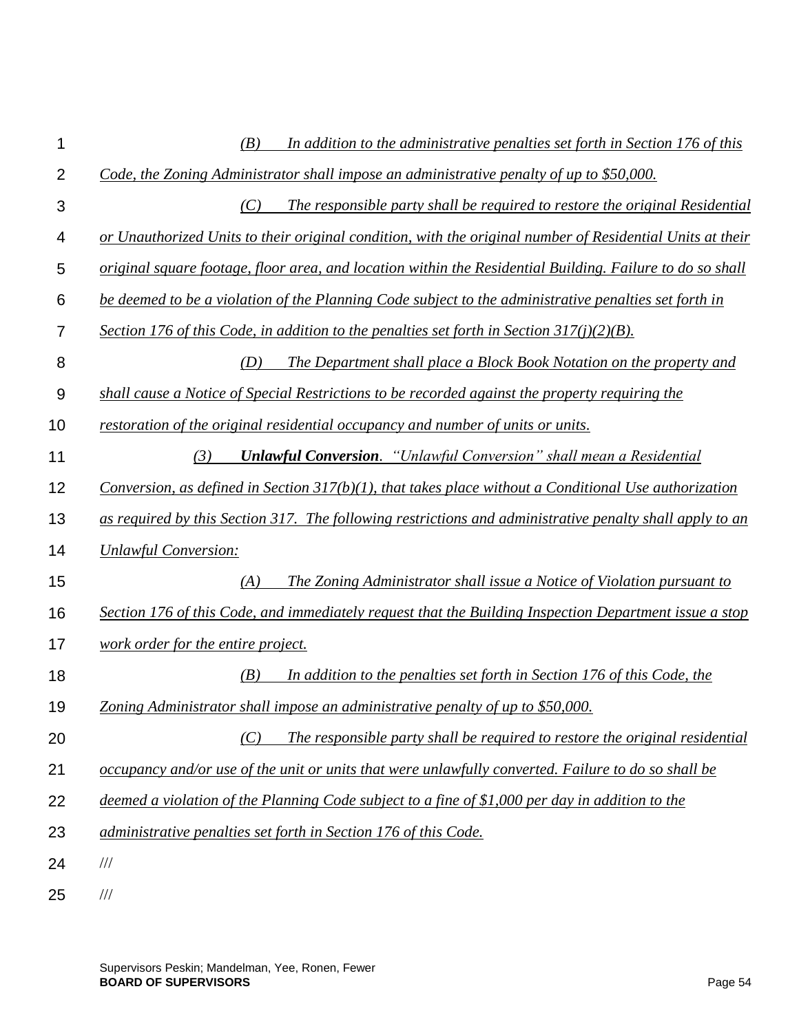*(B) In addition to the administrative penalties set forth in Section 176 of this Code, the Zoning Administrator shall impose an administrative penalty of up to $50,000.*

*(C) The responsible party shall be required to restore the original Residential or Unauthorized Units to their original condition, with the original number of Residential Units at their original square footage, floor area, and location within the Residential Building. Failure to do so shall be deemed to be a violation of the Planning Code subject to the administrative penalties set forth in Section 176 of this Code, in addition to the penalties set forth in Section 317(j)(2)(B).*

*(D) The Department shall place a Block Book Notation on the property and shall cause a Notice of Special Restrictions to be recorded against the property requiring the restoration of the original residential occupancy and number of units or units.*

*(3) **Unlawful Conversion**. "Unlawful Conversion" shall mean a Residential Conversion, as defined in Section 317(b)(1), that takes place without a Conditional Use authorization as required by this Section 317. The following restrictions and administrative penalty shall apply to an Unlawful Conversion:*

*(A) The Zoning Administrator shall issue a Notice of Violation pursuant to Section 176 of this Code, and immediately request that the Building Inspection Department issue a stop work order for the entire project.*

*(B) In addition to the penalties set forth in Section 176 of this Code, the Zoning Administrator shall impose an administrative penalty of up to $50,000.*

*(C) The responsible party shall be required to restore the original residential occupancy and/or use of the unit or units that were unlawfully converted. Failure to do so shall be deemed a violation of the Planning Code subject to a fine of $1,000 per day in addition to the administrative penalties set forth in Section 176 of this Code.*

///

///

Supervisors Peskin; Mandelman, Yee, Ronen, Fewer
**BOARD OF SUPERVISORS**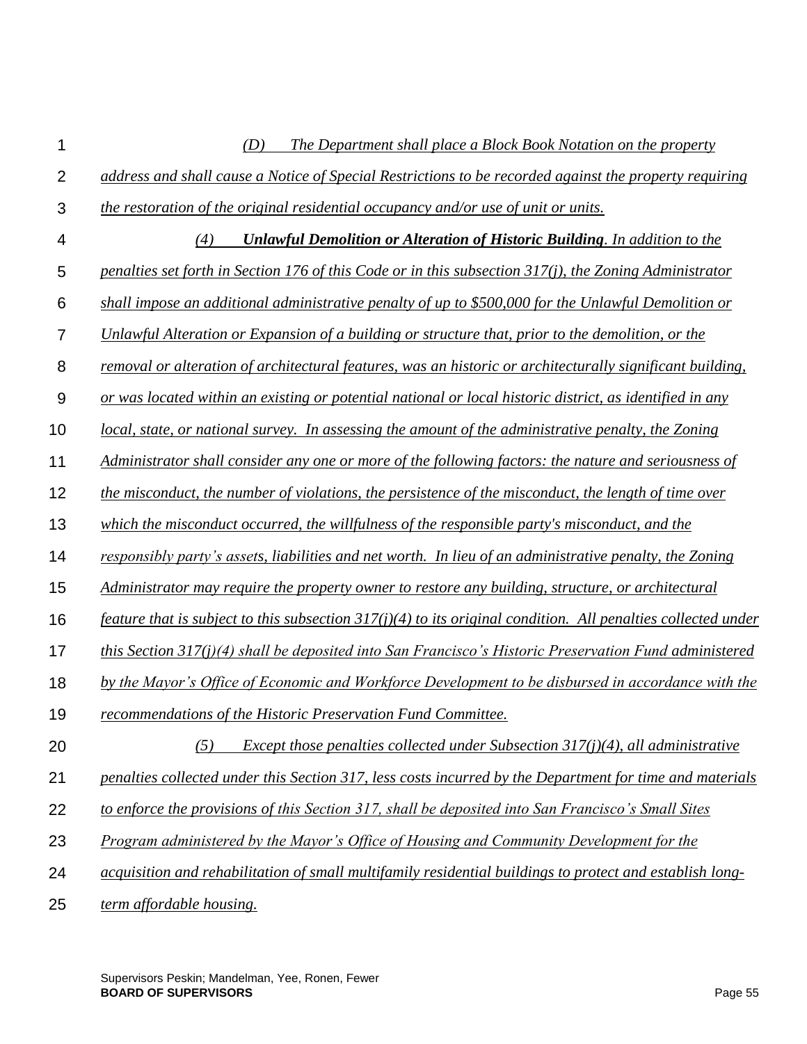*(D) The Department shall place a Block Book Notation on the property address and shall cause a Notice of Special Restrictions to be recorded against the property requiring the restoration of the original residential occupancy and/or use of unit or units.*

*(4) **Unlawful Demolition or Alteration of Historic Building**. In addition to the penalties set forth in Section 176 of this Code or in this subsection 317(j), the Zoning Administrator shall impose an additional administrative penalty of up to $500,000 for the Unlawful Demolition or Unlawful Alteration or Expansion of a building or structure that, prior to the demolition, or the removal or alteration of architectural features, was an historic or architecturally significant building, or was located within an existing or potential national or local historic district, as identified in any local, state, or national survey. In assessing the amount of the administrative penalty, the Zoning Administrator shall consider any one or more of the following factors: the nature and seriousness of the misconduct, the number of violations, the persistence of the misconduct, the length of time over which the misconduct occurred, the willfulness of the responsible party's misconduct, and the responsibly party's assets, liabilities and net worth. In lieu of an administrative penalty, the Zoning Administrator may require the property owner to restore any building, structure, or architectural feature that is subject to this subsection 317(j)(4) to its original condition. All penalties collected under this Section 317(j)(4) shall be deposited into San Francisco's Historic Preservation Fund administered by the Mayor's Office of Economic and Workforce Development to be disbursed in accordance with the recommendations of the Historic Preservation Fund Committee.*

*(5) Except those penalties collected under Subsection 317(j)(4), all administrative penalties collected under this Section 317, less costs incurred by the Department for time and materials to enforce the provisions of this Section 317, shall be deposited into San Francisco's Small Sites Program administered by the Mayor's Office of Housing and Community Development for the acquisition and rehabilitation of small multifamily residential buildings to protect and establish long-term affordable housing.*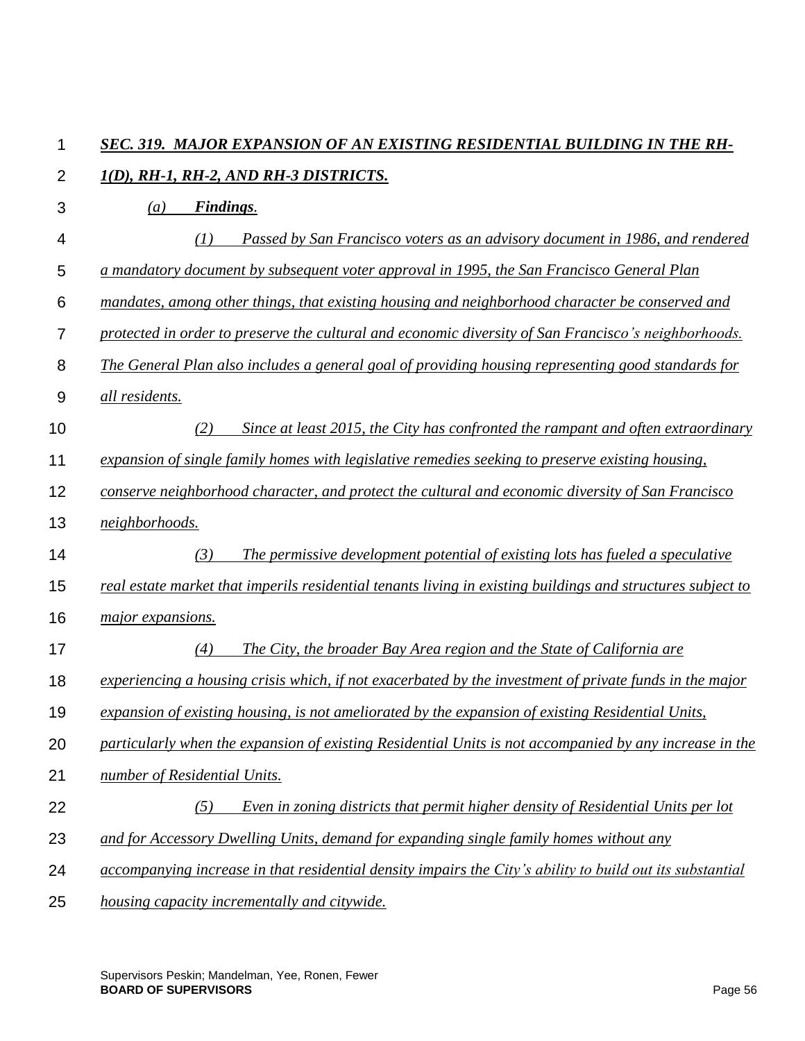***SEC. 319. MAJOR EXPANSION OF AN EXISTING RESIDENTIAL BUILDING IN THE RH-1(D), RH-1, RH-2, AND RH-3 DISTRICTS.***

*(a) **Findings**.*

*(1) Passed by San Francisco voters as an advisory document in 1986, and rendered a mandatory document by subsequent voter approval in 1995, the San Francisco General Plan mandates, among other things, that existing housing and neighborhood character be conserved and protected in order to preserve the cultural and economic diversity of San Francisco's neighborhoods. The General Plan also includes a general goal of providing housing representing good standards for all residents.*

*(2) Since at least 2015, the City has confronted the rampant and often extraordinary expansion of single family homes with legislative remedies seeking to preserve existing housing, conserve neighborhood character, and protect the cultural and economic diversity of San Francisco neighborhoods.*

*(3) The permissive development potential of existing lots has fueled a speculative real estate market that imperils residential tenants living in existing buildings and structures subject to major expansions.*

*(4) The City, the broader Bay Area region and the State of California are experiencing a housing crisis which, if not exacerbated by the investment of private funds in the major expansion of existing housing, is not ameliorated by the expansion of existing Residential Units, particularly when the expansion of existing Residential Units is not accompanied by any increase in the number of Residential Units.*

*(5) Even in zoning districts that permit higher density of Residential Units per lot and for Accessory Dwelling Units, demand for expanding single family homes without any accompanying increase in that residential density impairs the City's ability to build out its substantial housing capacity incrementally and citywide.*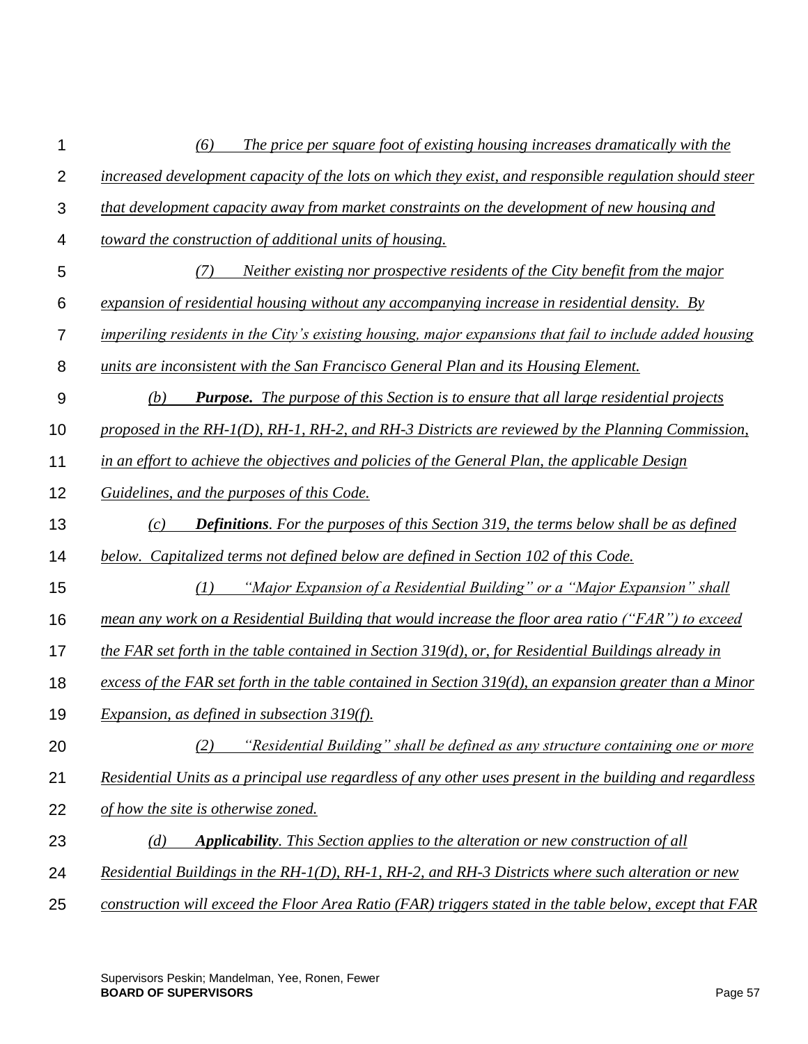*(6) The price per square foot of existing housing increases dramatically with the increased development capacity of the lots on which they exist, and responsible regulation should steer that development capacity away from market constraints on the development of new housing and toward the construction of additional units of housing.*

*(7) Neither existing nor prospective residents of the City benefit from the major expansion of residential housing without any accompanying increase in residential density. By imperiling residents in the City's existing housing, major expansions that fail to include added housing units are inconsistent with the San Francisco General Plan and its Housing Element.*

*(b) **Purpose.** The purpose of this Section is to ensure that all large residential projects proposed in the RH-1(D), RH-1, RH-2, and RH-3 Districts are reviewed by the Planning Commission, in an effort to achieve the objectives and policies of the General Plan, the applicable Design Guidelines, and the purposes of this Code.*

*(c) **Definitions**. For the purposes of this Section 319, the terms below shall be as defined below. Capitalized terms not defined below are defined in Section 102 of this Code.*

*(1) "Major Expansion of a Residential Building" or a "Major Expansion" shall mean any work on a Residential Building that would increase the floor area ratio ("FAR") to exceed the FAR set forth in the table contained in Section 319(d), or, for Residential Buildings already in excess of the FAR set forth in the table contained in Section 319(d), an expansion greater than a Minor Expansion, as defined in subsection 319(f).*

*(2) "Residential Building" shall be defined as any structure containing one or more Residential Units as a principal use regardless of any other uses present in the building and regardless of how the site is otherwise zoned.*

*(d) **Applicability**. This Section applies to the alteration or new construction of all Residential Buildings in the RH-1(D), RH-1, RH-2, and RH-3 Districts where such alteration or new construction will exceed the Floor Area Ratio (FAR) triggers stated in the table below, except that FAR*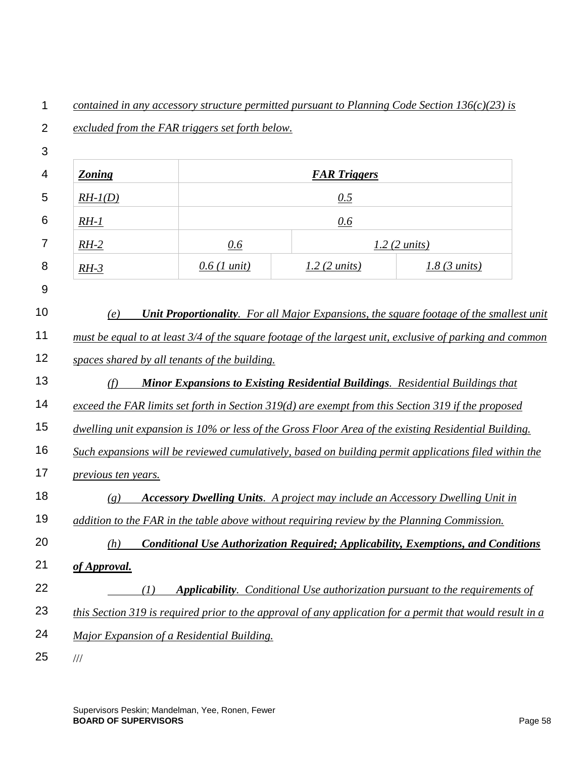*contained in any accessory structure permitted pursuant to Planning Code Section 136(c)(23) is excluded from the FAR triggers set forth below.*

| ***Zoning*** | ***FAR Triggers*** | | |
|---|---|---|---|
| *RH-1(D)* | *0.5* | | |
| *RH-1* | *0.6* | | |
| *RH-2* | *0.6* | *1.2 (2 units)* | |
| *RH-3* | *0.6 (1 unit)* | *1.2 (2 units)* | *1.8 (3 units)* |

*(e)* ***Unit Proportionality****. For all Major Expansions, the square footage of the smallest unit must be equal to at least 3/4 of the square footage of the largest unit, exclusive of parking and common spaces shared by all tenants of the building.*

*(f)* ***Minor Expansions to Existing Residential Buildings****. Residential Buildings that exceed the FAR limits set forth in Section 319(d) are exempt from this Section 319 if the proposed dwelling unit expansion is 10% or less of the Gross Floor Area of the existing Residential Building. Such expansions will be reviewed cumulatively, based on building permit applications filed within the previous ten years.*

*(g)* ***Accessory Dwelling Units****. A project may include an Accessory Dwelling Unit in addition to the FAR in the table above without requiring review by the Planning Commission.*

*(h)* ***Conditional Use Authorization Required; Applicability, Exemptions, and Conditions of Approval.***

*(1)* ***Applicability****. Conditional Use authorization pursuant to the requirements of this Section 319 is required prior to the approval of any application for a permit that would result in a Major Expansion of a Residential Building.*

///

Supervisors Peskin; Mandelman, Yee, Ronen, Fewer
**BOARD OF SUPERVISORS**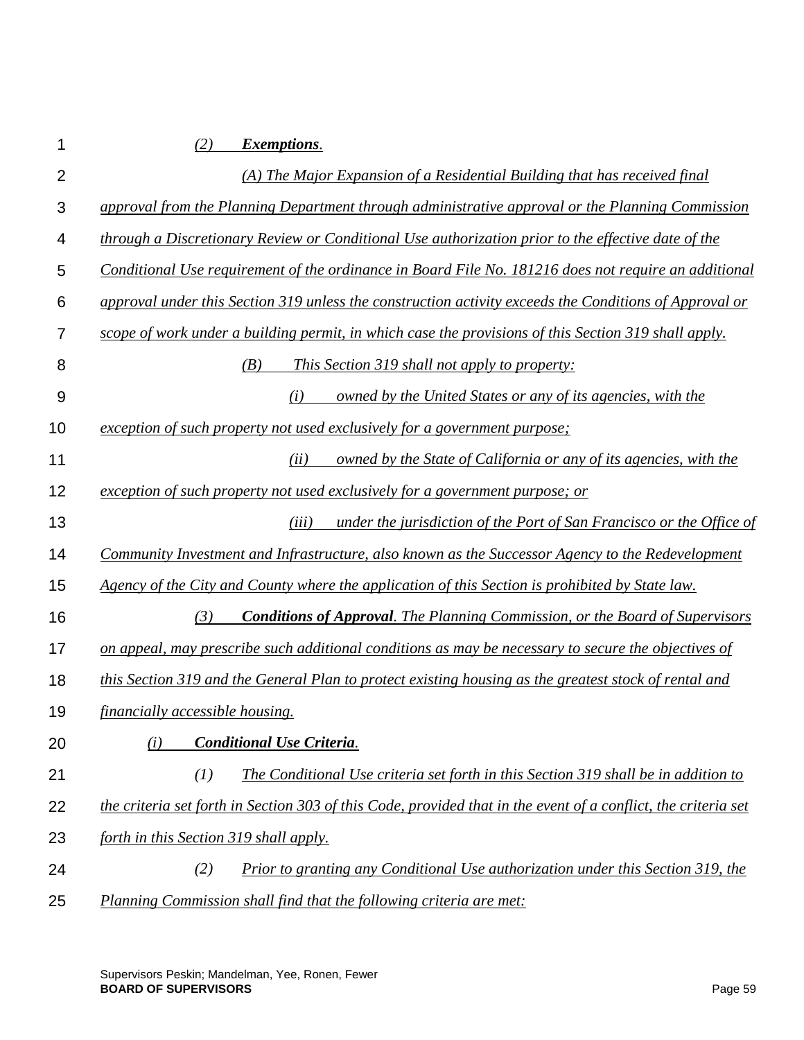*(2) **Exemptions**.*

*(A) The Major Expansion of a Residential Building that has received final approval from the Planning Department through administrative approval or the Planning Commission through a Discretionary Review or Conditional Use authorization prior to the effective date of the Conditional Use requirement of the ordinance in Board File No. 181216 does not require an additional approval under this Section 319 unless the construction activity exceeds the Conditions of Approval or scope of work under a building permit, in which case the provisions of this Section 319 shall apply.*

*(B) This Section 319 shall not apply to property:*

*(i) owned by the United States or any of its agencies, with the exception of such property not used exclusively for a government purpose;*

*(ii) owned by the State of California or any of its agencies, with the exception of such property not used exclusively for a government purpose; or*

*(iii) under the jurisdiction of the Port of San Francisco or the Office of Community Investment and Infrastructure, also known as the Successor Agency to the Redevelopment Agency of the City and County where the application of this Section is prohibited by State law.*

*(3) **Conditions of Approval**. The Planning Commission, or the Board of Supervisors on appeal, may prescribe such additional conditions as may be necessary to secure the objectives of this Section 319 and the General Plan to protect existing housing as the greatest stock of rental and financially accessible housing.*

*(i) **Conditional Use Criteria**.*

*(1) The Conditional Use criteria set forth in this Section 319 shall be in addition to the criteria set forth in Section 303 of this Code, provided that in the event of a conflict, the criteria set forth in this Section 319 shall apply.*

*(2) Prior to granting any Conditional Use authorization under this Section 319, the Planning Commission shall find that the following criteria are met:*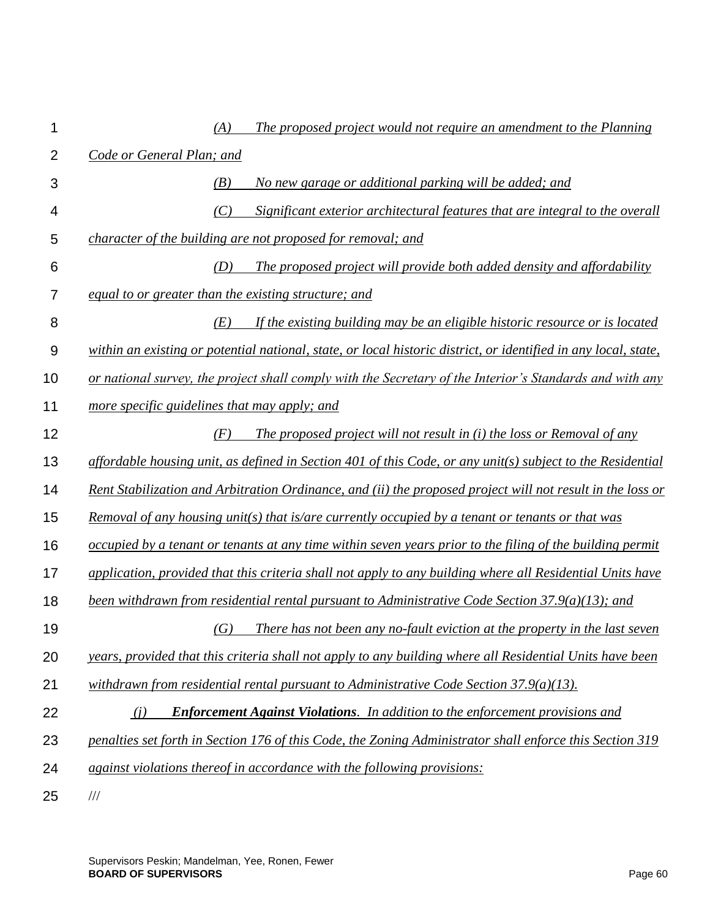*(A) The proposed project would not require an amendment to the Planning Code or General Plan; and*

*(B) No new garage or additional parking will be added; and*

*(C) Significant exterior architectural features that are integral to the overall character of the building are not proposed for removal; and*

*(D) The proposed project will provide both added density and affordability equal to or greater than the existing structure; and*

*(E) If the existing building may be an eligible historic resource or is located within an existing or potential national, state, or local historic district, or identified in any local, state, or national survey, the project shall comply with the Secretary of the Interior's Standards and with any more specific guidelines that may apply; and*

*(F) The proposed project will not result in (i) the loss or Removal of any affordable housing unit, as defined in Section 401 of this Code, or any unit(s) subject to the Residential Rent Stabilization and Arbitration Ordinance, and (ii) the proposed project will not result in the loss or Removal of any housing unit(s) that is/are currently occupied by a tenant or tenants or that was occupied by a tenant or tenants at any time within seven years prior to the filing of the building permit application, provided that this criteria shall not apply to any building where all Residential Units have been withdrawn from residential rental pursuant to Administrative Code Section 37.9(a)(13); and*

*(G) There has not been any no-fault eviction at the property in the last seven years, provided that this criteria shall not apply to any building where all Residential Units have been withdrawn from residential rental pursuant to Administrative Code Section 37.9(a)(13).*

*(j) **Enforcement Against Violations**. In addition to the enforcement provisions and penalties set forth in Section 176 of this Code, the Zoning Administrator shall enforce this Section 319 against violations thereof in accordance with the following provisions:*

///

Supervisors Peskin; Mandelman, Yee, Ronen, Fewer
**BOARD OF SUPERVISORS**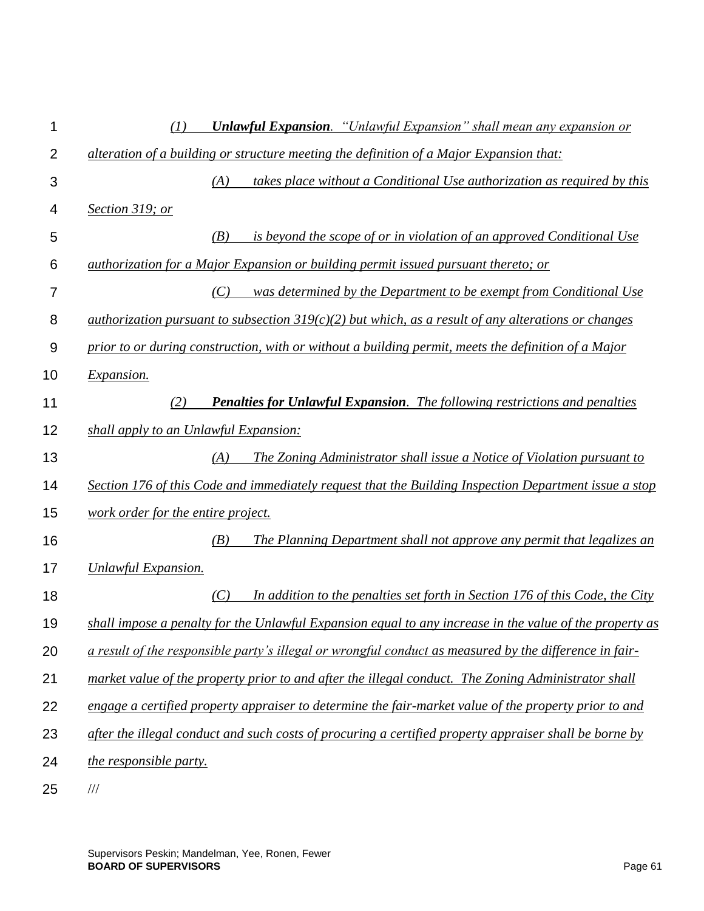*(1)* ***Unlawful Expansion****. "Unlawful Expansion" shall mean any expansion or alteration of a building or structure meeting the definition of a Major Expansion that:*

*(A) takes place without a Conditional Use authorization as required by this Section 319; or*

*(B) is beyond the scope of or in violation of an approved Conditional Use authorization for a Major Expansion or building permit issued pursuant thereto; or*

*(C) was determined by the Department to be exempt from Conditional Use authorization pursuant to subsection 319(c)(2) but which, as a result of any alterations or changes prior to or during construction, with or without a building permit, meets the definition of a Major Expansion.*

*(2)* ***Penalties for Unlawful Expansion****. The following restrictions and penalties shall apply to an Unlawful Expansion:*

*(A) The Zoning Administrator shall issue a Notice of Violation pursuant to Section 176 of this Code and immediately request that the Building Inspection Department issue a stop work order for the entire project.*

*(B) The Planning Department shall not approve any permit that legalizes an Unlawful Expansion.*

*(C) In addition to the penalties set forth in Section 176 of this Code, the City shall impose a penalty for the Unlawful Expansion equal to any increase in the value of the property as a result of the responsible party's illegal or wrongful conduct* as measured by the difference in fair-market value of the property prior to and after the illegal conduct. The Zoning Administrator shall engage a certified property appraiser to determine the fair-market value of the property prior to and after the illegal conduct and such costs of procuring a certified property appraiser shall be borne by the responsible party.

///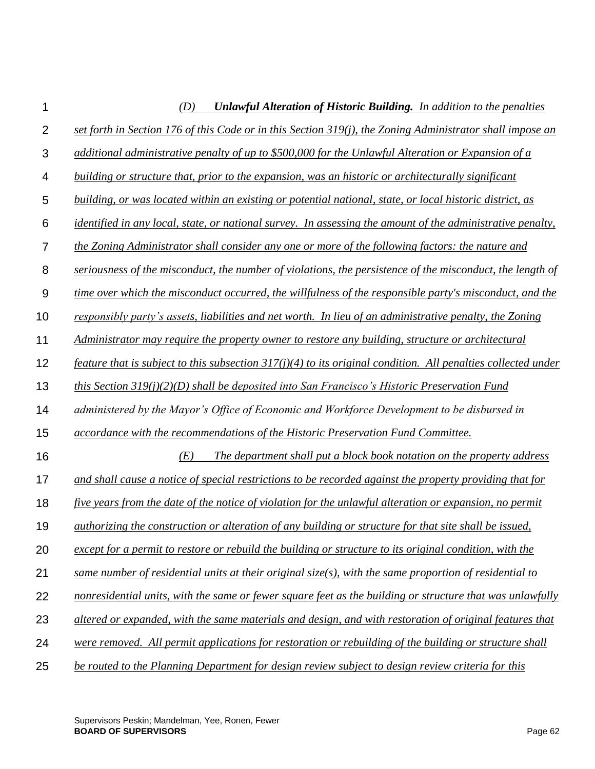*(D) **Unlawful Alteration of Historic Building.** In addition to the penalties set forth in Section 176 of this Code or in this Section 319(j), the Zoning Administrator shall impose an additional administrative penalty of up to $500,000 for the Unlawful Alteration or Expansion of a building or structure that, prior to the expansion, was an historic or architecturally significant building, or was located within an existing or potential national, state, or local historic district, as identified in any local, state, or national survey. In assessing the amount of the administrative penalty, the Zoning Administrator shall consider any one or more of the following factors: the nature and seriousness of the misconduct, the number of violations, the persistence of the misconduct, the length of time over which the misconduct occurred, the willfulness of the responsible party's misconduct, and the responsibly party's assets, liabilities and net worth. In lieu of an administrative penalty, the Zoning Administrator may require the property owner to restore any building, structure or architectural feature that is subject to this subsection 317(j)(4) to its original condition. All penalties collected under this Section 319(j)(2)(D) shall be deposited into San Francisco's Historic Preservation Fund administered by the Mayor's Office of Economic and Workforce Development to be disbursed in accordance with the recommendations of the Historic Preservation Fund Committee.*

*(E) The department shall put a block book notation on the property address and shall cause a notice of special restrictions to be recorded against the property providing that for five years from the date of the notice of violation for the unlawful alteration or expansion, no permit authorizing the construction or alteration of any building or structure for that site shall be issued, except for a permit to restore or rebuild the building or structure to its original condition, with the same number of residential units at their original size(s), with the same proportion of residential to nonresidential units, with the same or fewer square feet as the building or structure that was unlawfully altered or expanded, with the same materials and design, and with restoration of original features that were removed. All permit applications for restoration or rebuilding of the building or structure shall be routed to the Planning Department for design review subject to design review criteria for this*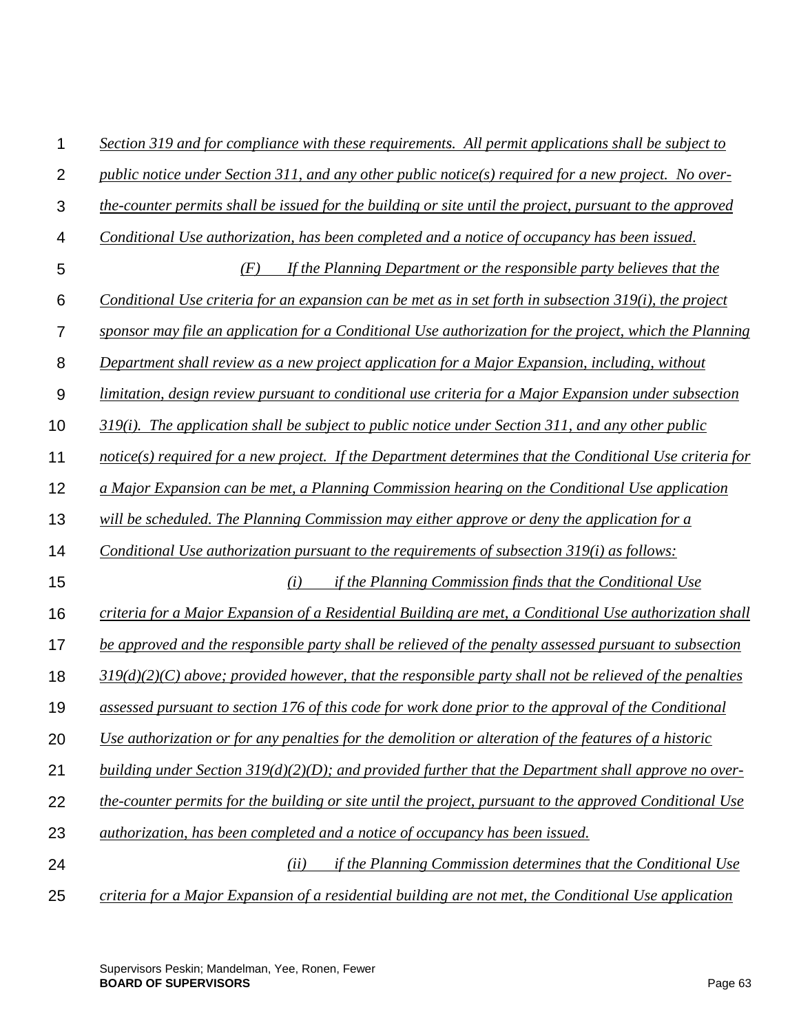*Section 319 and for compliance with these requirements. All permit applications shall be subject to public notice under Section 311, and any other public notice(s) required for a new project. No over-the-counter permits shall be issued for the building or site until the project, pursuant to the approved Conditional Use authorization, has been completed and a notice of occupancy has been issued.*

*(F) If the Planning Department or the responsible party believes that the Conditional Use criteria for an expansion can be met as in set forth in subsection 319(i), the project sponsor may file an application for a Conditional Use authorization for the project, which the Planning Department shall review as a new project application for a Major Expansion, including, without limitation, design review pursuant to conditional use criteria for a Major Expansion under subsection 319(i). The application shall be subject to public notice under Section 311, and any other public notice(s) required for a new project. If the Department determines that the Conditional Use criteria for a Major Expansion can be met, a Planning Commission hearing on the Conditional Use application will be scheduled. The Planning Commission may either approve or deny the application for a Conditional Use authorization pursuant to the requirements of subsection 319(i) as follows:*

*(i) if the Planning Commission finds that the Conditional Use criteria for a Major Expansion of a Residential Building are met, a Conditional Use authorization shall be approved and the responsible party shall be relieved of the penalty assessed pursuant to subsection 319(d)(2)(C) above; provided however, that the responsible party shall not be relieved of the penalties assessed pursuant to section 176 of this code for work done prior to the approval of the Conditional Use authorization or for any penalties for the demolition or alteration of the features of a historic building under Section 319(d)(2)(D); and provided further that the Department shall approve no over-the-counter permits for the building or site until the project, pursuant to the approved Conditional Use authorization, has been completed and a notice of occupancy has been issued.*

*(ii) if the Planning Commission determines that the Conditional Use criteria for a Major Expansion of a residential building are not met, the Conditional Use application*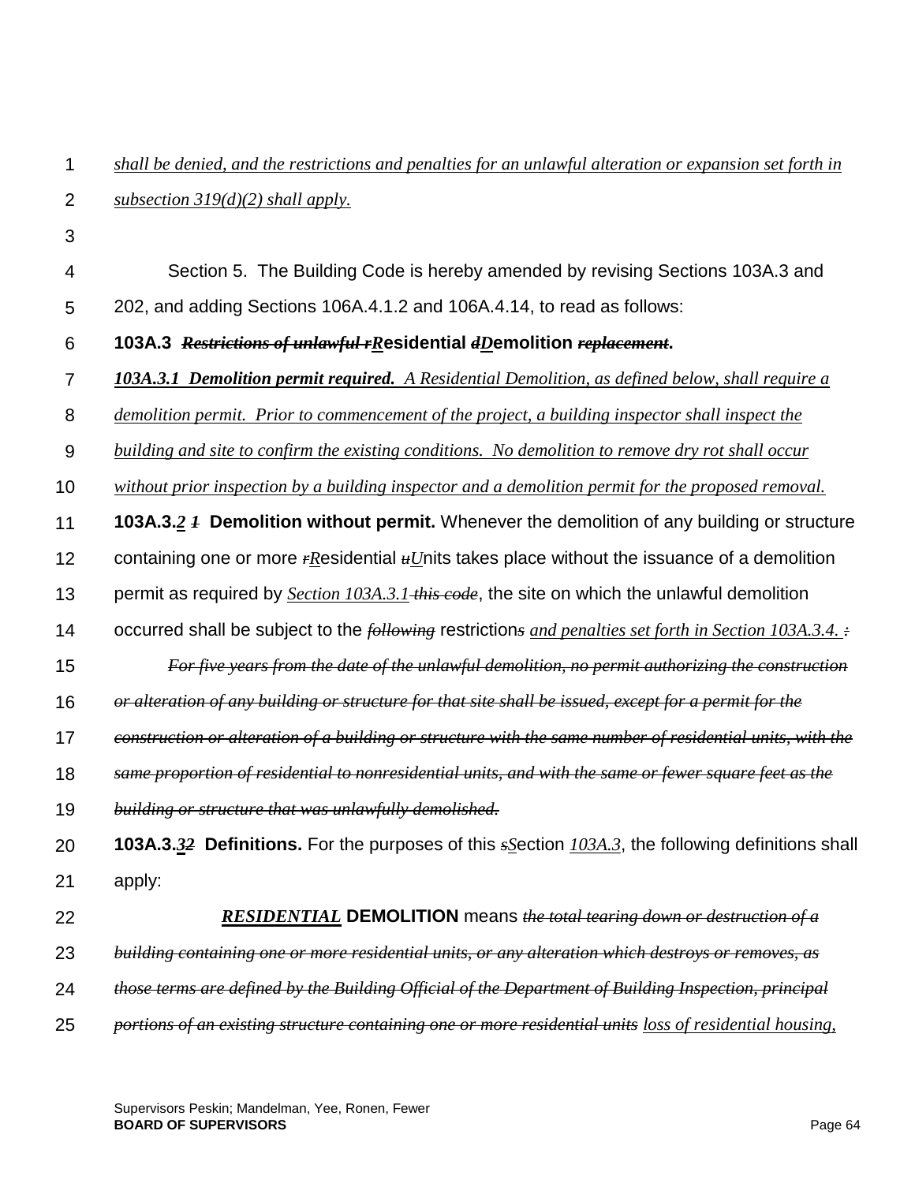*shall be denied, and the restrictions and penalties for an unlawful alteration or expansion set forth in subsection 319(d)(2) shall apply.*

Section 5. The Building Code is hereby amended by revising Sections 103A.3 and 202, and adding Sections 106A.4.1.2 and 106A.4.14, to read as follows:

**103A.3** ~~*Restrictions of unlawful r*~~***R*****esidential** ~~*d*~~***D*****emolition** ~~*replacement*~~**.**

***103A.3.1 Demolition permit required.*** *A Residential Demolition, as defined below, shall require a demolition permit. Prior to commencement of the project, a building inspector shall inspect the building and site to confirm the existing conditions. No demolition to remove dry rot shall occur without prior inspection by a building inspector and a demolition permit for the proposed removal.*

**103A.3.*2*** ~~*1*~~ **Demolition without permit.** Whenever the demolition of any building or structure containing one or more ~~*r*~~*R*esidential ~~*u*~~*U*nits takes place without the issuance of a demolition permit as required by *Section 103A.3.1* ~~*this code*~~, the site on which the unlawful demolition occurred shall be subject to the ~~*following*~~ restriction~~*s*~~ *and penalties set forth in Section 103A.3.4.* ~~*:*~~

~~*For five years from the date of the unlawful demolition, no permit authorizing the construction or alteration of any building or structure for that site shall be issued, except for a permit for the construction or alteration of a building or structure with the same number of residential units, with the same proportion of residential to nonresidential units, and with the same or fewer square feet as the building or structure that was unlawfully demolished.*~~

**103A.3.*3*~~*2*~~ Definitions.** For the purposes of this ~~*s*~~*S*ection *103A.3*, the following definitions shall apply:

***RESIDENTIAL*** **DEMOLITION** means ~~*the total tearing down or destruction of a building containing one or more residential units, or any alteration which destroys or removes, as those terms are defined by the Building Official of the Department of Building Inspection, principal portions of an existing structure containing one or more residential units*~~ *loss of residential housing,*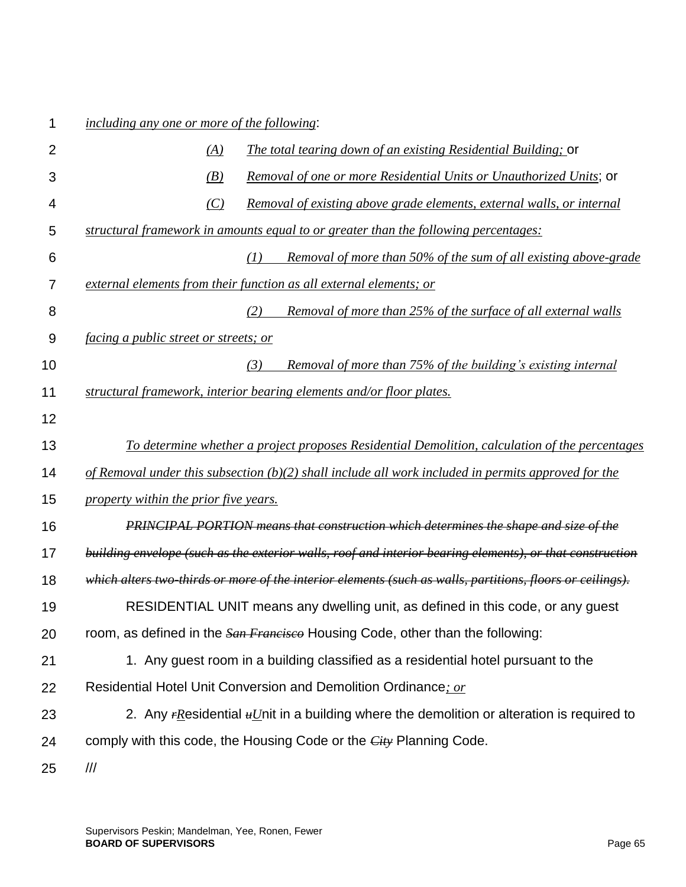*including any one or more of the following*:

(A) *The total tearing down of an existing Residential Building;* or

(B) *Removal of one or more Residential Units or Unauthorized Units*; or

(C) *Removal of existing above grade elements, external walls, or internal structural framework in amounts equal to or greater than the following percentages:*

(1) *Removal of more than 50% of the sum of all existing above-grade external elements from their function as all external elements; or*

(2) *Removal of more than 25% of the surface of all external walls facing a public street or streets; or*

(3) *Removal of more than 75% of the building's existing internal structural framework, interior bearing elements and/or floor plates.*

*To determine whether a project proposes Residential Demolition, calculation of the percentages of Removal under this subsection (b)(2) shall include all work included in permits approved for the property within the prior five years.*

~~*PRINCIPAL PORTION means that construction which determines the shape and size of the building envelope (such as the exterior walls, roof and interior bearing elements), or that construction which alters two-thirds or more of the interior elements (such as walls, partitions, floors or ceilings).*~~

RESIDENTIAL UNIT means any dwelling unit, as defined in this code, or any guest room, as defined in the ~~*San Francisco*~~ Housing Code, other than the following:

1. Any guest room in a building classified as a residential hotel pursuant to the Residential Hotel Unit Conversion and Demolition Ordinance*; or*

2. Any ~~*r*~~*R*esidential ~~*u*~~*U*nit in a building where the demolition or alteration is required to comply with this code, the Housing Code or the ~~*City*~~ Planning Code.

///

Supervisors Peskin; Mandelman, Yee, Ronen, Fewer
**BOARD OF SUPERVISORS**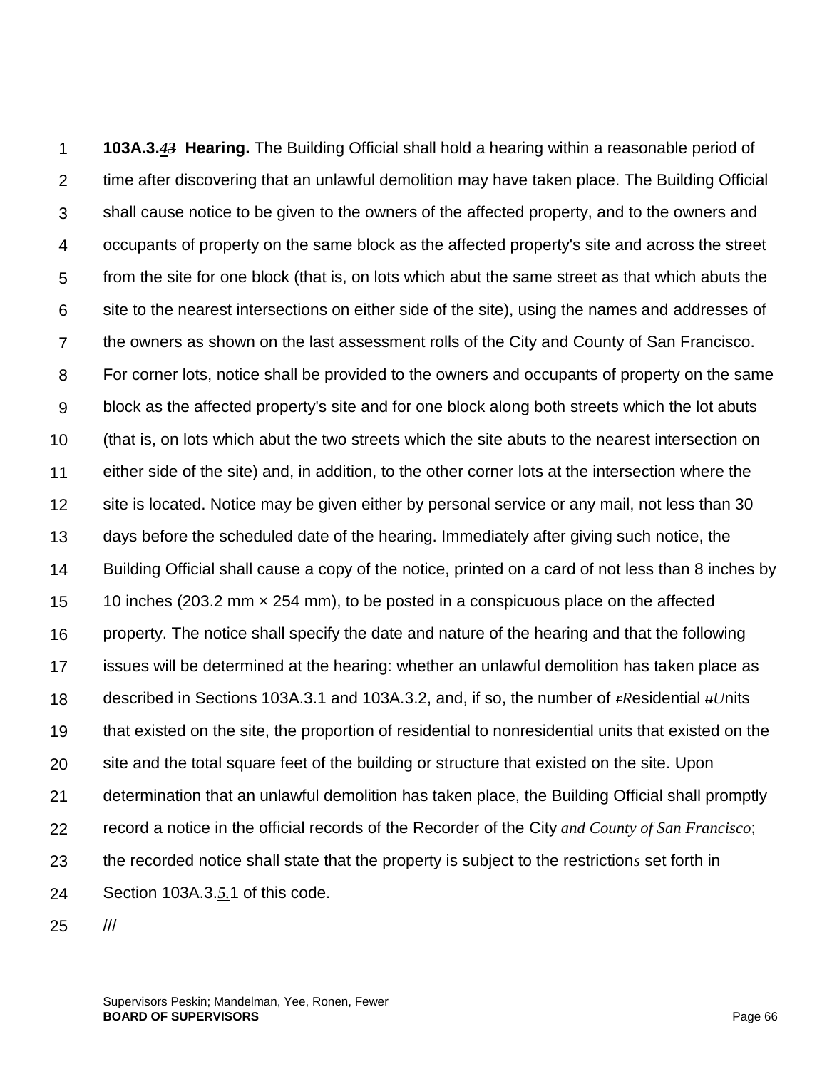**103A.3.*4*~~3~~ Hearing.** The Building Official shall hold a hearing within a reasonable period of time after discovering that an unlawful demolition may have taken place. The Building Official shall cause notice to be given to the owners of the affected property, and to the owners and occupants of property on the same block as the affected property's site and across the street from the site for one block (that is, on lots which abut the same street as that which abuts the site to the nearest intersections on either side of the site), using the names and addresses of the owners as shown on the last assessment rolls of the City and County of San Francisco. For corner lots, notice shall be provided to the owners and occupants of property on the same block as the affected property's site and for one block along both streets which the lot abuts (that is, on lots which abut the two streets which the site abuts to the nearest intersection on either side of the site) and, in addition, to the other corner lots at the intersection where the site is located. Notice may be given either by personal service or any mail, not less than 30 days before the scheduled date of the hearing. Immediately after giving such notice, the Building Official shall cause a copy of the notice, printed on a card of not less than 8 inches by 10 inches (203.2 mm × 254 mm), to be posted in a conspicuous place on the affected property. The notice shall specify the date and nature of the hearing and that the following issues will be determined at the hearing: whether an unlawful demolition has taken place as described in Sections 103A.3.1 and 103A.3.2, and, if so, the number of ~~r~~*R*esidential ~~u~~*U*nits that existed on the site, the proportion of residential to nonresidential units that existed on the site and the total square feet of the building or structure that existed on the site. Upon determination that an unlawful demolition has taken place, the Building Official shall promptly record a notice in the official records of the Recorder of the City ~~*and County of San Francisco*~~; the recorded notice shall state that the property is subject to the restriction~~s~~ set forth in Section 103A.3.*5.*1 of this code.

///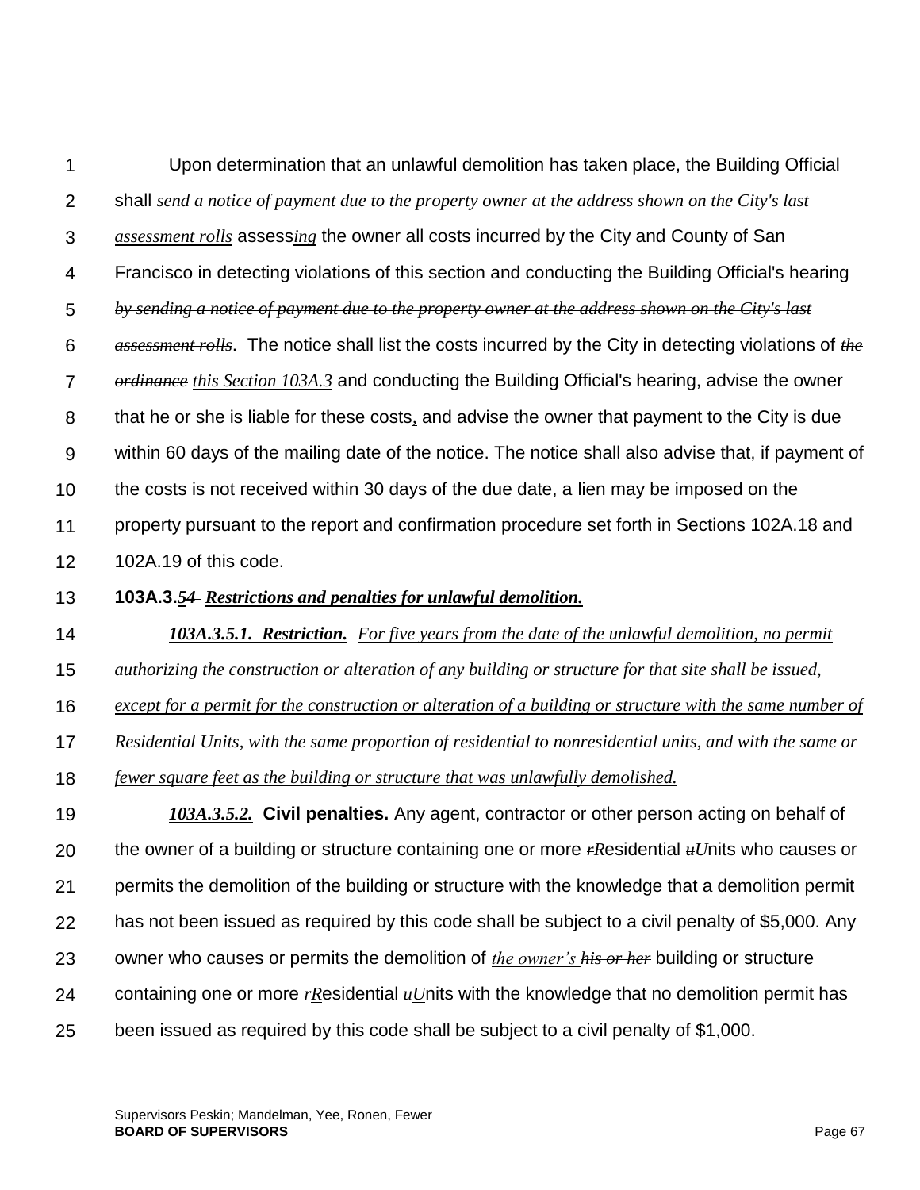Upon determination that an unlawful demolition has taken place, the Building Official shall *send a notice of payment due to the property owner at the address shown on the City's last assessment rolls* assess*ing* the owner all costs incurred by the City and County of San Francisco in detecting violations of this section and conducting the Building Official's hearing ~~by sending a notice of payment due to the property owner at the address shown on the City's last assessment rolls~~. The notice shall list the costs incurred by the City in detecting violations of ~~the ordinance~~ *this Section 103A.3* and conducting the Building Official's hearing, advise the owner that he or she is liable for these costs*,* and advise the owner that payment to the City is due within 60 days of the mailing date of the notice. The notice shall also advise that, if payment of the costs is not received within 30 days of the due date, a lien may be imposed on the property pursuant to the report and confirmation procedure set forth in Sections 102A.18 and 102A.19 of this code.

**103A.3.*5*~~4~~ *Restrictions and penalties for unlawful demolition.***

***103A.3.5.1. Restriction.*** *For five years from the date of the unlawful demolition, no permit authorizing the construction or alteration of any building or structure for that site shall be issued, except for a permit for the construction or alteration of a building or structure with the same number of Residential Units, with the same proportion of residential to nonresidential units, and with the same or fewer square feet as the building or structure that was unlawfully demolished.*

***103A.3.5.2.*** **Civil penalties.** Any agent, contractor or other person acting on behalf of the owner of a building or structure containing one or more ~~r~~*R*esidential ~~u~~*U*nits who causes or permits the demolition of the building or structure with the knowledge that a demolition permit has not been issued as required by this code shall be subject to a civil penalty of $5,000. Any owner who causes or permits the demolition of *the owner's* ~~his or her~~ building or structure containing one or more ~~r~~*R*esidential ~~u~~*U*nits with the knowledge that no demolition permit has been issued as required by this code shall be subject to a civil penalty of $1,000.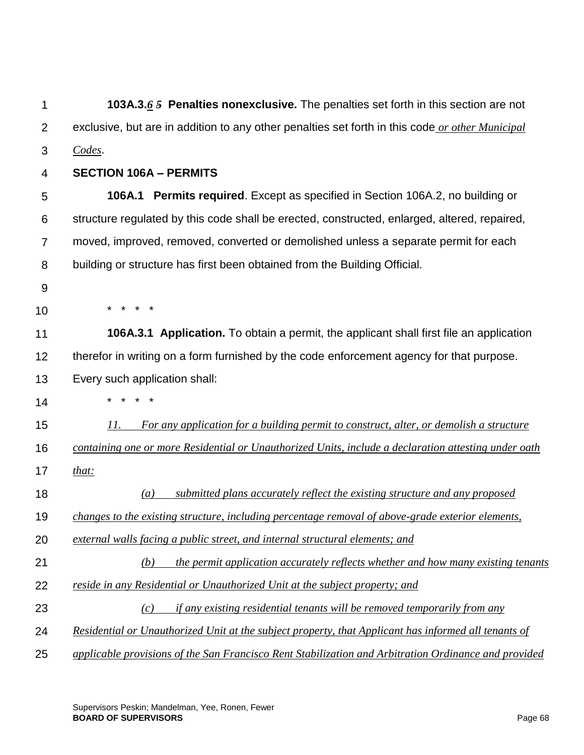**103A.3.*6* ~~*5*~~ Penalties nonexclusive.** The penalties set forth in this section are not exclusive, but are in addition to any other penalties set forth in this code *or other Municipal Codes*.

**SECTION 106A – PERMITS**

**106A.1 Permits required**. Except as specified in Section 106A.2, no building or structure regulated by this code shall be erected, constructed, enlarged, altered, repaired, moved, improved, removed, converted or demolished unless a separate permit for each building or structure has first been obtained from the Building Official.

\* \* \* \*

**106A.3.1 Application.** To obtain a permit, the applicant shall first file an application therefor in writing on a form furnished by the code enforcement agency for that purpose. Every such application shall:

\* \* \* \*

*11. For any application for a building permit to construct, alter, or demolish a structure containing one or more Residential or Unauthorized Units, include a declaration attesting under oath that:*

*(a) submitted plans accurately reflect the existing structure and any proposed changes to the existing structure, including percentage removal of above-grade exterior elements, external walls facing a public street, and internal structural elements; and*

*(b) the permit application accurately reflects whether and how many existing tenants reside in any Residential or Unauthorized Unit at the subject property; and*

*(c) if any existing residential tenants will be removed temporarily from any Residential or Unauthorized Unit at the subject property, that Applicant has informed all tenants of applicable provisions of the San Francisco Rent Stabilization and Arbitration Ordinance and provided*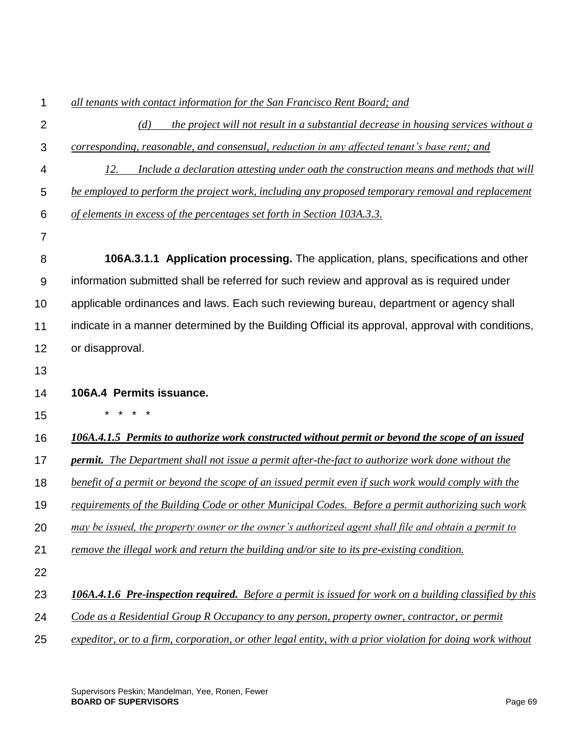*all tenants with contact information for the San Francisco Rent Board; and*

*(d) the project will not result in a substantial decrease in housing services without a corresponding, reasonable, and consensual, reduction in any affected tenant's base rent; and*

*12. Include a declaration attesting under oath the construction means and methods that will be employed to perform the project work, including any proposed temporary removal and replacement of elements in excess of the percentages set forth in Section 103A.3.3.*

**106A.3.1.1 Application processing.** The application, plans, specifications and other information submitted shall be referred for such review and approval as is required under applicable ordinances and laws. Each such reviewing bureau, department or agency shall indicate in a manner determined by the Building Official its approval, approval with conditions, or disapproval.

**106A.4 Permits issuance.**

\* \* \* \*

***106A.4.1.5 Permits to authorize work constructed without permit or beyond the scope of an issued permit.*** *The Department shall not issue a permit after-the-fact to authorize work done without the benefit of a permit or beyond the scope of an issued permit even if such work would comply with the requirements of the Building Code or other Municipal Codes. Before a permit authorizing such work may be issued, the property owner or the owner's authorized agent shall file and obtain a permit to remove the illegal work and return the building and/or site to its pre-existing condition.*

***106A.4.1.6 Pre-inspection required.*** *Before a permit is issued for work on a building classified by this Code as a Residential Group R Occupancy to any person, property owner, contractor, or permit expeditor, or to a firm, corporation, or other legal entity, with a prior violation for doing work without*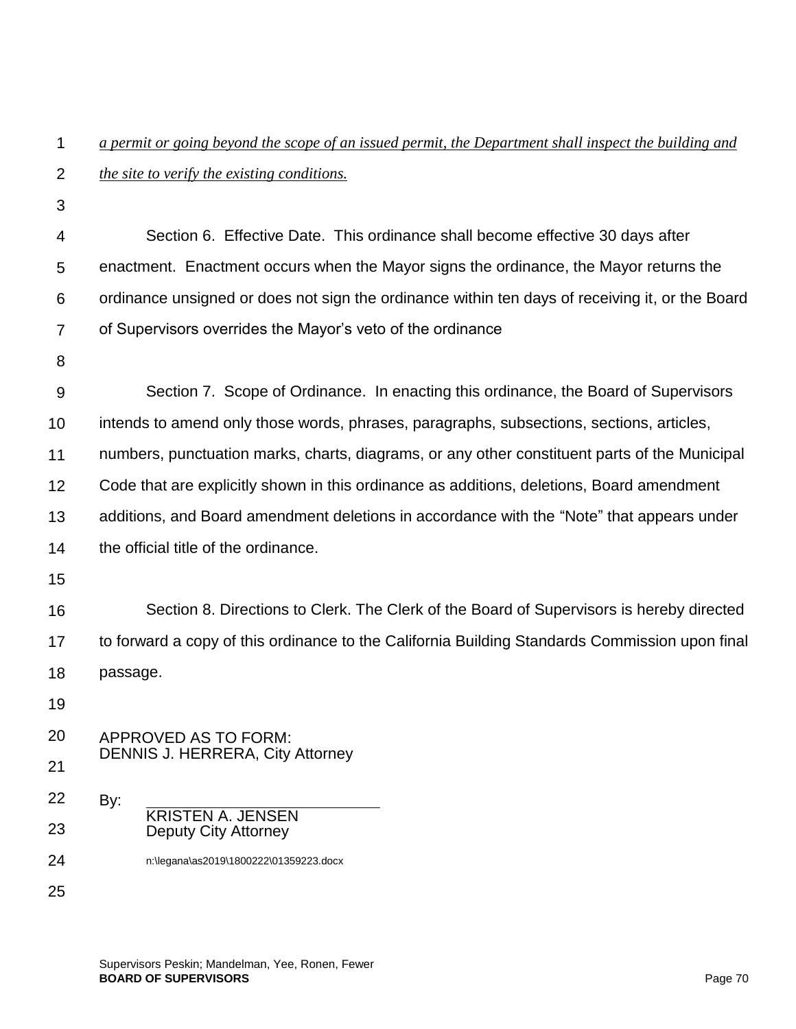*a permit or going beyond the scope of an issued permit, the Department shall inspect the building and the site to verify the existing conditions.*

Section 6. Effective Date. This ordinance shall become effective 30 days after enactment. Enactment occurs when the Mayor signs the ordinance, the Mayor returns the ordinance unsigned or does not sign the ordinance within ten days of receiving it, or the Board of Supervisors overrides the Mayor's veto of the ordinance

Section 7. Scope of Ordinance. In enacting this ordinance, the Board of Supervisors intends to amend only those words, phrases, paragraphs, subsections, sections, articles, numbers, punctuation marks, charts, diagrams, or any other constituent parts of the Municipal Code that are explicitly shown in this ordinance as additions, deletions, Board amendment additions, and Board amendment deletions in accordance with the "Note" that appears under the official title of the ordinance.

Section 8. Directions to Clerk. The Clerk of the Board of Supervisors is hereby directed to forward a copy of this ordinance to the California Building Standards Commission upon final passage.

APPROVED AS TO FORM:
DENNIS J. HERRERA, City Attorney

By: ____________________________
KRISTEN A. JENSEN
Deputy City Attorney

n:\legana\as2019\1800222\01359223.docx

Supervisors Peskin; Mandelman, Yee, Ronen, Fewer
**BOARD OF SUPERVISORS**